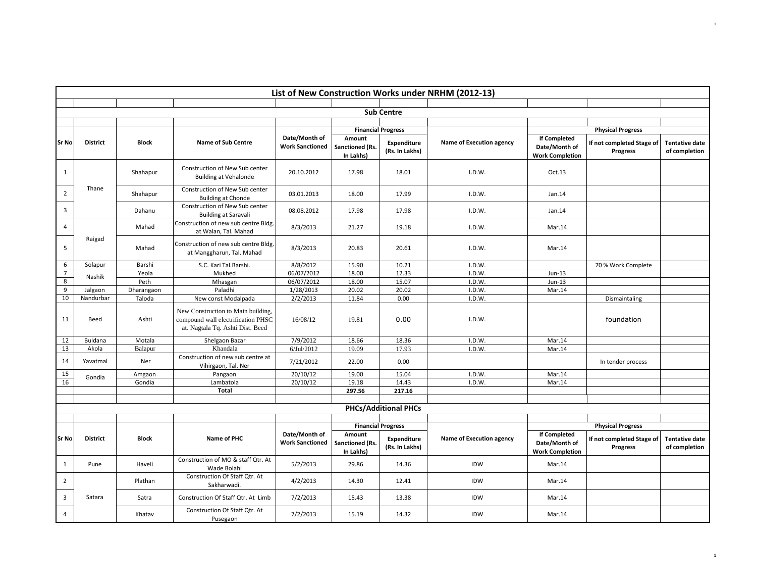# List of New Construction Works under NRHM (2012-13)

## Sub Centre

| Sr No | District | Block | Name of Sub Centre | Date/Month of Work Sanctioned | Financial Progress | | Name of Execution agency | Physical Progress | | |
|---|---|---|---|---|---|---|---|---|---|---|
| | | | | | Amount Sanctioned (Rs. In Lakhs) | Expenditure (Rs. In Lakhs) | | If Completed Date/Month of Work Completion | If not completed Stage of Progress | Tentative date of completion |
| 1 | Thane | Shahapur | Construction of New Sub center Building at Vehalonde | 20.10.2012 | 17.98 | 18.01 | I.D.W. | Oct.13 | | |
| 2 | | Shahapur | Construction of New Sub center Building at Chonde | 03.01.2013 | 18.00 | 17.99 | I.D.W. | Jan.14 | | |
| 3 | | Dahanu | Construction of New Sub center Building at Saravali | 08.08.2012 | 17.98 | 17.98 | I.D.W. | Jan.14 | | |
| 4 | Raigad | Mahad | Construction of new sub centre Bldg. at Walan, Tal. Mahad | 8/3/2013 | 21.27 | 19.18 | I.D.W. | Mar.14 | | |
| 5 | | Mahad | Construction of new sub centre Bldg. at Manggharun, Tal. Mahad | 8/3/2013 | 20.83 | 20.61 | I.D.W. | Mar.14 | | |
| 6 | Solapur | Barshi | S.C. Kari Tal.Barshi. | 8/8/2012 | 15.90 | 10.21 | I.D.W. | | 70 % Work Complete | |
| 7 | Nashik | Yeola | Mukhed | 06/07/2012 | 18.00 | 12.33 | I.D.W. | Jun-13 | | |
| 8 | | Peth | Mhasgan | 06/07/2012 | 18.00 | 15.07 | I.D.W. | Jun-13 | | |
| 9 | Jalgaon | Dharangaon | Paladhi | 1/28/2013 | 20.02 | 20.02 | I.D.W. | Mar.14 | | |
| 10 | Nandurbar | Taloda | New const Modalpada | 2/2/2013 | 11.84 | 0.00 | I.D.W. | | Dismaintaling | |
| 11 | Beed | Ashti | New Construction to Main building, compound wall electrification PHSC at. Nagtala Tq. Ashti Dist. Beed | 16/08/12 | 19.81 | 0.00 | I.D.W. | | foundation | |
| 12 | Buldana | Motala | Shelgaon Bazar | 7/9/2012 | 18.66 | 18.36 | I.D.W. | Mar.14 | | |
| 13 | Akola | Balapur | Khandala | 6/Jul/2012 | 19.09 | 17.93 | I.D.W. | Mar.14 | | |
| 14 | Yavatmal | Ner | Construction of new sub centre at Vihirgaon, Tal. Ner | 7/21/2012 | 22.00 | 0.00 | | | In tender process | |
| 15 | Gondia | Amgaon | Pangaon | 20/10/12 | 19.00 | 15.04 | I.D.W. | Mar.14 | | |
| 16 | | Gondia | Lambatola | 20/10/12 | 19.18 | 14.43 | I.D.W. | Mar.14 | | |
| | | | **Total** | | **297.56** | **217.16** | | | | |

## PHCs/Additional PHCs

| Sr No | District | Block | Name of PHC | Date/Month of Work Sanctioned | Financial Progress | | Name of Execution agency | Physical Progress | | |
|---|---|---|---|---|---|---|---|---|---|---|
| | | | | | Amount Sanctioned (Rs. In Lakhs) | Expenditure (Rs. In Lakhs) | | If Completed Date/Month of Work Completion | If not completed Stage of Progress | Tentative date of completion |
| 1 | Pune | Haveli | Construction of MO & staff Qtr. At Wade Bolahi | 5/2/2013 | 29.86 | 14.36 | IDW | Mar.14 | | |
| 2 | Satara | Plathan | Construction Of Staff Qtr. At Sakharwadi. | 4/2/2013 | 14.30 | 12.41 | IDW | Mar.14 | | |
| 3 | | Satra | Construction Of Staff Qtr. At Limb | 7/2/2013 | 15.43 | 13.38 | IDW | Mar.14 | | |
| 4 | | Khatav | Construction Of Staff Qtr. At Pusegaon | 7/2/2013 | 15.19 | 14.32 | IDW | Mar.14 | | |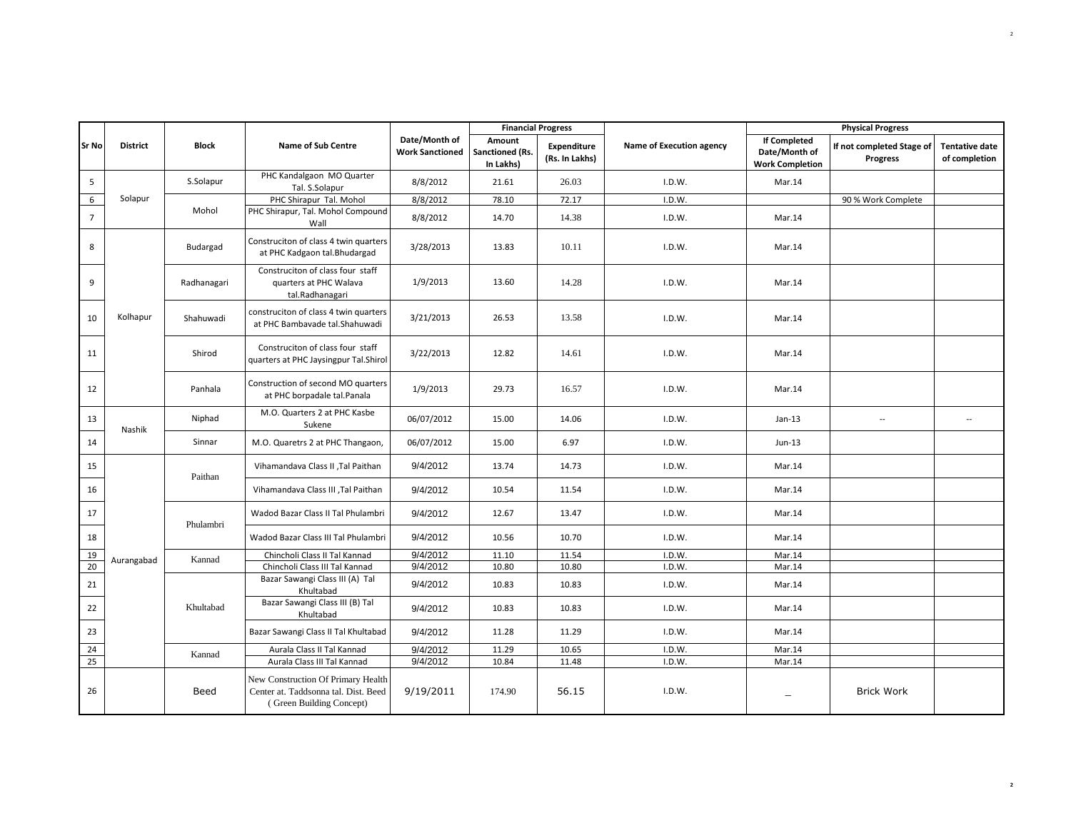| Sr No | District | Block | Name of Sub Centre | Date/Month of Work Sanctioned | Financial Progress | | Name of Execution agency | Physical Progress | | |
|---|---|---|---|---|---|---|---|---|---|---|
| | | | | | Amount Sanctioned (Rs. In Lakhs) | Expenditure (Rs. In Lakhs) | | If Completed Date/Month of Work Completion | If not completed Stage of Progress | Tentative date of completion |
| 5 | Solapur | S.Solapur | PHC Kandalgaon MO Quarter Tal. S.Solapur | 8/8/2012 | 21.61 | 26.03 | I.D.W. | Mar.14 | | |
| 6 | | Mohol | PHC Shirapur Tal. Mohol | 8/8/2012 | 78.10 | 72.17 | I.D.W. | | 90 % Work Complete | |
| 7 | | | PHC Shirapur, Tal. Mohol Compound Wall | 8/8/2012 | 14.70 | 14.38 | I.D.W. | Mar.14 | | |
| 8 | Kolhapur | Budargad | Construciton of class 4 twin quarters at PHC Kadgaon tal.Bhudargad | 3/28/2013 | 13.83 | 10.11 | I.D.W. | Mar.14 | | |
| 9 | | Radhanagari | Construciton of class four staff quarters at PHC Walava tal.Radhanagari | 1/9/2013 | 13.60 | 14.28 | I.D.W. | Mar.14 | | |
| 10 | | Shahuwadi | construciton of class 4 twin quarters at PHC Bambavade tal.Shahuwadi | 3/21/2013 | 26.53 | 13.58 | I.D.W. | Mar.14 | | |
| 11 | | Shirod | Construciton of class four staff quarters at PHC Jaysingpur Tal.Shirol | 3/22/2013 | 12.82 | 14.61 | I.D.W. | Mar.14 | | |
| 12 | | Panhala | Construction of second MO quarters at PHC borpadale tal.Panala | 1/9/2013 | 29.73 | 16.57 | I.D.W. | Mar.14 | | |
| 13 | Nashik | Niphad | M.O. Quarters 2 at PHC Kasbe Sukene | 06/07/2012 | 15.00 | 14.06 | I.D.W. | Jan-13 | -- | -- |
| 14 | | Sinnar | M.O. Quaretrs 2 at PHC Thangaon, | 06/07/2012 | 15.00 | 6.97 | I.D.W. | Jun-13 | | |
| 15 | Aurangabad | Paithan | Vihamandava Class II ,Tal Paithan | 9/4/2012 | 13.74 | 14.73 | I.D.W. | Mar.14 | | |
| 16 | | | Vihamandava Class III ,Tal Paithan | 9/4/2012 | 10.54 | 11.54 | I.D.W. | Mar.14 | | |
| 17 | | Phulambri | Wadod Bazar Class II Tal Phulambri | 9/4/2012 | 12.67 | 13.47 | I.D.W. | Mar.14 | | |
| 18 | | | Wadod Bazar Class III Tal Phulambri | 9/4/2012 | 10.56 | 10.70 | I.D.W. | Mar.14 | | |
| 19 | | Kannad | Chincholi Class II Tal Kannad | 9/4/2012 | 11.10 | 11.54 | I.D.W. | Mar.14 | | |
| 20 | | | Chincholi Class III Tal Kannad | 9/4/2012 | 10.80 | 10.80 | I.D.W. | Mar.14 | | |
| 21 | | Khultabad | Bazar Sawangi Class III (A) Tal Khultabad | 9/4/2012 | 10.83 | 10.83 | I.D.W. | Mar.14 | | |
| 22 | | | Bazar Sawangi Class III (B) Tal Khultabad | 9/4/2012 | 10.83 | 10.83 | I.D.W. | Mar.14 | | |
| 23 | | | Bazar Sawangi Class II Tal Khultabad | 9/4/2012 | 11.28 | 11.29 | I.D.W. | Mar.14 | | |
| 24 | | Kannad | Aurala Class II Tal Kannad | 9/4/2012 | 11.29 | 10.65 | I.D.W. | Mar.14 | | |
| 25 | | | Aurala Class III Tal Kannad | 9/4/2012 | 10.84 | 11.48 | I.D.W. | Mar.14 | | |
| 26 | | Beed | New Construction Of Primary Health Center at. Taddsonna tal. Dist. Beed ( Green Building Concept) | 9/19/2011 | 174.90 | 56.15 | I.D.W. | _ | Brick Work | |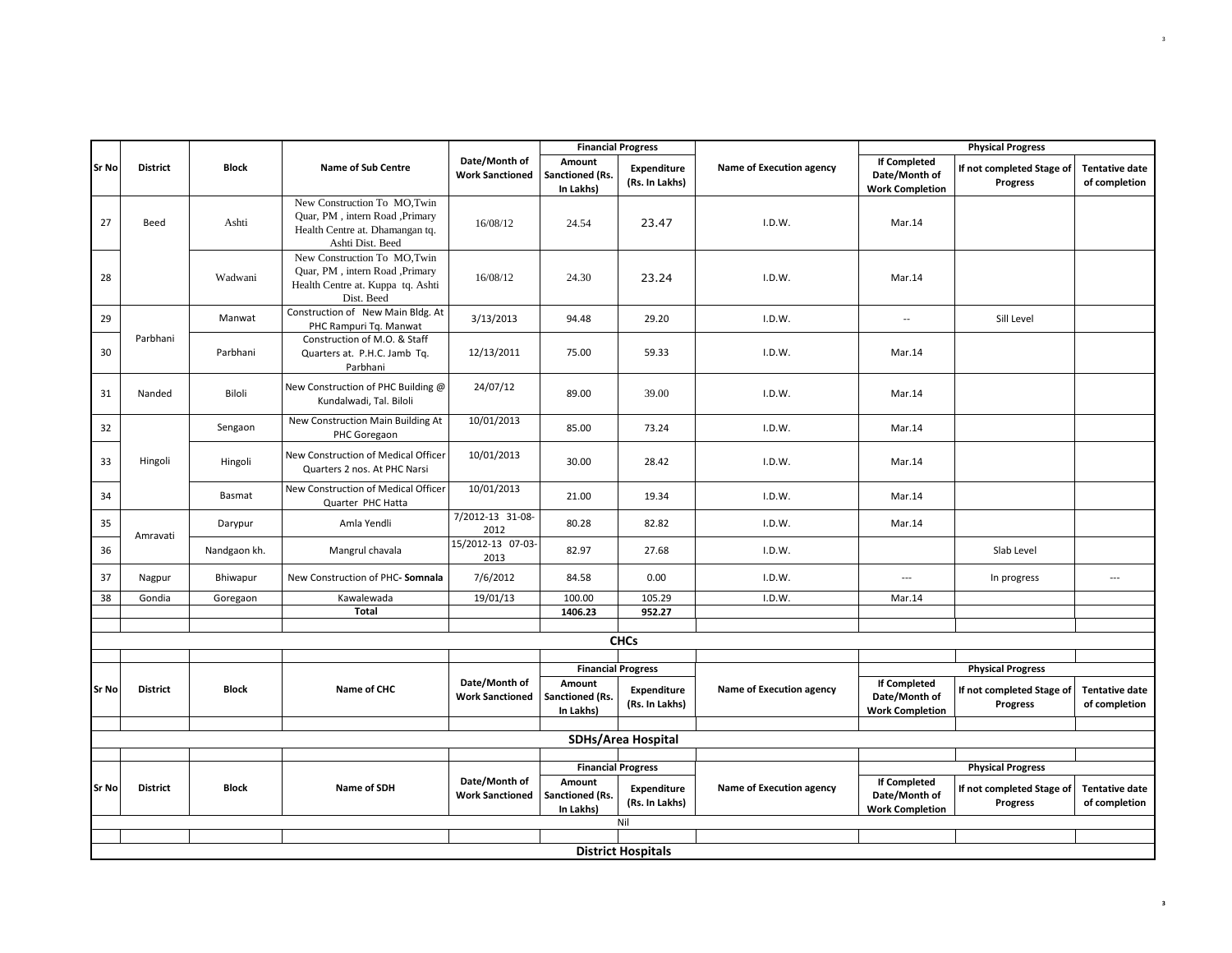| Sr No | District | Block | Name of Sub Centre | Date/Month of Work Sanctioned | Financial Progress | | Name of Execution agency | Physical Progress | | |
|---|---|---|---|---|---|---|---|---|---|---|
| | | | | | Amount Sanctioned (Rs. In Lakhs) | Expenditure (Rs. In Lakhs) | | If Completed Date/Month of Work Completion | If not completed Stage of Progress | Tentative date of completion |
| 27 | Beed | Ashti | New Construction To MO,Twin Quar, PM , intern Road ,Primary Health Centre at. Dhamangan tq. Ashti Dist. Beed | 16/08/12 | 24.54 | 23.47 | I.D.W. | Mar.14 | | |
| 28 | | Wadwani | New Construction To MO,Twin Quar, PM , intern Road ,Primary Health Centre at. Kuppa tq. Ashti Dist. Beed | 16/08/12 | 24.30 | 23.24 | I.D.W. | Mar.14 | | |
| 29 | Parbhani | Manwat | Construction of New Main Bldg. At PHC Rampuri Tq. Manwat | 3/13/2013 | 94.48 | 29.20 | I.D.W. | -- | Sill Level | |
| 30 | | Parbhani | Construction of M.O. & Staff Quarters at. P.H.C. Jamb Tq. Parbhani | 12/13/2011 | 75.00 | 59.33 | I.D.W. | Mar.14 | | |
| 31 | Nanded | Biloli | New Construction of PHC Building @ Kundalwadi, Tal. Biloli | 24/07/12 | 89.00 | 39.00 | I.D.W. | Mar.14 | | |
| 32 | Hingoli | Sengaon | New Construction Main Building At PHC Goregaon | 10/01/2013 | 85.00 | 73.24 | I.D.W. | Mar.14 | | |
| 33 | | Hingoli | New Construction of Medical Officer Quarters 2 nos. At PHC Narsi | 10/01/2013 | 30.00 | 28.42 | I.D.W. | Mar.14 | | |
| 34 | | Basmat | New Construction of Medical Officer Quarter PHC Hatta | 10/01/2013 | 21.00 | 19.34 | I.D.W. | Mar.14 | | |
| 35 | Amravati | Darypur | Amla Yendli | 7/2012-13 31-08-2012 | 80.28 | 82.82 | I.D.W. | Mar.14 | | |
| 36 | | Nandgaon kh. | Mangrul chavala | 15/2012-13 07-03-2013 | 82.97 | 27.68 | I.D.W. | | Slab Level | |
| 37 | Nagpur | Bhiwapur | New Construction of PHC- **Somnala** | 7/6/2012 | 84.58 | 0.00 | I.D.W. | --- | In progress | --- |
| 38 | Gondia | Goregaon | Kawalewada | 19/01/13 | 100.00 | 105.29 | I.D.W. | Mar.14 | | |
| | | | **Total** | | **1406.23** | **952.27** | | | | |

## CHCs

| Sr No | District | Block | Name of CHC | Date/Month of Work Sanctioned | Financial Progress | | Name of Execution agency | Physical Progress | | |
|---|---|---|---|---|---|---|---|---|---|---|
| | | | | | Amount Sanctioned (Rs. In Lakhs) | Expenditure (Rs. In Lakhs) | | If Completed Date/Month of Work Completion | If not completed Stage of Progress | Tentative date of completion |

## SDHs/Area Hospital

| Sr No | District | Block | Name of SDH | Date/Month of Work Sanctioned | Financial Progress | | Name of Execution agency | Physical Progress | | |
|---|---|---|---|---|---|---|---|---|---|---|
| | | | | | Amount Sanctioned (Rs. In Lakhs) | Expenditure (Rs. In Lakhs) | | If Completed Date/Month of Work Completion | If not completed Stage of Progress | Tentative date of completion |
| Nil | | | | | | | | | | |

## District Hospitals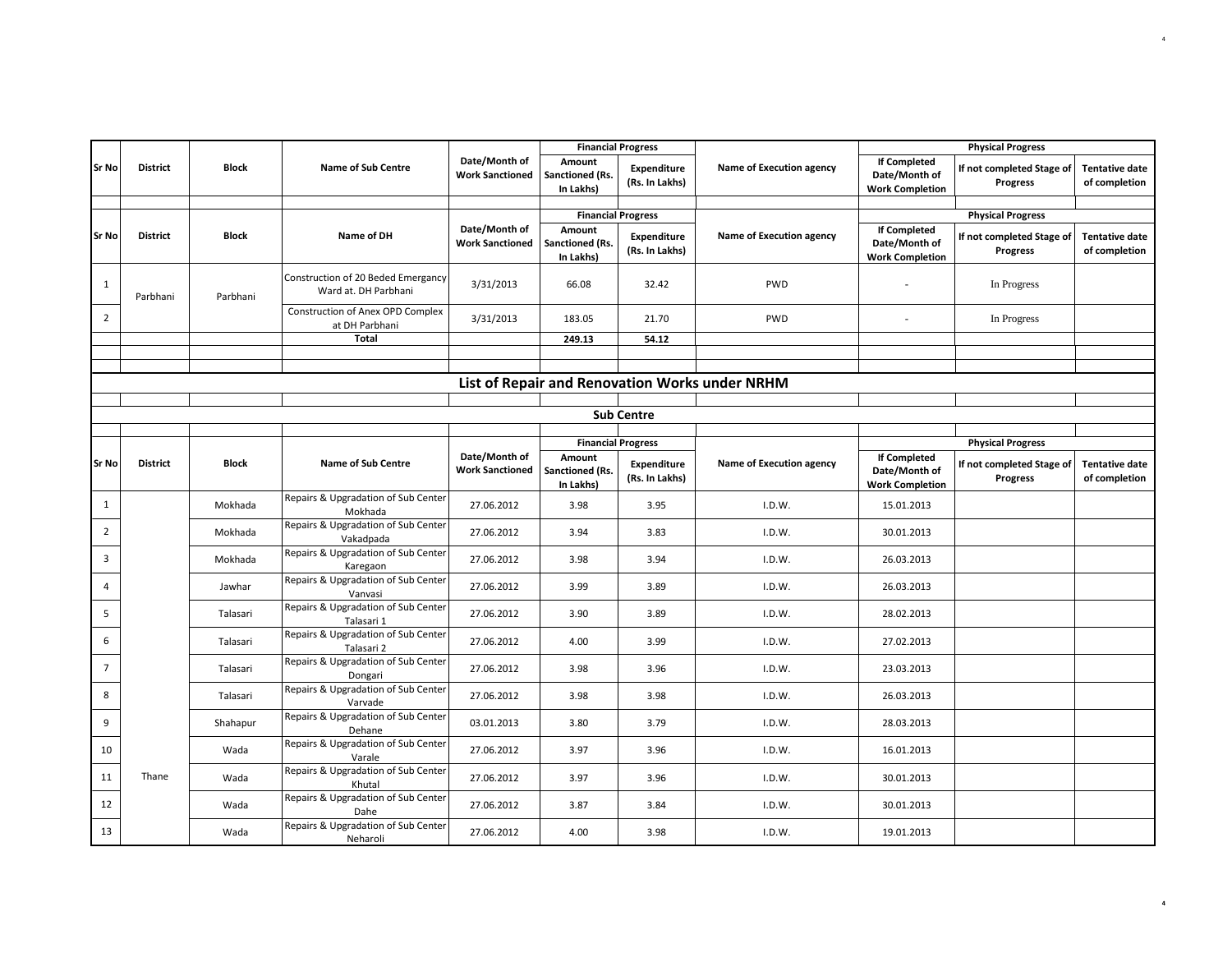| Sr No | District | Block | Name of Sub Centre | Date/Month of Work Sanctioned | Financial Progress | | Name of Execution agency | Physical Progress | | |
|---|---|---|---|---|---|---|---|---|---|---|
| | | | | | Amount Sanctioned (Rs. In Lakhs) | Expenditure (Rs. In Lakhs) | | If Completed Date/Month of Work Completion | If not completed Stage of Progress | Tentative date of completion |

| Sr No | District | Block | Name of DH | Date/Month of Work Sanctioned | Financial Progress | | Name of Execution agency | Physical Progress | | |
|---|---|---|---|---|---|---|---|---|---|---|
| | | | | | Amount Sanctioned (Rs. In Lakhs) | Expenditure (Rs. In Lakhs) | | If Completed Date/Month of Work Completion | If not completed Stage of Progress | Tentative date of completion |
| 1 | Parbhani | Parbhani | Construction of 20 Beded Emergancy Ward at. DH Parbhani | 3/31/2013 | 66.08 | 32.42 | PWD | - | In Progress | |
| 2 | | | Construction of Anex OPD Complex at DH Parbhani | 3/31/2013 | 183.05 | 21.70 | PWD | - | In Progress | |
| | | | **Total** | | **249.13** | **54.12** | | | | |

## List of Repair and Renovation Works under NRHM

### Sub Centre

| Sr No | District | Block | Name of Sub Centre | Date/Month of Work Sanctioned | Financial Progress | | Name of Execution agency | Physical Progress | | |
|---|---|---|---|---|---|---|---|---|---|---|
| | | | | | Amount Sanctioned (Rs. In Lakhs) | Expenditure (Rs. In Lakhs) | | If Completed Date/Month of Work Completion | If not completed Stage of Progress | Tentative date of completion |
| 1 | Thane | Mokhada | Repairs & Upgradation of Sub Center Mokhada | 27.06.2012 | 3.98 | 3.95 | I.D.W. | 15.01.2013 | | |
| 2 | | Mokhada | Repairs & Upgradation of Sub Center Vakadpada | 27.06.2012 | 3.94 | 3.83 | I.D.W. | 30.01.2013 | | |
| 3 | | Mokhada | Repairs & Upgradation of Sub Center Karegaon | 27.06.2012 | 3.98 | 3.94 | I.D.W. | 26.03.2013 | | |
| 4 | | Jawhar | Repairs & Upgradation of Sub Center Vanvasi | 27.06.2012 | 3.99 | 3.89 | I.D.W. | 26.03.2013 | | |
| 5 | | Talasari | Repairs & Upgradation of Sub Center Talasari 1 | 27.06.2012 | 3.90 | 3.89 | I.D.W. | 28.02.2013 | | |
| 6 | | Talasari | Repairs & Upgradation of Sub Center Talasari 2 | 27.06.2012 | 4.00 | 3.99 | I.D.W. | 27.02.2013 | | |
| 7 | | Talasari | Repairs & Upgradation of Sub Center Dongari | 27.06.2012 | 3.98 | 3.96 | I.D.W. | 23.03.2013 | | |
| 8 | | Talasari | Repairs & Upgradation of Sub Center Varvade | 27.06.2012 | 3.98 | 3.98 | I.D.W. | 26.03.2013 | | |
| 9 | | Shahapur | Repairs & Upgradation of Sub Center Dehane | 03.01.2013 | 3.80 | 3.79 | I.D.W. | 28.03.2013 | | |
| 10 | | Wada | Repairs & Upgradation of Sub Center Varale | 27.06.2012 | 3.97 | 3.96 | I.D.W. | 16.01.2013 | | |
| 11 | | Wada | Repairs & Upgradation of Sub Center Khutal | 27.06.2012 | 3.97 | 3.96 | I.D.W. | 30.01.2013 | | |
| 12 | | Wada | Repairs & Upgradation of Sub Center Dahe | 27.06.2012 | 3.87 | 3.84 | I.D.W. | 30.01.2013 | | |
| 13 | | Wada | Repairs & Upgradation of Sub Center Neharoli | 27.06.2012 | 4.00 | 3.98 | I.D.W. | 19.01.2013 | | |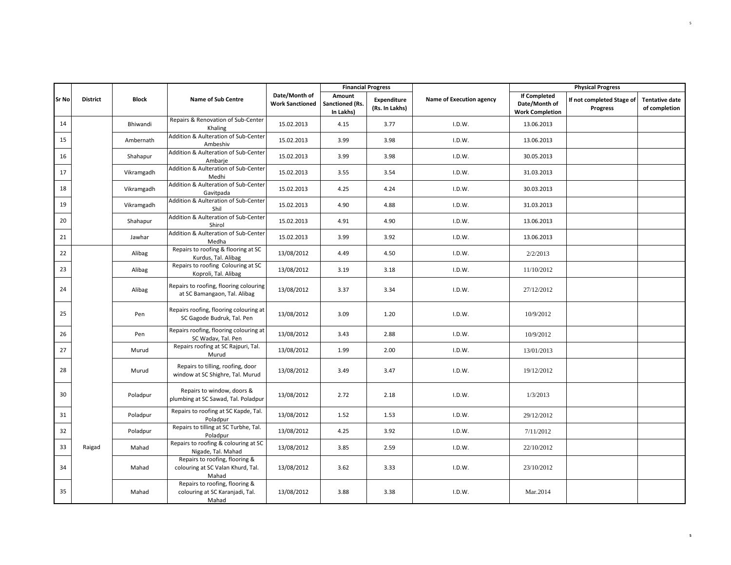| Sr No | District | Block | Name of Sub Centre | Date/Month of Work Sanctioned | Financial Progress | | Name of Execution agency | Physical Progress | | |
|---|---|---|---|---|---|---|---|---|---|---|
| | | | | | Amount Sanctioned (Rs. In Lakhs) | Expenditure (Rs. In Lakhs) | | If Completed Date/Month of Work Completion | If not completed Stage of Progress | Tentative date of completion |
| 14 | | Bhiwandi | Repairs & Renovation of Sub-Center Khaling | 15.02.2013 | 4.15 | 3.77 | I.D.W. | 13.06.2013 | | |
| 15 | | Ambernath | Addition & Aulteration of Sub-Center Ambeshiv | 15.02.2013 | 3.99 | 3.98 | I.D.W. | 13.06.2013 | | |
| 16 | | Shahapur | Addition & Aulteration of Sub-Center Ambarje | 15.02.2013 | 3.99 | 3.98 | I.D.W. | 30.05.2013 | | |
| 17 | | Vikramgadh | Addition & Aulteration of Sub-Center Medhi | 15.02.2013 | 3.55 | 3.54 | I.D.W. | 31.03.2013 | | |
| 18 | | Vikramgadh | Addition & Aulteration of Sub-Center Gavitpada | 15.02.2013 | 4.25 | 4.24 | I.D.W. | 30.03.2013 | | |
| 19 | | Vikramgadh | Addition & Aulteration of Sub-Center Shil | 15.02.2013 | 4.90 | 4.88 | I.D.W. | 31.03.2013 | | |
| 20 | | Shahapur | Addition & Aulteration of Sub-Center Shirol | 15.02.2013 | 4.91 | 4.90 | I.D.W. | 13.06.2013 | | |
| 21 | | Jawhar | Addition & Aulteration of Sub-Center Medha | 15.02.2013 | 3.99 | 3.92 | I.D.W. | 13.06.2013 | | |
| 22 | Raigad | Alibag | Repairs to roofing & flooring at SC Kurdus, Tal. Alibag | 13/08/2012 | 4.49 | 4.50 | I.D.W. | 2/2/2013 | | |
| 23 | | Alibag | Repairs to roofing Colouring at SC Koproli, Tal. Alibag | 13/08/2012 | 3.19 | 3.18 | I.D.W. | 11/10/2012 | | |
| 24 | | Alibag | Repairs to roofing, flooring colouring at SC Bamangaon, Tal. Alibag | 13/08/2012 | 3.37 | 3.34 | I.D.W. | 27/12/2012 | | |
| 25 | | Pen | Repairs roofing, flooring colouring at SC Gagode Budruk, Tal. Pen | 13/08/2012 | 3.09 | 1.20 | I.D.W. | 10/9/2012 | | |
| 26 | | Pen | Repairs roofing, flooring colouring at SC Wadav, Tal. Pen | 13/08/2012 | 3.43 | 2.88 | I.D.W. | 10/9/2012 | | |
| 27 | | Murud | Repairs roofing at SC Rajpuri, Tal. Murud | 13/08/2012 | 1.99 | 2.00 | I.D.W. | 13/01/2013 | | |
| 28 | | Murud | Repairs to tilling, roofing, door window at SC Shighre, Tal. Murud | 13/08/2012 | 3.49 | 3.47 | I.D.W. | 19/12/2012 | | |
| 30 | | Poladpur | Repairs to window, doors & plumbing at SC Sawad, Tal. Poladpur | 13/08/2012 | 2.72 | 2.18 | I.D.W. | 1/3/2013 | | |
| 31 | | Poladpur | Repairs to roofing at SC Kapde, Tal. Poladpur | 13/08/2012 | 1.52 | 1.53 | I.D.W. | 29/12/2012 | | |
| 32 | | Poladpur | Repairs to tilling at SC Turbhe, Tal. Poladpur | 13/08/2012 | 4.25 | 3.92 | I.D.W. | 7/11/2012 | | |
| 33 | | Mahad | Repairs to roofing & colouring at SC Nigade, Tal. Mahad | 13/08/2012 | 3.85 | 2.59 | I.D.W. | 22/10/2012 | | |
| 34 | | Mahad | Repairs to roofing, flooring & colouring at SC Valan Khurd, Tal. Mahad | 13/08/2012 | 3.62 | 3.33 | I.D.W. | 23/10/2012 | | |
| 35 | | Mahad | Repairs to roofing, flooring & colouring at SC Karanjadi, Tal. Mahad | 13/08/2012 | 3.88 | 3.38 | I.D.W. | Mar.2014 | | |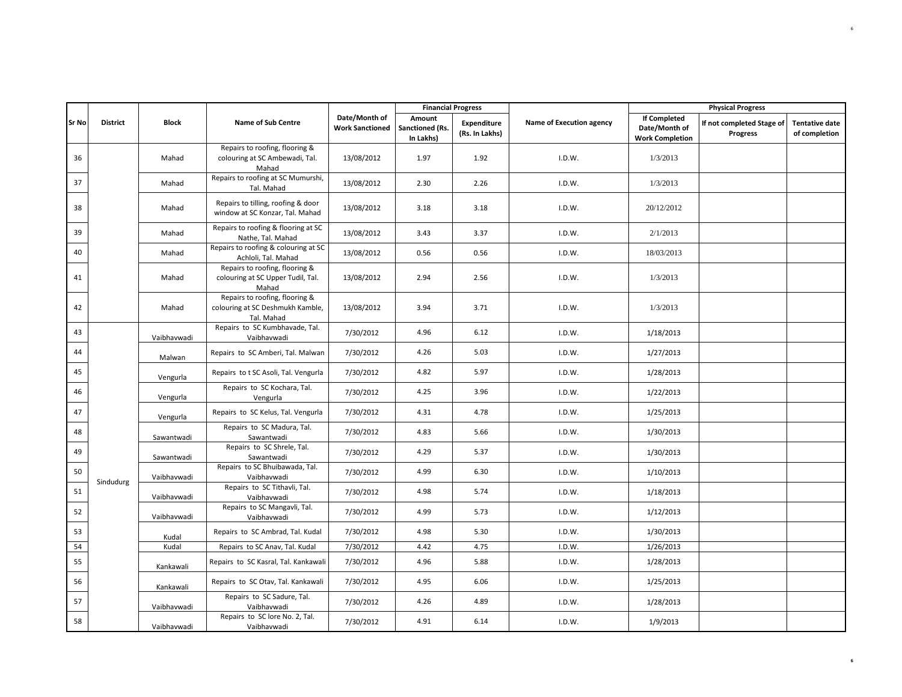| Sr No | District | Block | Name of Sub Centre | Date/Month of Work Sanctioned | Financial Progress | | Name of Execution agency | Physical Progress | | |
|---|---|---|---|---|---|---|---|---|---|---|
| | | | | | Amount Sanctioned (Rs. In Lakhs) | Expenditure (Rs. In Lakhs) | | If Completed Date/Month of Work Completion | If not completed Stage of Progress | Tentative date of completion |
| 36 | | Mahad | Repairs to roofing, flooring & colouring at SC Ambewadi, Tal. Mahad | 13/08/2012 | 1.97 | 1.92 | I.D.W. | 1/3/2013 | | |
| 37 | | Mahad | Repairs to roofing at SC Mumurshi, Tal. Mahad | 13/08/2012 | 2.30 | 2.26 | I.D.W. | 1/3/2013 | | |
| 38 | | Mahad | Repairs to tilling, roofing & door window at SC Konzar, Tal. Mahad | 13/08/2012 | 3.18 | 3.18 | I.D.W. | 20/12/2012 | | |
| 39 | | Mahad | Repairs to roofing & flooring at SC Nathe, Tal. Mahad | 13/08/2012 | 3.43 | 3.37 | I.D.W. | 2/1/2013 | | |
| 40 | | Mahad | Repairs to roofing & colouring at SC Achloli, Tal. Mahad | 13/08/2012 | 0.56 | 0.56 | I.D.W. | 18/03/2013 | | |
| 41 | | Mahad | Repairs to roofing, flooring & colouring at SC Upper Tudil, Tal. Mahad | 13/08/2012 | 2.94 | 2.56 | I.D.W. | 1/3/2013 | | |
| 42 | | Mahad | Repairs to roofing, flooring & colouring at SC Deshmukh Kamble, Tal. Mahad | 13/08/2012 | 3.94 | 3.71 | I.D.W. | 1/3/2013 | | |
| 43 | Sindudurg | Vaibhavwadi | Repairs to SC Kumbhavade, Tal. Vaibhavwadi | 7/30/2012 | 4.96 | 6.12 | I.D.W. | 1/18/2013 | | |
| 44 | | Malwan | Repairs to SC Amberi, Tal. Malwan | 7/30/2012 | 4.26 | 5.03 | I.D.W. | 1/27/2013 | | |
| 45 | | Vengurla | Repairs to t SC Asoli, Tal. Vengurla | 7/30/2012 | 4.82 | 5.97 | I.D.W. | 1/28/2013 | | |
| 46 | | Vengurla | Repairs to SC Kochara, Tal. Vengurla | 7/30/2012 | 4.25 | 3.96 | I.D.W. | 1/22/2013 | | |
| 47 | | Vengurla | Repairs to SC Kelus, Tal. Vengurla | 7/30/2012 | 4.31 | 4.78 | I.D.W. | 1/25/2013 | | |
| 48 | | Sawantwadi | Repairs to SC Madura, Tal. Sawantwadi | 7/30/2012 | 4.83 | 5.66 | I.D.W. | 1/30/2013 | | |
| 49 | | Sawantwadi | Repairs to SC Shrele, Tal. Sawantwadi | 7/30/2012 | 4.29 | 5.37 | I.D.W. | 1/30/2013 | | |
| 50 | | Vaibhavwadi | Repairs to SC Bhuibawada, Tal. Vaibhavwadi | 7/30/2012 | 4.99 | 6.30 | I.D.W. | 1/10/2013 | | |
| 51 | | Vaibhavwadi | Repairs to SC Tithavli, Tal. Vaibhavwadi | 7/30/2012 | 4.98 | 5.74 | I.D.W. | 1/18/2013 | | |
| 52 | | Vaibhavwadi | Repairs to SC Mangavli, Tal. Vaibhavwadi | 7/30/2012 | 4.99 | 5.73 | I.D.W. | 1/12/2013 | | |
| 53 | | Kudal | Repairs to SC Ambrad, Tal. Kudal | 7/30/2012 | 4.98 | 5.30 | I.D.W. | 1/30/2013 | | |
| 54 | | Kudal | Repairs to SC Anav, Tal. Kudal | 7/30/2012 | 4.42 | 4.75 | I.D.W. | 1/26/2013 | | |
| 55 | | Kankawali | Repairs to SC Kasral, Tal. Kankawali | 7/30/2012 | 4.96 | 5.88 | I.D.W. | 1/28/2013 | | |
| 56 | | Kankawali | Repairs to SC Otav, Tal. Kankawali | 7/30/2012 | 4.95 | 6.06 | I.D.W. | 1/25/2013 | | |
| 57 | | Vaibhavwadi | Repairs to SC Sadure, Tal. Vaibhavwadi | 7/30/2012 | 4.26 | 4.89 | I.D.W. | 1/28/2013 | | |
| 58 | | Vaibhavwadi | Repairs to SC lore No. 2, Tal. Vaibhavwadi | 7/30/2012 | 4.91 | 6.14 | I.D.W. | 1/9/2013 | | |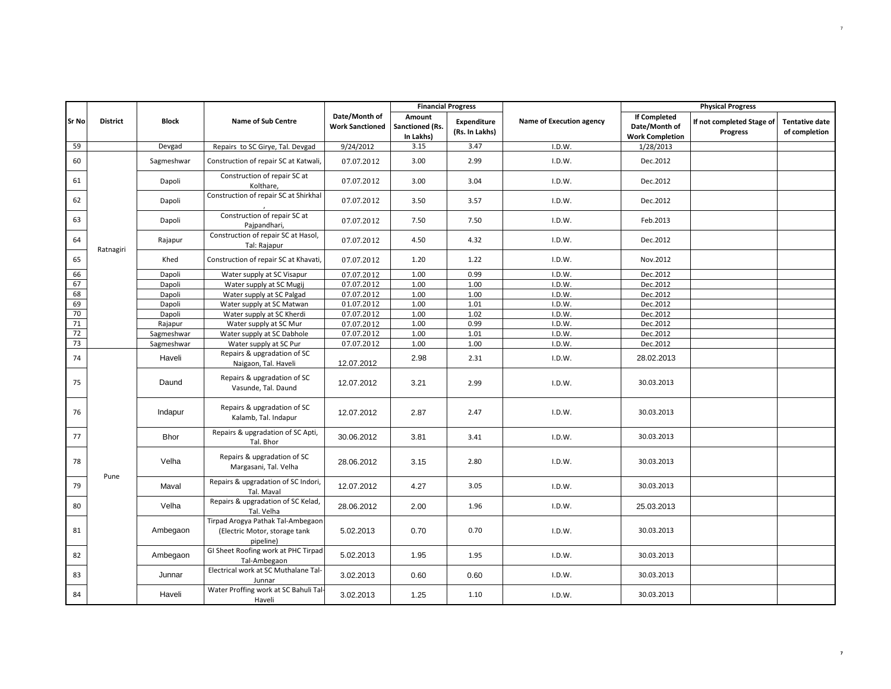| Sr No | District | Block | Name of Sub Centre | Date/Month of Work Sanctioned | Financial Progress | | Name of Execution agency | Physical Progress | | |
|---|---|---|---|---|---|---|---|---|---|---|
| | | | | | Amount Sanctioned (Rs. In Lakhs) | Expenditure (Rs. In Lakhs) | | If Completed Date/Month of Work Completion | If not completed Stage of Progress | Tentative date of completion |
| 59 | | Devgad | Repairs to SC Girye, Tal. Devgad | 9/24/2012 | 3.15 | 3.47 | I.D.W. | 1/28/2013 | | |
| 60 | Ratnagiri | Sagmeshwar | Construction of repair SC at Katwali, | 07.07.2012 | 3.00 | 2.99 | I.D.W. | Dec.2012 | | |
| 61 | | Dapoli | Construction of repair SC at Kolthare, | 07.07.2012 | 3.00 | 3.04 | I.D.W. | Dec.2012 | | |
| 62 | | Dapoli | Construction of repair SC at Shirkhal , | 07.07.2012 | 3.50 | 3.57 | I.D.W. | Dec.2012 | | |
| 63 | | Dapoli | Construction of repair SC at Pajpandhari, | 07.07.2012 | 7.50 | 7.50 | I.D.W. | Feb.2013 | | |
| 64 | | Rajapur | Construction of repair SC at Hasol, Tal: Rajapur | 07.07.2012 | 4.50 | 4.32 | I.D.W. | Dec.2012 | | |
| 65 | | Khed | Construction of repair SC at Khavati, | 07.07.2012 | 1.20 | 1.22 | I.D.W. | Nov.2012 | | |
| 66 | | Dapoli | Water supply at SC Visapur | 07.07.2012 | 1.00 | 0.99 | I.D.W. | Dec.2012 | | |
| 67 | | Dapoli | Water supply at SC Mugij | 07.07.2012 | 1.00 | 1.00 | I.D.W. | Dec.2012 | | |
| 68 | | Dapoli | Water supply at SC Palgad | 07.07.2012 | 1.00 | 1.00 | I.D.W. | Dec.2012 | | |
| 69 | | Dapoli | Water supply at SC Matwan | 01.07.2012 | 1.00 | 1.01 | I.D.W. | Dec.2012 | | |
| 70 | | Dapoli | Water supply at SC Kherdi | 07.07.2012 | 1.00 | 1.02 | I.D.W. | Dec.2012 | | |
| 71 | | Rajapur | Water supply at SC Mur | 07.07.2012 | 1.00 | 0.99 | I.D.W. | Dec.2012 | | |
| 72 | | Sagmeshwar | Water supply at SC Dabhole | 07.07.2012 | 1.00 | 1.01 | I.D.W. | Dec.2012 | | |
| 73 | | Sagmeshwar | Water supply at SC Pur | 07.07.2012 | 1.00 | 1.00 | I.D.W. | Dec.2012 | | |
| 74 | Pune | Haveli | Repairs & upgradation of SC Naigaon, Tal. Haveli | 12.07.2012 | 2.98 | 2.31 | I.D.W. | 28.02.2013 | | |
| 75 | | Daund | Repairs & upgradation of SC Vasunde, Tal. Daund | 12.07.2012 | 3.21 | 2.99 | I.D.W. | 30.03.2013 | | |
| 76 | | Indapur | Repairs & upgradation of SC Kalamb, Tal. Indapur | 12.07.2012 | 2.87 | 2.47 | I.D.W. | 30.03.2013 | | |
| 77 | | Bhor | Repairs & upgradation of SC Apti, Tal. Bhor | 30.06.2012 | 3.81 | 3.41 | I.D.W. | 30.03.2013 | | |
| 78 | | Velha | Repairs & upgradation of SC Margasani, Tal. Velha | 28.06.2012 | 3.15 | 2.80 | I.D.W. | 30.03.2013 | | |
| 79 | | Maval | Repairs & upgradation of SC Indori, Tal. Maval | 12.07.2012 | 4.27 | 3.05 | I.D.W. | 30.03.2013 | | |
| 80 | | Velha | Repairs & upgradation of SC Kelad, Tal. Velha | 28.06.2012 | 2.00 | 1.96 | I.D.W. | 25.03.2013 | | |
| 81 | | Ambegaon | Tirpad Arogya Pathak Tal-Ambegaon (Electric Motor, storage tank pipeline) | 5.02.2013 | 0.70 | 0.70 | I.D.W. | 30.03.2013 | | |
| 82 | | Ambegaon | GI Sheet Roofing work at PHC Tirpad Tal-Ambegaon | 5.02.2013 | 1.95 | 1.95 | I.D.W. | 30.03.2013 | | |
| 83 | | Junnar | Electrical work at SC Muthalane Tal-Junnar | 3.02.2013 | 0.60 | 0.60 | I.D.W. | 30.03.2013 | | |
| 84 | | Haveli | Water Proffing work at SC Bahuli Tal-Haveli | 3.02.2013 | 1.25 | 1.10 | I.D.W. | 30.03.2013 | | |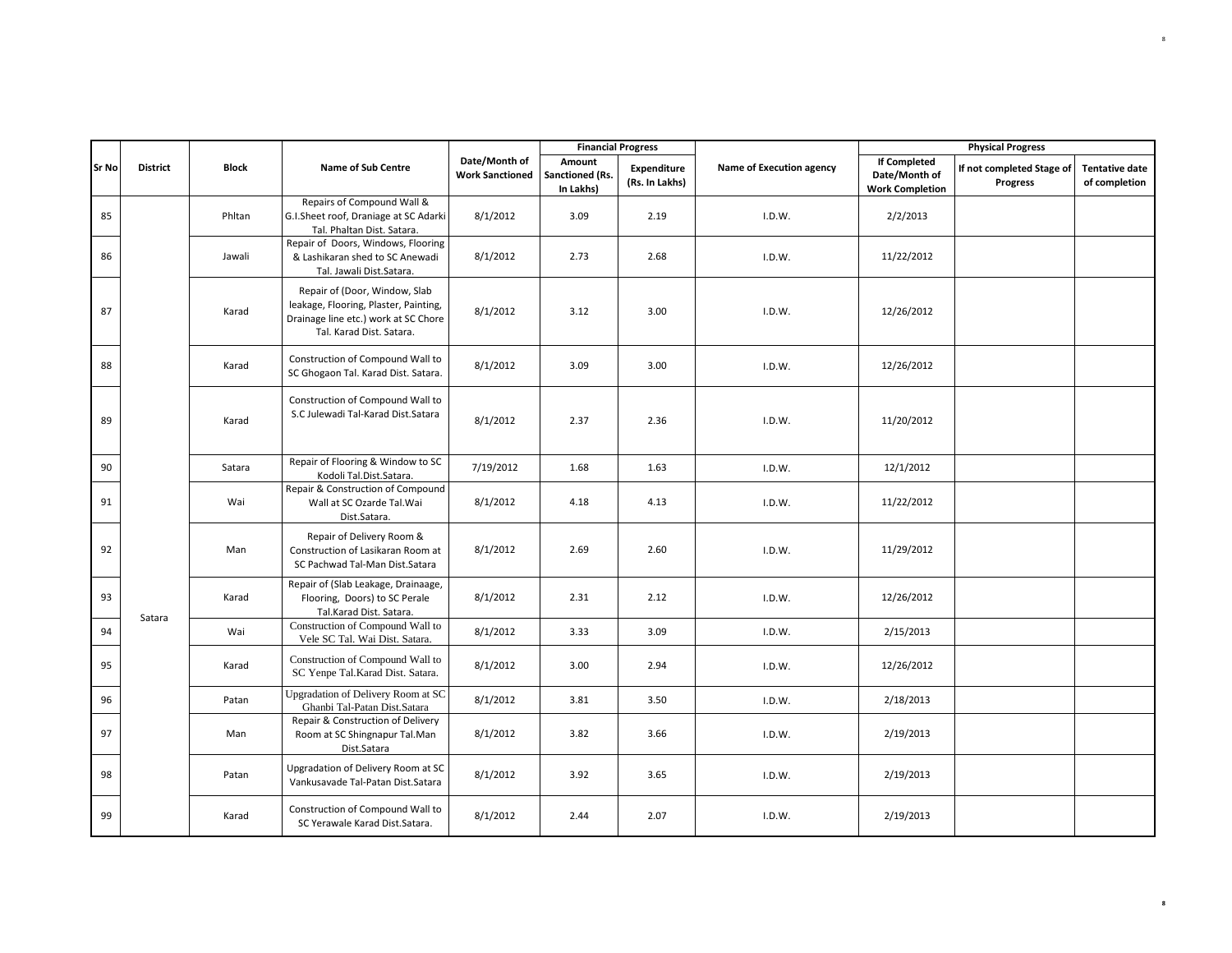| Sr No | District | Block | Name of Sub Centre | Date/Month of Work Sanctioned | Financial Progress | | Name of Execution agency | Physical Progress | | |
|---|---|---|---|---|---|---|---|---|---|---|
| | | | | | Amount Sanctioned (Rs. In Lakhs) | Expenditure (Rs. In Lakhs) | | If Completed Date/Month of Work Completion | If not completed Stage of Progress | Tentative date of completion |
| 85 | Satara | Phltan | Repairs of Compound Wall & G.I.Sheet roof, Draniage at SC Adarki Tal. Phaltan Dist. Satara. | 8/1/2012 | 3.09 | 2.19 | I.D.W. | 2/2/2013 | | |
| 86 | | Jawali | Repair of Doors, Windows, Flooring & Lashikaran shed to SC Anewadi Tal. Jawali Dist.Satara. | 8/1/2012 | 2.73 | 2.68 | I.D.W. | 11/22/2012 | | |
| 87 | | Karad | Repair of (Door, Window, Slab leakage, Flooring, Plaster, Painting, Drainage line etc.) work at SC Chore Tal. Karad Dist. Satara. | 8/1/2012 | 3.12 | 3.00 | I.D.W. | 12/26/2012 | | |
| 88 | | Karad | Construction of Compound Wall to SC Ghogaon Tal. Karad Dist. Satara. | 8/1/2012 | 3.09 | 3.00 | I.D.W. | 12/26/2012 | | |
| 89 | | Karad | Construction of Compound Wall to S.C Julewadi Tal-Karad Dist.Satara | 8/1/2012 | 2.37 | 2.36 | I.D.W. | 11/20/2012 | | |
| 90 | | Satara | Repair of Flooring & Window to SC Kodoli Tal.Dist.Satara. | 7/19/2012 | 1.68 | 1.63 | I.D.W. | 12/1/2012 | | |
| 91 | | Wai | Repair & Construction of Compound Wall at SC Ozarde Tal.Wai Dist.Satara. | 8/1/2012 | 4.18 | 4.13 | I.D.W. | 11/22/2012 | | |
| 92 | | Man | Repair of Delivery Room & Construction of Lasikaran Room at SC Pachwad Tal-Man Dist.Satara | 8/1/2012 | 2.69 | 2.60 | I.D.W. | 11/29/2012 | | |
| 93 | | Karad | Repair of (Slab Leakage, Drainaage, Flooring, Doors) to SC Perale Tal.Karad Dist. Satara. | 8/1/2012 | 2.31 | 2.12 | I.D.W. | 12/26/2012 | | |
| 94 | | Wai | Construction of Compound Wall to Vele SC Tal. Wai Dist. Satara. | 8/1/2012 | 3.33 | 3.09 | I.D.W. | 2/15/2013 | | |
| 95 | | Karad | Construction of Compound Wall to SC Yenpe Tal.Karad Dist. Satara. | 8/1/2012 | 3.00 | 2.94 | I.D.W. | 12/26/2012 | | |
| 96 | | Patan | Upgradation of Delivery Room at SC Ghanbi Tal-Patan Dist.Satara | 8/1/2012 | 3.81 | 3.50 | I.D.W. | 2/18/2013 | | |
| 97 | | Man | Repair & Construction of Delivery Room at SC Shingnapur Tal.Man Dist.Satara | 8/1/2012 | 3.82 | 3.66 | I.D.W. | 2/19/2013 | | |
| 98 | | Patan | Upgradation of Delivery Room at SC Vankusavade Tal-Patan Dist.Satara | 8/1/2012 | 3.92 | 3.65 | I.D.W. | 2/19/2013 | | |
| 99 | | Karad | Construction of Compound Wall to SC Yerawale Karad Dist.Satara. | 8/1/2012 | 2.44 | 2.07 | I.D.W. | 2/19/2013 | | |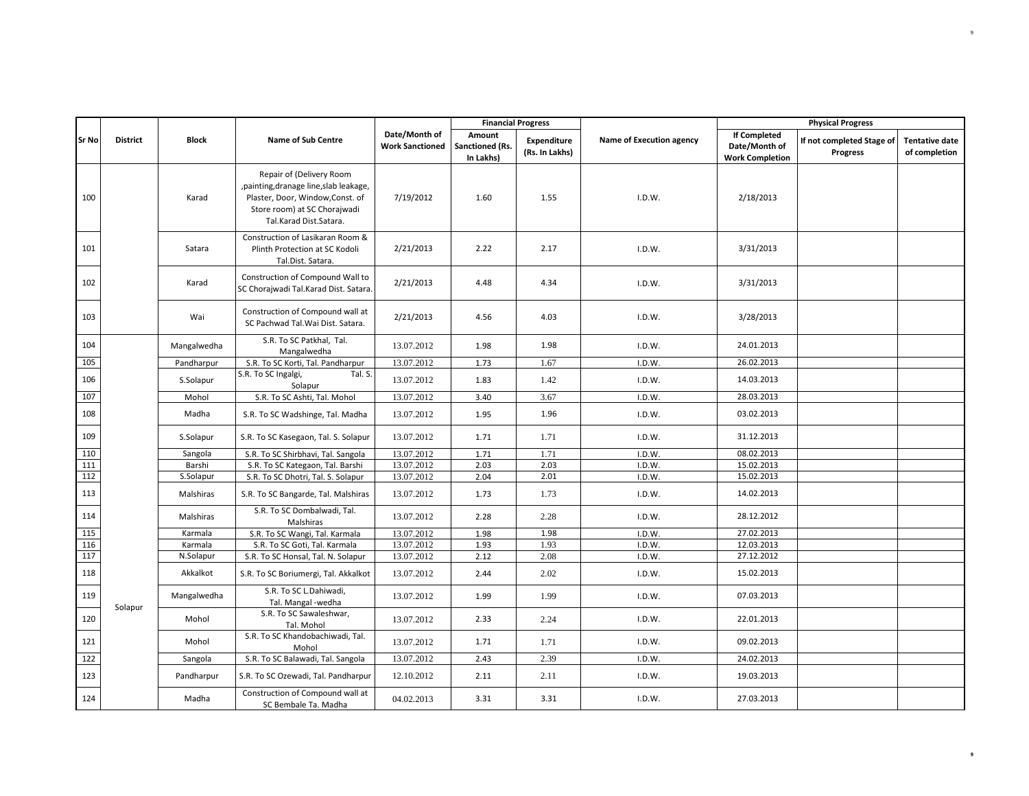| Sr No | District | Block | Name of Sub Centre | Date/Month of Work Sanctioned | Financial Progress | | Name of Execution agency | Physical Progress | | |
|---|---|---|---|---|---|---|---|---|---|---|
| | | | | | Amount Sanctioned (Rs. In Lakhs) | Expenditure (Rs. In Lakhs) | | If Completed Date/Month of Work Completion | If not completed Stage of Progress | Tentative date of completion |
| 100 | | Karad | Repair of (Delivery Room ,painting,dranage line,slab leakage, Plaster, Door, Window,Const. of Store room) at SC Chorajwadi Tal.Karad Dist.Satara. | 7/19/2012 | 1.60 | 1.55 | I.D.W. | 2/18/2013 | | |
| 101 | | Satara | Construction of Lasikaran Room & Plinth Protection at SC Kodoli Tal.Dist. Satara. | 2/21/2013 | 2.22 | 2.17 | I.D.W. | 3/31/2013 | | |
| 102 | | Karad | Construction of Compound Wall to SC Chorajwadi Tal.Karad Dist. Satara. | 2/21/2013 | 4.48 | 4.34 | I.D.W. | 3/31/2013 | | |
| 103 | | Wai | Construction of Compound wall at SC Pachwad Tal.Wai Dist. Satara. | 2/21/2013 | 4.56 | 4.03 | I.D.W. | 3/28/2013 | | |
| 104 | Solapur | Mangalwedha | S.R. To SC Patkhal, Tal. Mangalwedha | 13.07.2012 | 1.98 | 1.98 | I.D.W. | 24.01.2013 | | |
| 105 | | Pandharpur | S.R. To SC Korti, Tal. Pandharpur | 13.07.2012 | 1.73 | 1.67 | I.D.W. | 26.02.2013 | | |
| 106 | | S.Solapur | S.R. To SC Ingalgi, Tal. S. Solapur | 13.07.2012 | 1.83 | 1.42 | I.D.W. | 14.03.2013 | | |
| 107 | | Mohol | S.R. To SC Ashti, Tal. Mohol | 13.07.2012 | 3.40 | 3.67 | I.D.W. | 28.03.2013 | | |
| 108 | | Madha | S.R. To SC Wadshinge, Tal. Madha | 13.07.2012 | 1.95 | 1.96 | I.D.W. | 03.02.2013 | | |
| 109 | | S.Solapur | S.R. To SC Kasegaon, Tal. S. Solapur | 13.07.2012 | 1.71 | 1.71 | I.D.W. | 31.12.2013 | | |
| 110 | | Sangola | S.R. To SC Shirbhavi, Tal. Sangola | 13.07.2012 | 1.71 | 1.71 | I.D.W. | 08.02.2013 | | |
| 111 | | Barshi | S.R. To SC Kategaon, Tal. Barshi | 13.07.2012 | 2.03 | 2.03 | I.D.W. | 15.02.2013 | | |
| 112 | | S.Solapur | S.R. To SC Dhotri, Tal. S. Solapur | 13.07.2012 | 2.04 | 2.01 | I.D.W. | 15.02.2013 | | |
| 113 | | Malshiras | S.R. To SC Bangarde, Tal. Malshiras | 13.07.2012 | 1.73 | 1.73 | I.D.W. | 14.02.2013 | | |
| 114 | | Malshiras | S.R. To SC Dombalwadi, Tal. Malshiras | 13.07.2012 | 2.28 | 2.28 | I.D.W. | 28.12.2012 | | |
| 115 | | Karmala | S.R. To SC Wangi, Tal. Karmala | 13.07.2012 | 1.98 | 1.98 | I.D.W. | 27.02.2013 | | |
| 116 | | Karmala | S.R. To SC Goti, Tal. Karmala | 13.07.2012 | 1.93 | 1.93 | I.D.W. | 12.03.2013 | | |
| 117 | | N.Solapur | S.R. To SC Honsal, Tal. N. Solapur | 13.07.2012 | 2.12 | 2.08 | I.D.W. | 27.12.2012 | | |
| 118 | | Akkalkot | S.R. To SC Boriumergi, Tal. Akkalkot | 13.07.2012 | 2.44 | 2.02 | I.D.W. | 15.02.2013 | | |
| 119 | | Mangalwedha | S.R. To SC L.Dahiwadi, Tal. Mangal -wedha | 13.07.2012 | 1.99 | 1.99 | I.D.W. | 07.03.2013 | | |
| 120 | | Mohol | S.R. To SC Sawaleshwar, Tal. Mohol | 13.07.2012 | 2.33 | 2.24 | I.D.W. | 22.01.2013 | | |
| 121 | | Mohol | S.R. To SC Khandobachiwadi, Tal. Mohol | 13.07.2012 | 1.71 | 1.71 | I.D.W. | 09.02.2013 | | |
| 122 | | Sangola | S.R. To SC Balawadi, Tal. Sangola | 13.07.2012 | 2.43 | 2.39 | I.D.W. | 24.02.2013 | | |
| 123 | | Pandharpur | S.R. To SC Ozewadi, Tal. Pandharpur | 12.10.2012 | 2.11 | 2.11 | I.D.W. | 19.03.2013 | | |
| 124 | | Madha | Construction of Compound wall at SC Bembale Ta. Madha | 04.02.2013 | 3.31 | 3.31 | I.D.W. | 27.03.2013 | | |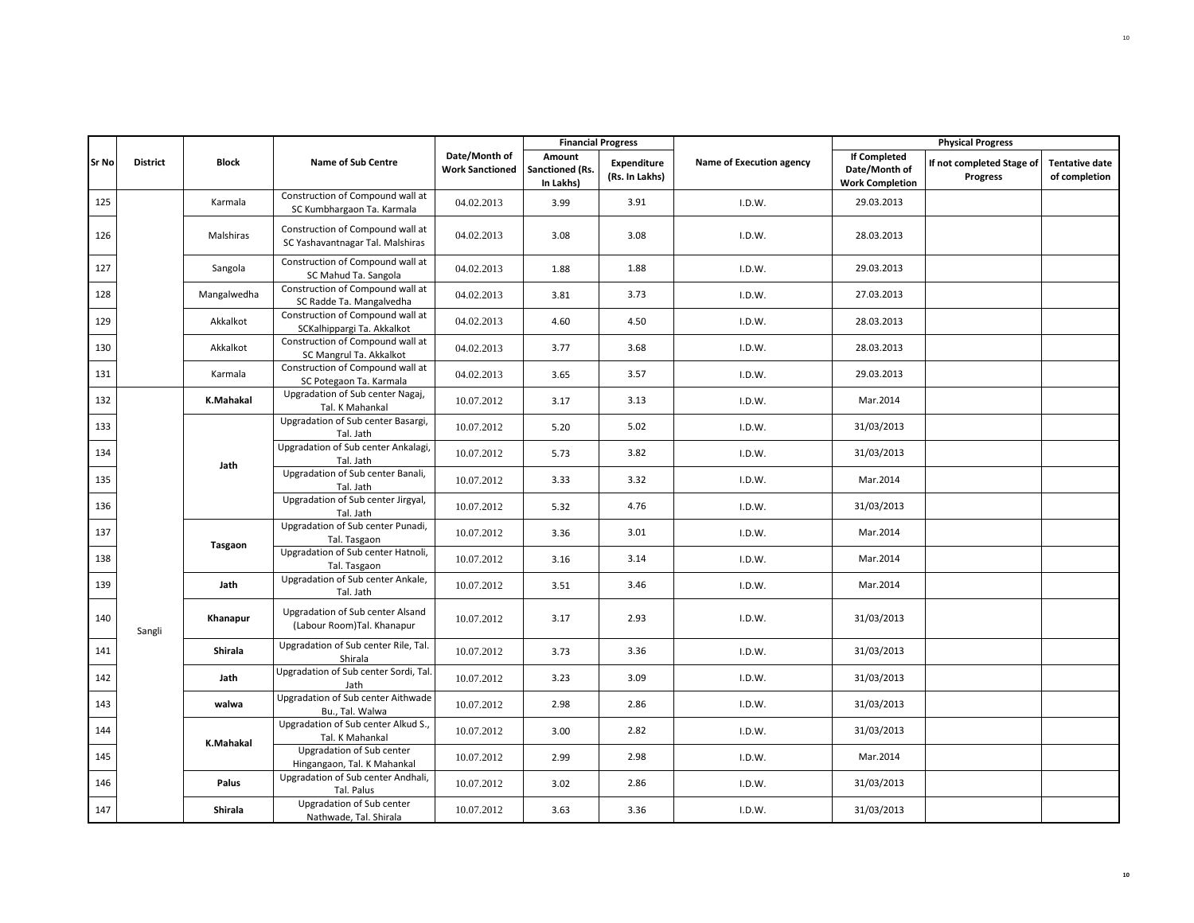| Sr No | District | Block | Name of Sub Centre | Date/Month of Work Sanctioned | Financial Progress | | Name of Execution agency | Physical Progress | | |
|---|---|---|---|---|---|---|---|---|---|---|
| | | | | | Amount Sanctioned (Rs. In Lakhs) | Expenditure (Rs. In Lakhs) | | If Completed Date/Month of Work Completion | If not completed Stage of Progress | Tentative date of completion |
| 125 | | Karmala | Construction of Compound wall at SC Kumbhargaon Ta. Karmala | 04.02.2013 | 3.99 | 3.91 | I.D.W. | 29.03.2013 | | |
| 126 | | Malshiras | Construction of Compound wall at SC Yashavantnagar Tal. Malshiras | 04.02.2013 | 3.08 | 3.08 | I.D.W. | 28.03.2013 | | |
| 127 | | Sangola | Construction of Compound wall at SC Mahud Ta. Sangola | 04.02.2013 | 1.88 | 1.88 | I.D.W. | 29.03.2013 | | |
| 128 | | Mangalwedha | Construction of Compound wall at SC Radde Ta. Mangalvedha | 04.02.2013 | 3.81 | 3.73 | I.D.W. | 27.03.2013 | | |
| 129 | | Akkalkot | Construction of Compound wall at SCKalhippargi Ta. Akkalkot | 04.02.2013 | 4.60 | 4.50 | I.D.W. | 28.03.2013 | | |
| 130 | | Akkalkot | Construction of Compound wall at SC Mangrul Ta. Akkalkot | 04.02.2013 | 3.77 | 3.68 | I.D.W. | 28.03.2013 | | |
| 131 | | Karmala | Construction of Compound wall at SC Potegaon Ta. Karmala | 04.02.2013 | 3.65 | 3.57 | I.D.W. | 29.03.2013 | | |
| 132 | Sangli | **K.Mahakal** | Upgradation of Sub center Nagaj, Tal. K Mahankal | 10.07.2012 | 3.17 | 3.13 | I.D.W. | Mar.2014 | | |
| 133 | | **Jath** | Upgradation of Sub center Basargi, Tal. Jath | 10.07.2012 | 5.20 | 5.02 | I.D.W. | 31/03/2013 | | |
| 134 | | | Upgradation of Sub center Ankalagi, Tal. Jath | 10.07.2012 | 5.73 | 3.82 | I.D.W. | 31/03/2013 | | |
| 135 | | | Upgradation of Sub center Banali, Tal. Jath | 10.07.2012 | 3.33 | 3.32 | I.D.W. | Mar.2014 | | |
| 136 | | | Upgradation of Sub center Jirgyal, Tal. Jath | 10.07.2012 | 5.32 | 4.76 | I.D.W. | 31/03/2013 | | |
| 137 | | **Tasgaon** | Upgradation of Sub center Punadi, Tal. Tasgaon | 10.07.2012 | 3.36 | 3.01 | I.D.W. | Mar.2014 | | |
| 138 | | | Upgradation of Sub center Hatnoli, Tal. Tasgaon | 10.07.2012 | 3.16 | 3.14 | I.D.W. | Mar.2014 | | |
| 139 | | **Jath** | Upgradation of Sub center Ankale, Tal. Jath | 10.07.2012 | 3.51 | 3.46 | I.D.W. | Mar.2014 | | |
| 140 | | **Khanapur** | Upgradation of Sub center Alsand (Labour Room)Tal. Khanapur | 10.07.2012 | 3.17 | 2.93 | I.D.W. | 31/03/2013 | | |
| 141 | | **Shirala** | Upgradation of Sub center Rile, Tal. Shirala | 10.07.2012 | 3.73 | 3.36 | I.D.W. | 31/03/2013 | | |
| 142 | | **Jath** | Upgradation of Sub center Sordi, Tal. Jath | 10.07.2012 | 3.23 | 3.09 | I.D.W. | 31/03/2013 | | |
| 143 | | **walwa** | Upgradation of Sub center Aithwade Bu., Tal. Walwa | 10.07.2012 | 2.98 | 2.86 | I.D.W. | 31/03/2013 | | |
| 144 | | **K.Mahakal** | Upgradation of Sub center Alkud S., Tal. K Mahankal | 10.07.2012 | 3.00 | 2.82 | I.D.W. | 31/03/2013 | | |
| 145 | | | Upgradation of Sub center Hingangaon, Tal. K Mahankal | 10.07.2012 | 2.99 | 2.98 | I.D.W. | Mar.2014 | | |
| 146 | | **Palus** | Upgradation of Sub center Andhali, Tal. Palus | 10.07.2012 | 3.02 | 2.86 | I.D.W. | 31/03/2013 | | |
| 147 | | **Shirala** | Upgradation of Sub center Nathwade, Tal. Shirala | 10.07.2012 | 3.63 | 3.36 | I.D.W. | 31/03/2013 | | |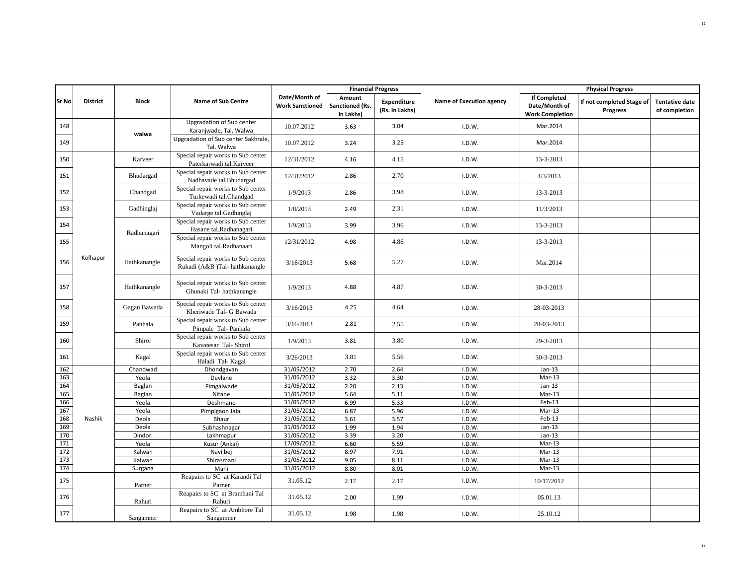| Sr No | District | Block | Name of Sub Centre | Date/Month of Work Sanctioned | Financial Progress | | Name of Execution agency | Physical Progress | | |
|---|---|---|---|---|---|---|---|---|---|---|
| | | | | | Amount Sanctioned (Rs. In Lakhs) | Expenditure (Rs. In Lakhs) | | If Completed Date/Month of Work Completion | If not completed Stage of Progress | Tentative date of completion |
| 148 | | walwa | Upgradation of Sub center Karanjwade, Tal. Walwa | 10.07.2012 | 3.63 | 3.04 | I.D.W. | Mar.2014 | | |
| 149 | | | Upgradation of Sub center Sakhrale, Tal. Walwa | 10.07.2012 | 3.24 | 3.25 | I.D.W. | Mar.2014 | | |
| 150 | Kolhapur | Karveer | Special repair works to Sub center Paterkarwadi tal.Karveer | 12/31/2012 | 4.16 | 4.15 | I.D.W. | 13-3-2013 | | |
| 151 | | Bhudargad | Special repair works to Sub center Nadhavade tal.Bhudargad | 12/31/2012 | 2.86 | 2.70 | I.D.W. | 4/3/2013 | | |
| 152 | | Chandgad | Special repair works to Sub center Turkewadi tal.Chandgad | 1/9/2013 | 2.86 | 3.98 | I.D.W. | 13-3-2013 | | |
| 153 | | Gadhinglaj | Special repair works to Sub center Vadarge tal.Gadhinglaj | 1/8/2013 | 2.49 | 2.31 | I.D.W. | 11/3/2013 | | |
| 154 | | Radhanagari | Special repair works to Sub center Hasane tal.Radhanagari | 1/9/2013 | 3.99 | 3.96 | I.D.W. | 13-3-2013 | | |
| 155 | | | Special repair works to Sub center Mangoli tal.Radhanaari | 12/31/2012 | 4.98 | 4.86 | I.D.W. | 13-3-2013 | | |
| 156 | | Hathkanangle | Special repair works to Sub center Rukadi (A&B )Tal- hathkanangle | 3/16/2013 | 5.68 | 5.27 | I.D.W. | Mar.2014 | | |
| 157 | | Hathkanangle | Special repair works to Sub center Ghunaki Tal- hathkanangle | 1/9/2013 | 4.88 | 4.87 | I.D.W. | 30-3-2013 | | |
| 158 | | Gagan Bawada | Special repair works to Sub center Kheriwade Tal- G Bawada | 3/16/2013 | 4.25 | 4.64 | I.D.W. | 28-03-2013 | | |
| 159 | | Panhala | Special repair works to Sub center Pimpale Tal- Panhala | 3/16/2013 | 2.81 | 2.55 | I.D.W. | 28-03-2013 | | |
| 160 | | Shirol | Special repair works to Sub center Kavatesar Tal- Shirol | 1/9/2013 | 3.81 | 3.80 | I.D.W. | 29-3-2013 | | |
| 161 | | Kagal | Special repair works to Sub center Haladi Tal- Kagal | 3/26/2013 | 3.81 | 5.56 | I.D.W. | 30-3-2013 | | |
| 162 | Nashik | Chandwad | Dhondgavan | 31/05/2012 | 2.70 | 2.64 | I.D.W. | Jan-13 | | |
| 163 | | Yeola | Devlane | 31/05/2012 | 3.32 | 3.30 | I.D.W. | Mar-13 | | |
| 164 | | Baglan | Pimgalwade | 31/05/2012 | 2.20 | 2.13 | I.D.W. | Jan-13 | | |
| 165 | | Baglan | Nitane | 31/05/2012 | 5.64 | 5.11 | I.D.W. | Mar-13 | | |
| 166 | | Yeola | Deshmane | 31/05/2012 | 6.99 | 5.33 | I.D.W. | Feb-13 | | |
| 167 | | Yeola | Pimplgaon Jalal | 31/05/2012 | 6.87 | 5.96 | I.D.W. | Mar-13 | | |
| 168 | | Deola | Bhaur | 31/05/2012 | 3.61 | 3.57 | I.D.W. | Feb-13 | | |
| 169 | | Deola | Subhashnagar | 31/05/2012 | 1.99 | 1.94 | I.D.W. | Jan-13 | | |
| 170 | | Dindori | Lakhmapur | 31/05/2012 | 3.39 | 3.20 | I.D.W. | Jan-13 | | |
| 171 | | Yeola | Kusur (Ankai) | 17/09/2012 | 6.60 | 5.59 | I.D.W. | Mar-13 | | |
| 172 | | Kalwan | Navi bej | 31/05/2012 | 8.97 | 7.91 | I.D.W. | Mar-13 | | |
| 173 | | Kalwan | Shirasmani | 31/05/2012 | 9.05 | 8.11 | I.D.W. | Mar-13 | | |
| 174 | | Surgana | Mani | 31/05/2012 | 8.80 | 8.01 | I.D.W. | Mar-13 | | |
| 175 | | Parner | Reapairs to SC at Karandi Tal Parner | 31.05.12 | 2.17 | 2.17 | I.D.W. | 10/17/2012 | | |
| 176 | | Rahuri | Reapairs to SC at Bramhani Tal Rahuri | 31.05.12 | 2.00 | 1.99 | I.D.W. | 05.01.13 | | |
| 177 | | Sangamner | Reapairs to SC at Ambhore Tal Sangamner | 31.05.12 | 1.98 | 1.98 | I.D.W. | 25.10.12 | | |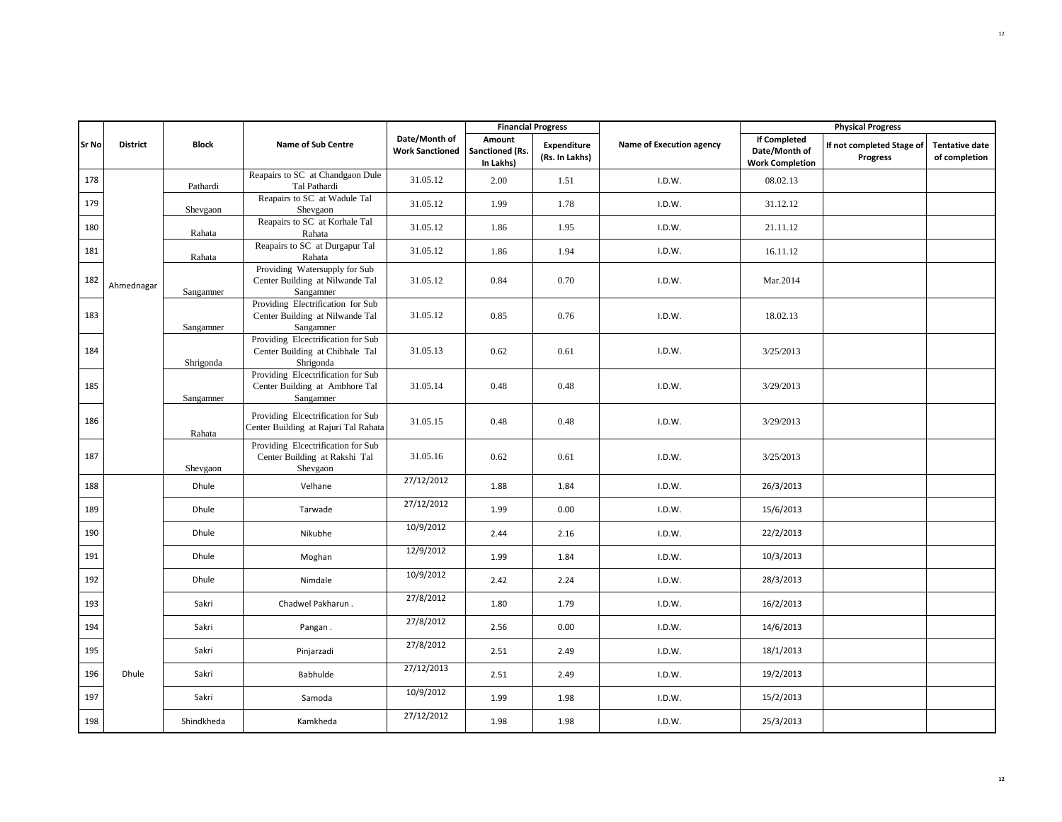| Sr No | District | Block | Name of Sub Centre | Date/Month of Work Sanctioned | Financial Progress | | Name of Execution agency | Physical Progress | | |
|---|---|---|---|---|---|---|---|---|---|---|
| | | | | | Amount Sanctioned (Rs. In Lakhs) | Expenditure (Rs. In Lakhs) | | If Completed Date/Month of Work Completion | If not completed Stage of Progress | Tentative date of completion |
| 178 | Ahmednagar | Pathardi | Reapairs to SC at Chandgaon Dule Tal Pathardi | 31.05.12 | 2.00 | 1.51 | I.D.W. | 08.02.13 | | |
| 179 | | Shevgaon | Reapairs to SC at Wadule Tal Shevgaon | 31.05.12 | 1.99 | 1.78 | I.D.W. | 31.12.12 | | |
| 180 | | Rahata | Reapairs to SC at Korhale Tal Rahata | 31.05.12 | 1.86 | 1.95 | I.D.W. | 21.11.12 | | |
| 181 | | Rahata | Reapairs to SC at Durgapur Tal Rahata | 31.05.12 | 1.86 | 1.94 | I.D.W. | 16.11.12 | | |
| 182 | | Sangamner | Providing Watersupply for Sub Center Building at Nilwande Tal Sangamner | 31.05.12 | 0.84 | 0.70 | I.D.W. | Mar.2014 | | |
| 183 | | Sangamner | Providing Electrification for Sub Center Building at Nilwande Tal Sangamner | 31.05.12 | 0.85 | 0.76 | I.D.W. | 18.02.13 | | |
| 184 | | Shrigonda | Providing Elcectrification for Sub Center Building at Chibhale Tal Shrigonda | 31.05.13 | 0.62 | 0.61 | I.D.W. | 3/25/2013 | | |
| 185 | | Sangamner | Providing Elcectrification for Sub Center Building at Ambhore Tal Sangamner | 31.05.14 | 0.48 | 0.48 | I.D.W. | 3/29/2013 | | |
| 186 | | Rahata | Providing Elcectrification for Sub Center Building at Rajuri Tal Rahata | 31.05.15 | 0.48 | 0.48 | I.D.W. | 3/29/2013 | | |
| 187 | | Shevgaon | Providing Elcectrification for Sub Center Building at Rakshi Tal Shevgaon | 31.05.16 | 0.62 | 0.61 | I.D.W. | 3/25/2013 | | |
| 188 | Dhule | Dhule | Velhane | 27/12/2012 | 1.88 | 1.84 | I.D.W. | 26/3/2013 | | |
| 189 | | Dhule | Tarwade | 27/12/2012 | 1.99 | 0.00 | I.D.W. | 15/6/2013 | | |
| 190 | | Dhule | Nikubhe | 10/9/2012 | 2.44 | 2.16 | I.D.W. | 22/2/2013 | | |
| 191 | | Dhule | Moghan | 12/9/2012 | 1.99 | 1.84 | I.D.W. | 10/3/2013 | | |
| 192 | | Dhule | Nimdale | 10/9/2012 | 2.42 | 2.24 | I.D.W. | 28/3/2013 | | |
| 193 | | Sakri | Chadwel Pakharun . | 27/8/2012 | 1.80 | 1.79 | I.D.W. | 16/2/2013 | | |
| 194 | | Sakri | Pangan . | 27/8/2012 | 2.56 | 0.00 | I.D.W. | 14/6/2013 | | |
| 195 | | Sakri | Pinjarzadi | 27/8/2012 | 2.51 | 2.49 | I.D.W. | 18/1/2013 | | |
| 196 | | Sakri | Babhulde | 27/12/2013 | 2.51 | 2.49 | I.D.W. | 19/2/2013 | | |
| 197 | | Sakri | Samoda | 10/9/2012 | 1.99 | 1.98 | I.D.W. | 15/2/2013 | | |
| 198 | | Shindkheda | Kamkheda | 27/12/2012 | 1.98 | 1.98 | I.D.W. | 25/3/2013 | | |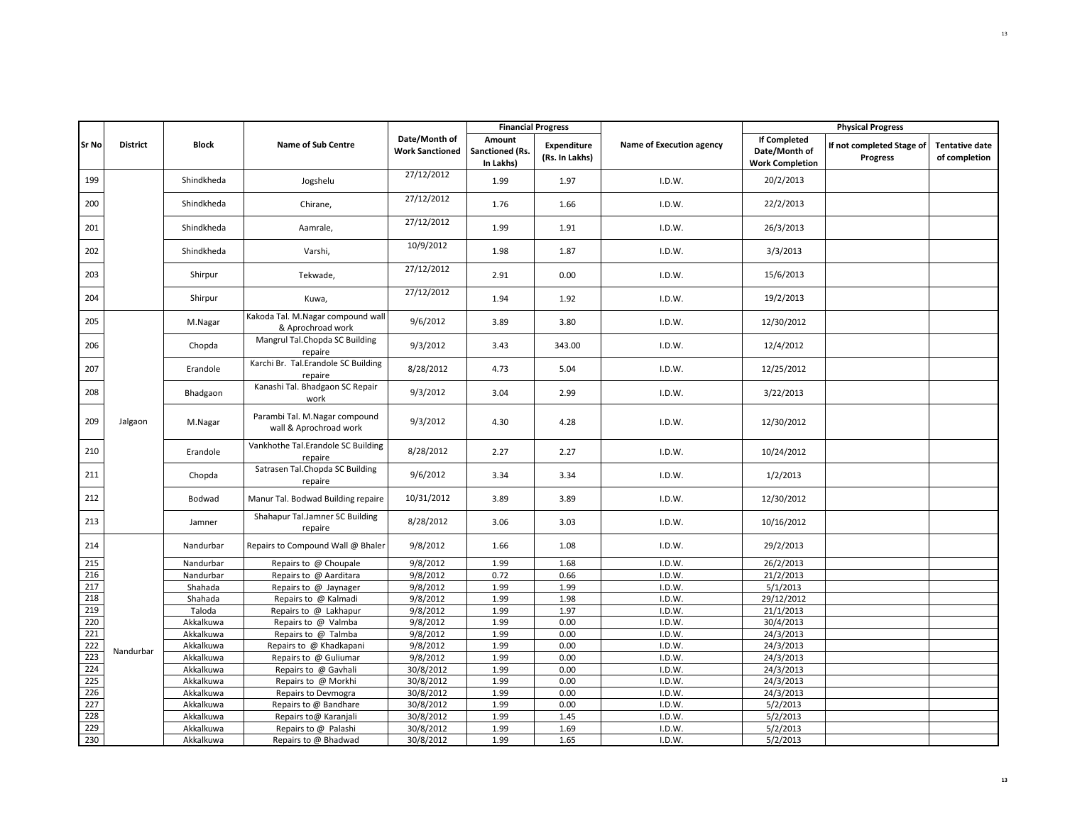| Sr No | District | Block | Name of Sub Centre | Date/Month of Work Sanctioned | Financial Progress | | Name of Execution agency | Physical Progress | | |
|---|---|---|---|---|---|---|---|---|---|---|
| | | | | | Amount Sanctioned (Rs. In Lakhs) | Expenditure (Rs. In Lakhs) | | If Completed Date/Month of Work Completion | If not completed Stage of Progress | Tentative date of completion |
| 199 | | Shindkheda | Jogshelu | 27/12/2012 | 1.99 | 1.97 | I.D.W. | 20/2/2013 | | |
| 200 | | Shindkheda | Chirane, | 27/12/2012 | 1.76 | 1.66 | I.D.W. | 22/2/2013 | | |
| 201 | | Shindkheda | Aamrale, | 27/12/2012 | 1.99 | 1.91 | I.D.W. | 26/3/2013 | | |
| 202 | | Shindkheda | Varshi, | 10/9/2012 | 1.98 | 1.87 | I.D.W. | 3/3/2013 | | |
| 203 | | Shirpur | Tekwade, | 27/12/2012 | 2.91 | 0.00 | I.D.W. | 15/6/2013 | | |
| 204 | | Shirpur | Kuwa, | 27/12/2012 | 1.94 | 1.92 | I.D.W. | 19/2/2013 | | |
| 205 | Jalgaon | M.Nagar | Kakoda Tal. M.Nagar compound wall & Aprochroad work | 9/6/2012 | 3.89 | 3.80 | I.D.W. | 12/30/2012 | | |
| 206 | | Chopda | Mangrul Tal.Chopda SC Building repaire | 9/3/2012 | 3.43 | 343.00 | I.D.W. | 12/4/2012 | | |
| 207 | | Erandole | Karchi Br. Tal.Erandole SC Building repaire | 8/28/2012 | 4.73 | 5.04 | I.D.W. | 12/25/2012 | | |
| 208 | | Bhadgaon | Kanashi Tal. Bhadgaon SC Repair work | 9/3/2012 | 3.04 | 2.99 | I.D.W. | 3/22/2013 | | |
| 209 | | M.Nagar | Parambi Tal. M.Nagar compound wall & Aprochroad work | 9/3/2012 | 4.30 | 4.28 | I.D.W. | 12/30/2012 | | |
| 210 | | Erandole | Vankhothe Tal.Erandole SC Building repaire | 8/28/2012 | 2.27 | 2.27 | I.D.W. | 10/24/2012 | | |
| 211 | | Chopda | Satrasen Tal.Chopda SC Building repaire | 9/6/2012 | 3.34 | 3.34 | I.D.W. | 1/2/2013 | | |
| 212 | | Bodwad | Manur Tal. Bodwad Building repaire | 10/31/2012 | 3.89 | 3.89 | I.D.W. | 12/30/2012 | | |
| 213 | | Jamner | Shahapur Tal.Jamner SC Building repaire | 8/28/2012 | 3.06 | 3.03 | I.D.W. | 10/16/2012 | | |
| 214 | Nandurbar | Nandurbar | Repairs to Compound Wall @ Bhaler | 9/8/2012 | 1.66 | 1.08 | I.D.W. | 29/2/2013 | | |
| 215 | | Nandurbar | Repairs to @ Choupale | 9/8/2012 | 1.99 | 1.68 | I.D.W. | 26/2/2013 | | |
| 216 | | Nandurbar | Repairs to @ Aarditara | 9/8/2012 | 0.72 | 0.66 | I.D.W. | 21/2/2013 | | |
| 217 | | Shahada | Repairs to @ Jaynager | 9/8/2012 | 1.99 | 1.99 | I.D.W. | 5/1/2013 | | |
| 218 | | Shahada | Repairs to @ Kalmadi | 9/8/2012 | 1.99 | 1.98 | I.D.W. | 29/12/2012 | | |
| 219 | | Taloda | Repairs to @ Lakhapur | 9/8/2012 | 1.99 | 1.97 | I.D.W. | 21/1/2013 | | |
| 220 | | Akkalkuwa | Repairs to @ Valmba | 9/8/2012 | 1.99 | 0.00 | I.D.W. | 30/4/2013 | | |
| 221 | | Akkalkuwa | Repairs to @ Talmba | 9/8/2012 | 1.99 | 0.00 | I.D.W. | 24/3/2013 | | |
| 222 | | Akkalkuwa | Repairs to @ Khadkapani | 9/8/2012 | 1.99 | 0.00 | I.D.W. | 24/3/2013 | | |
| 223 | | Akkalkuwa | Repairs to @ Guliumar | 9/8/2012 | 1.99 | 0.00 | I.D.W. | 24/3/2013 | | |
| 224 | | Akkalkuwa | Repairs to @ Gavhali | 30/8/2012 | 1.99 | 0.00 | I.D.W. | 24/3/2013 | | |
| 225 | | Akkalkuwa | Repairs to @ Morkhi | 30/8/2012 | 1.99 | 0.00 | I.D.W. | 24/3/2013 | | |
| 226 | | Akkalkuwa | Repairs to Devmogra | 30/8/2012 | 1.99 | 0.00 | I.D.W. | 24/3/2013 | | |
| 227 | | Akkalkuwa | Repairs to @ Bandhare | 30/8/2012 | 1.99 | 0.00 | I.D.W. | 5/2/2013 | | |
| 228 | | Akkalkuwa | Repairs to@ Karanjali | 30/8/2012 | 1.99 | 1.45 | I.D.W. | 5/2/2013 | | |
| 229 | | Akkalkuwa | Repairs to @ Palashi | 30/8/2012 | 1.99 | 1.69 | I.D.W. | 5/2/2013 | | |
| 230 | | Akkalkuwa | Repairs to @ Bhadwad | 30/8/2012 | 1.99 | 1.65 | I.D.W. | 5/2/2013 | | |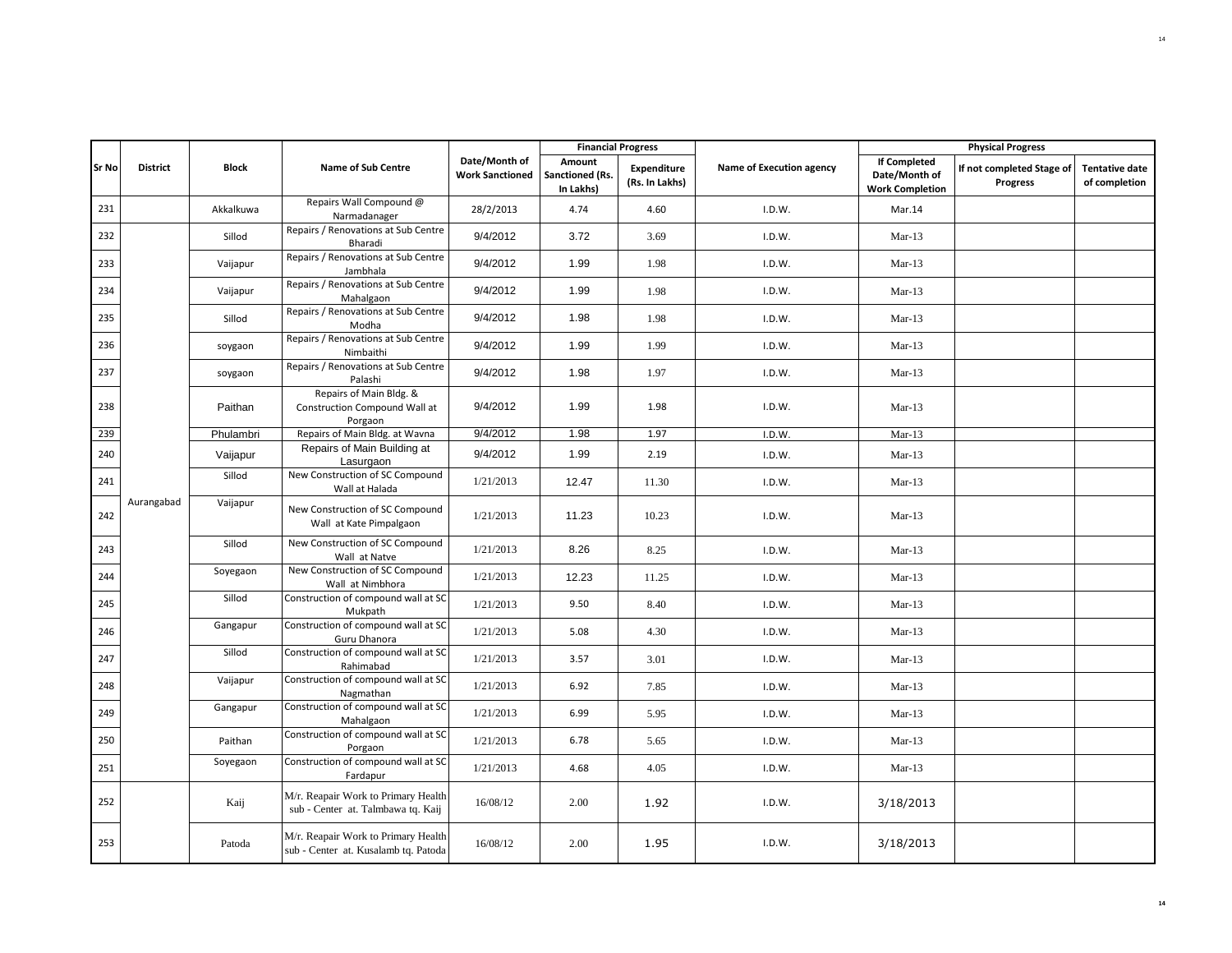| Sr No | District | Block | Name of Sub Centre | Date/Month of Work Sanctioned | Financial Progress | | Name of Execution agency | Physical Progress | | |
|---|---|---|---|---|---|---|---|---|---|---|
| | | | | | Amount Sanctioned (Rs. In Lakhs) | Expenditure (Rs. In Lakhs) | | If Completed Date/Month of Work Completion | If not completed Stage of Progress | Tentative date of completion |
| 231 | | Akkalkuwa | Repairs Wall Compound @ Narmadanager | 28/2/2013 | 4.74 | 4.60 | I.D.W. | Mar.14 | | |
| 232 | Aurangabad | Sillod | Repairs / Renovations at Sub Centre Bharadi | 9/4/2012 | 3.72 | 3.69 | I.D.W. | Mar-13 | | |
| 233 | | Vaijapur | Repairs / Renovations at Sub Centre Jambhala | 9/4/2012 | 1.99 | 1.98 | I.D.W. | Mar-13 | | |
| 234 | | Vaijapur | Repairs / Renovations at Sub Centre Mahalgaon | 9/4/2012 | 1.99 | 1.98 | I.D.W. | Mar-13 | | |
| 235 | | Sillod | Repairs / Renovations at Sub Centre Modha | 9/4/2012 | 1.98 | 1.98 | I.D.W. | Mar-13 | | |
| 236 | | soygaon | Repairs / Renovations at Sub Centre Nimbaithi | 9/4/2012 | 1.99 | 1.99 | I.D.W. | Mar-13 | | |
| 237 | | soygaon | Repairs / Renovations at Sub Centre Palashi | 9/4/2012 | 1.98 | 1.97 | I.D.W. | Mar-13 | | |
| 238 | | Paithan | Repairs of Main Bldg. & Construction Compound Wall at Porgaon | 9/4/2012 | 1.99 | 1.98 | I.D.W. | Mar-13 | | |
| 239 | | Phulambri | Repairs of Main Bldg. at Wavna | 9/4/2012 | 1.98 | 1.97 | I.D.W. | Mar-13 | | |
| 240 | | Vaijapur | Repairs of Main Building at Lasurgaon | 9/4/2012 | 1.99 | 2.19 | I.D.W. | Mar-13 | | |
| 241 | | Sillod | New Construction of SC Compound Wall at Halada | 1/21/2013 | 12.47 | 11.30 | I.D.W. | Mar-13 | | |
| 242 | | Vaijapur | New Construction of SC Compound Wall at Kate Pimpalgaon | 1/21/2013 | 11.23 | 10.23 | I.D.W. | Mar-13 | | |
| 243 | | Sillod | New Construction of SC Compound Wall at Natve | 1/21/2013 | 8.26 | 8.25 | I.D.W. | Mar-13 | | |
| 244 | | Soyegaon | New Construction of SC Compound Wall at Nimbhora | 1/21/2013 | 12.23 | 11.25 | I.D.W. | Mar-13 | | |
| 245 | | Sillod | Construction of compound wall at SC Mukpath | 1/21/2013 | 9.50 | 8.40 | I.D.W. | Mar-13 | | |
| 246 | | Gangapur | Construction of compound wall at SC Guru Dhanora | 1/21/2013 | 5.08 | 4.30 | I.D.W. | Mar-13 | | |
| 247 | | Sillod | Construction of compound wall at SC Rahimabad | 1/21/2013 | 3.57 | 3.01 | I.D.W. | Mar-13 | | |
| 248 | | Vaijapur | Construction of compound wall at SC Nagmathan | 1/21/2013 | 6.92 | 7.85 | I.D.W. | Mar-13 | | |
| 249 | | Gangapur | Construction of compound wall at SC Mahalgaon | 1/21/2013 | 6.99 | 5.95 | I.D.W. | Mar-13 | | |
| 250 | | Paithan | Construction of compound wall at SC Porgaon | 1/21/2013 | 6.78 | 5.65 | I.D.W. | Mar-13 | | |
| 251 | | Soyegaon | Construction of compound wall at SC Fardapur | 1/21/2013 | 4.68 | 4.05 | I.D.W. | Mar-13 | | |
| 252 | | Kaij | M/r. Reapair Work to Primary Health sub - Center at. Talmbawa tq. Kaij | 16/08/12 | 2.00 | 1.92 | I.D.W. | 3/18/2013 | | |
| 253 | | Patoda | M/r. Reapair Work to Primary Health sub - Center at. Kusalamb tq. Patoda | 16/08/12 | 2.00 | 1.95 | I.D.W. | 3/18/2013 | | |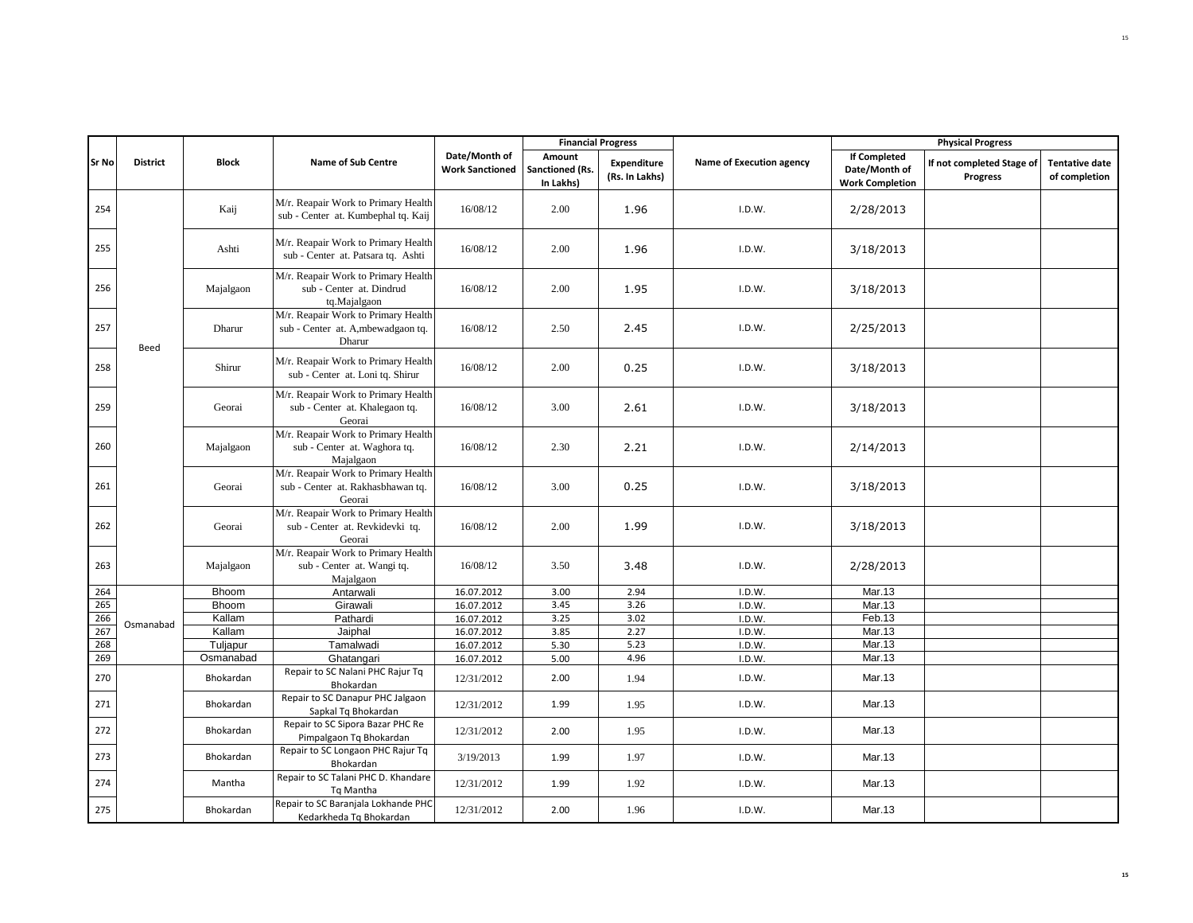| Sr No | District | Block | Name of Sub Centre | Date/Month of Work Sanctioned | Financial Progress | | Name of Execution agency | Physical Progress | | |
|---|---|---|---|---|---|---|---|---|---|---|
| | | | | | Amount Sanctioned (Rs. In Lakhs) | Expenditure (Rs. In Lakhs) | | If Completed Date/Month of Work Completion | If not completed Stage of Progress | Tentative date of completion |
| 254 | Beed | Kaij | M/r. Reapair Work to Primary Health sub - Center at. Kumbephal tq. Kaij | 16/08/12 | 2.00 | 1.96 | I.D.W. | 2/28/2013 | | |
| 255 | | Ashti | M/r. Reapair Work to Primary Health sub - Center at. Patsara tq. Ashti | 16/08/12 | 2.00 | 1.96 | I.D.W. | 3/18/2013 | | |
| 256 | | Majalgaon | M/r. Reapair Work to Primary Health sub - Center at. Dindrud tq.Majalgaon | 16/08/12 | 2.00 | 1.95 | I.D.W. | 3/18/2013 | | |
| 257 | | Dharur | M/r. Reapair Work to Primary Health sub - Center at. A,mbewadgaon tq. Dharur | 16/08/12 | 2.50 | 2.45 | I.D.W. | 2/25/2013 | | |
| 258 | | Shirur | M/r. Reapair Work to Primary Health sub - Center at. Loni tq. Shirur | 16/08/12 | 2.00 | 0.25 | I.D.W. | 3/18/2013 | | |
| 259 | | Georai | M/r. Reapair Work to Primary Health sub - Center at. Khalegaon tq. Georai | 16/08/12 | 3.00 | 2.61 | I.D.W. | 3/18/2013 | | |
| 260 | | Majalgaon | M/r. Reapair Work to Primary Health sub - Center at. Waghora tq. Majalgaon | 16/08/12 | 2.30 | 2.21 | I.D.W. | 2/14/2013 | | |
| 261 | | Georai | M/r. Reapair Work to Primary Health sub - Center at. Rakhasbhawan tq. Georai | 16/08/12 | 3.00 | 0.25 | I.D.W. | 3/18/2013 | | |
| 262 | | Georai | M/r. Reapair Work to Primary Health sub - Center at. Revkidevki tq. Georai | 16/08/12 | 2.00 | 1.99 | I.D.W. | 3/18/2013 | | |
| 263 | | Majalgaon | M/r. Reapair Work to Primary Health sub - Center at. Wangi tq. Majalgaon | 16/08/12 | 3.50 | 3.48 | I.D.W. | 2/28/2013 | | |
| 264 | Osmanabad | Bhoom | Antarwali | 16.07.2012 | 3.00 | 2.94 | I.D.W. | Mar.13 | | |
| 265 | | Bhoom | Girawali | 16.07.2012 | 3.45 | 3.26 | I.D.W. | Mar.13 | | |
| 266 | | Kallam | Pathardi | 16.07.2012 | 3.25 | 3.02 | I.D.W. | Feb.13 | | |
| 267 | | Kallam | Jaiphal | 16.07.2012 | 3.85 | 2.27 | I.D.W. | Mar.13 | | |
| 268 | | Tuljapur | Tamalwadi | 16.07.2012 | 5.30 | 5.23 | I.D.W. | Mar.13 | | |
| 269 | | Osmanabad | Ghatangari | 16.07.2012 | 5.00 | 4.96 | I.D.W. | Mar.13 | | |
| 270 | | Bhokardan | Repair to SC Nalani PHC Rajur Tq Bhokardan | 12/31/2012 | 2.00 | 1.94 | I.D.W. | Mar.13 | | |
| 271 | | Bhokardan | Repair to SC Danapur PHC Jalgaon Sapkal Tq Bhokardan | 12/31/2012 | 1.99 | 1.95 | I.D.W. | Mar.13 | | |
| 272 | | Bhokardan | Repair to SC Sipora Bazar PHC Re Pimpalgaon Tq Bhokardan | 12/31/2012 | 2.00 | 1.95 | I.D.W. | Mar.13 | | |
| 273 | | Bhokardan | Repair to SC Longaon PHC Rajur Tq Bhokardan | 3/19/2013 | 1.99 | 1.97 | I.D.W. | Mar.13 | | |
| 274 | | Mantha | Repair to SC Talani PHC D. Khandare Tq Mantha | 12/31/2012 | 1.99 | 1.92 | I.D.W. | Mar.13 | | |
| 275 | | Bhokardan | Repair to SC Baranjala Lokhande PHC Kedarkheda Tq Bhokardan | 12/31/2012 | 2.00 | 1.96 | I.D.W. | Mar.13 | | |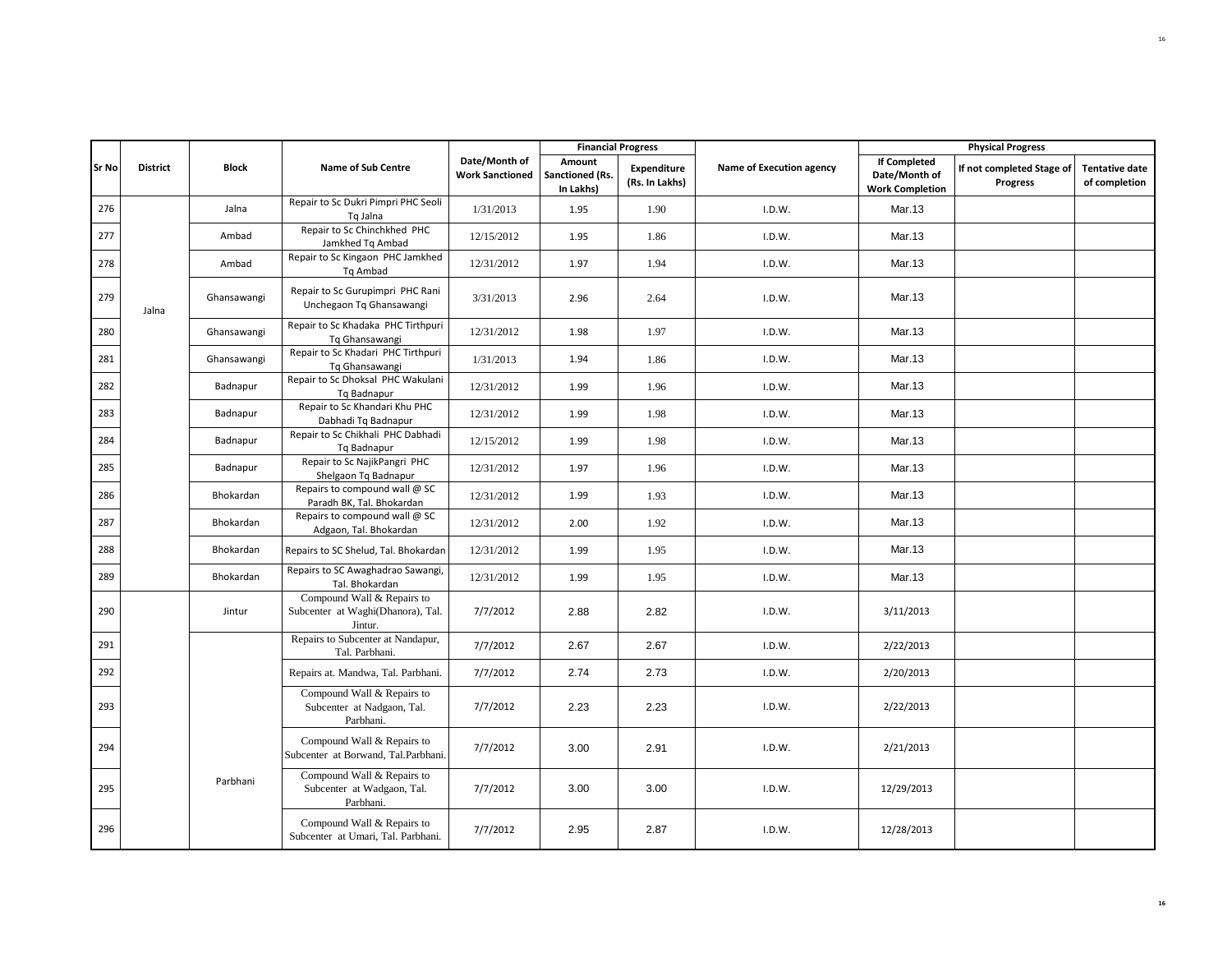| Sr No | District | Block | Name of Sub Centre | Date/Month of Work Sanctioned | Financial Progress | | Name of Execution agency | Physical Progress | | |
|---|---|---|---|---|---|---|---|---|---|---|
| | | | | | Amount Sanctioned (Rs. In Lakhs) | Expenditure (Rs. In Lakhs) | | If Completed Date/Month of Work Completion | If not completed Stage of Progress | Tentative date of completion |
| 276 | Jalna | Jalna | Repair to Sc Dukri Pimpri PHC Seoli Tq Jalna | 1/31/2013 | 1.95 | 1.90 | I.D.W. | Mar.13 | | |
| 277 | | Ambad | Repair to Sc Chinchkhed PHC Jamkhed Tq Ambad | 12/15/2012 | 1.95 | 1.86 | I.D.W. | Mar.13 | | |
| 278 | | Ambad | Repair to Sc Kingaon PHC Jamkhed Tq Ambad | 12/31/2012 | 1.97 | 1.94 | I.D.W. | Mar.13 | | |
| 279 | | Ghansawangi | Repair to Sc Gurupimpri PHC Rani Unchegaon Tq Ghansawangi | 3/31/2013 | 2.96 | 2.64 | I.D.W. | Mar.13 | | |
| 280 | | Ghansawangi | Repair to Sc Khadaka PHC Tirthpuri Tq Ghansawangi | 12/31/2012 | 1.98 | 1.97 | I.D.W. | Mar.13 | | |
| 281 | | Ghansawangi | Repair to Sc Khadari PHC Tirthpuri Tq Ghansawangi | 1/31/2013 | 1.94 | 1.86 | I.D.W. | Mar.13 | | |
| 282 | | Badnapur | Repair to Sc Dhoksal PHC Wakulani Tq Badnapur | 12/31/2012 | 1.99 | 1.96 | I.D.W. | Mar.13 | | |
| 283 | | Badnapur | Repair to Sc Khandari Khu PHC Dabhadi Tq Badnapur | 12/31/2012 | 1.99 | 1.98 | I.D.W. | Mar.13 | | |
| 284 | | Badnapur | Repair to Sc Chikhali PHC Dabhadi Tq Badnapur | 12/15/2012 | 1.99 | 1.98 | I.D.W. | Mar.13 | | |
| 285 | | Badnapur | Repair to Sc NajikPangri PHC Shelgaon Tq Badnapur | 12/31/2012 | 1.97 | 1.96 | I.D.W. | Mar.13 | | |
| 286 | | Bhokardan | Repairs to compound wall @ SC Paradh BK, Tal. Bhokardan | 12/31/2012 | 1.99 | 1.93 | I.D.W. | Mar.13 | | |
| 287 | | Bhokardan | Repairs to compound wall @ SC Adgaon, Tal. Bhokardan | 12/31/2012 | 2.00 | 1.92 | I.D.W. | Mar.13 | | |
| 288 | | Bhokardan | Repairs to SC Shelud, Tal. Bhokardan | 12/31/2012 | 1.99 | 1.95 | I.D.W. | Mar.13 | | |
| 289 | | Bhokardan | Repairs to SC Awaghadrao Sawangi, Tal. Bhokardan | 12/31/2012 | 1.99 | 1.95 | I.D.W. | Mar.13 | | |
| 290 | | Jintur | Compound Wall & Repairs to Subcenter at Waghi(Dhanora), Tal. Jintur. | 7/7/2012 | 2.88 | 2.82 | I.D.W. | 3/11/2013 | | |
| 291 | | Parbhani | Repairs to Subcenter at Nandapur, Tal. Parbhani. | 7/7/2012 | 2.67 | 2.67 | I.D.W. | 2/22/2013 | | |
| 292 | | | Repairs at. Mandwa, Tal. Parbhani. | 7/7/2012 | 2.74 | 2.73 | I.D.W. | 2/20/2013 | | |
| 293 | | | Compound Wall & Repairs to Subcenter at Nadgaon, Tal. Parbhani. | 7/7/2012 | 2.23 | 2.23 | I.D.W. | 2/22/2013 | | |
| 294 | | | Compound Wall & Repairs to Subcenter at Borwand, Tal.Parbhani. | 7/7/2012 | 3.00 | 2.91 | I.D.W. | 2/21/2013 | | |
| 295 | | | Compound Wall & Repairs to Subcenter at Wadgaon, Tal. Parbhani. | 7/7/2012 | 3.00 | 3.00 | I.D.W. | 12/29/2013 | | |
| 296 | | | Compound Wall & Repairs to Subcenter at Umari, Tal. Parbhani. | 7/7/2012 | 2.95 | 2.87 | I.D.W. | 12/28/2013 | | |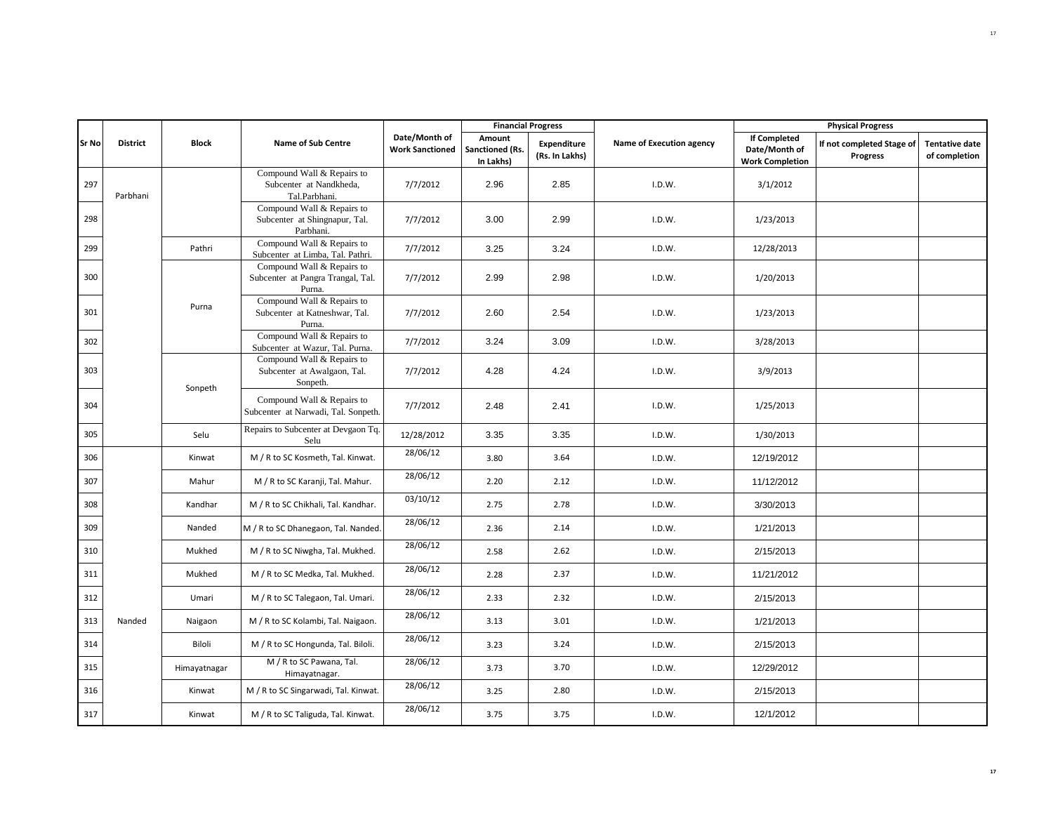| Sr No | District | Block | Name of Sub Centre | Date/Month of Work Sanctioned | Financial Progress | | Name of Execution agency | Physical Progress | | |
|---|---|---|---|---|---|---|---|---|---|---|
| | | | | | Amount Sanctioned (Rs. In Lakhs) | Expenditure (Rs. In Lakhs) | | If Completed Date/Month of Work Completion | If not completed Stage of Progress | Tentative date of completion |
| 297 | Parbhani | | Compound Wall & Repairs to Subcenter at Nandkheda, Tal.Parbhani. | 7/7/2012 | 2.96 | 2.85 | I.D.W. | 3/1/2012 | | |
| 298 | | | Compound Wall & Repairs to Subcenter at Shingnapur, Tal. Parbhani. | 7/7/2012 | 3.00 | 2.99 | I.D.W. | 1/23/2013 | | |
| 299 | | Pathri | Compound Wall & Repairs to Subcenter at Limba, Tal. Pathri. | 7/7/2012 | 3.25 | 3.24 | I.D.W. | 12/28/2013 | | |
| 300 | | Purna | Compound Wall & Repairs to Subcenter at Pangra Trangal, Tal. Purna. | 7/7/2012 | 2.99 | 2.98 | I.D.W. | 1/20/2013 | | |
| 301 | | | Compound Wall & Repairs to Subcenter at Katneshwar, Tal. Purna. | 7/7/2012 | 2.60 | 2.54 | I.D.W. | 1/23/2013 | | |
| 302 | | | Compound Wall & Repairs to Subcenter at Wazur, Tal. Purna. | 7/7/2012 | 3.24 | 3.09 | I.D.W. | 3/28/2013 | | |
| 303 | | Sonpeth | Compound Wall & Repairs to Subcenter at Awalgaon, Tal. Sonpeth. | 7/7/2012 | 4.28 | 4.24 | I.D.W. | 3/9/2013 | | |
| 304 | | | Compound Wall & Repairs to Subcenter at Narwadi, Tal. Sonpeth. | 7/7/2012 | 2.48 | 2.41 | I.D.W. | 1/25/2013 | | |
| 305 | | Selu | Repairs to Subcenter at Devgaon Tq. Selu | 12/28/2012 | 3.35 | 3.35 | I.D.W. | 1/30/2013 | | |
| 306 | Nanded | Kinwat | M / R to SC Kosmeth, Tal. Kinwat. | 28/06/12 | 3.80 | 3.64 | I.D.W. | 12/19/2012 | | |
| 307 | | Mahur | M / R to SC Karanji, Tal. Mahur. | 28/06/12 | 2.20 | 2.12 | I.D.W. | 11/12/2012 | | |
| 308 | | Kandhar | M / R to SC Chikhali, Tal. Kandhar. | 03/10/12 | 2.75 | 2.78 | I.D.W. | 3/30/2013 | | |
| 309 | | Nanded | M / R to SC Dhanegaon, Tal. Nanded. | 28/06/12 | 2.36 | 2.14 | I.D.W. | 1/21/2013 | | |
| 310 | | Mukhed | M / R to SC Niwgha, Tal. Mukhed. | 28/06/12 | 2.58 | 2.62 | I.D.W. | 2/15/2013 | | |
| 311 | | Mukhed | M / R to SC Medka, Tal. Mukhed. | 28/06/12 | 2.28 | 2.37 | I.D.W. | 11/21/2012 | | |
| 312 | | Umari | M / R to SC Talegaon, Tal. Umari. | 28/06/12 | 2.33 | 2.32 | I.D.W. | 2/15/2013 | | |
| 313 | | Naigaon | M / R to SC Kolambi, Tal. Naigaon. | 28/06/12 | 3.13 | 3.01 | I.D.W. | 1/21/2013 | | |
| 314 | | Biloli | M / R to SC Hongunda, Tal. Biloli. | 28/06/12 | 3.23 | 3.24 | I.D.W. | 2/15/2013 | | |
| 315 | | Himayatnagar | M / R to SC Pawana, Tal. Himayatnagar. | 28/06/12 | 3.73 | 3.70 | I.D.W. | 12/29/2012 | | |
| 316 | | Kinwat | M / R to SC Singarwadi, Tal. Kinwat. | 28/06/12 | 3.25 | 2.80 | I.D.W. | 2/15/2013 | | |
| 317 | | Kinwat | M / R to SC Taliguda, Tal. Kinwat. | 28/06/12 | 3.75 | 3.75 | I.D.W. | 12/1/2012 | | |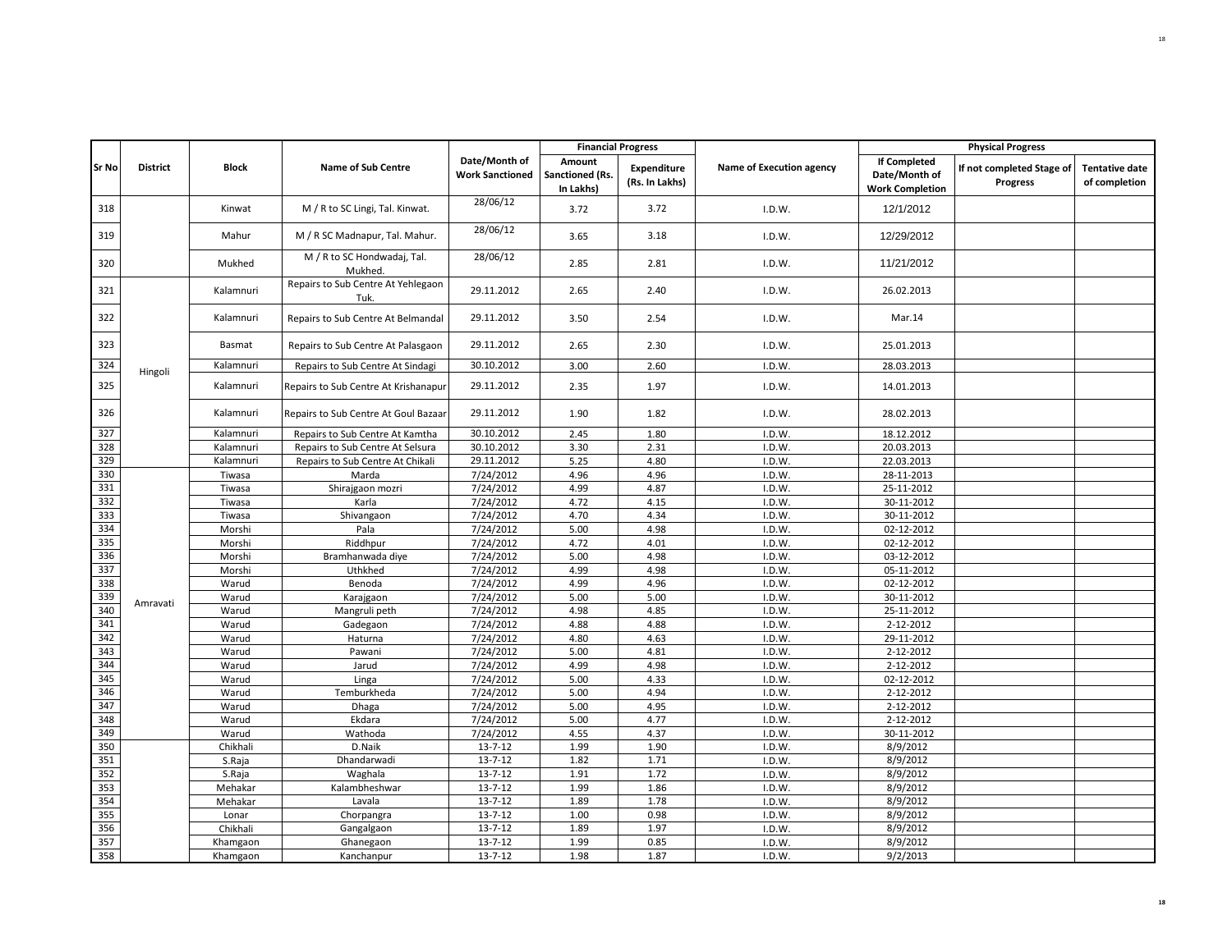| Sr No | District | Block | Name of Sub Centre | Date/Month of Work Sanctioned | Financial Progress | | Name of Execution agency | Physical Progress | | |
|---|---|---|---|---|---|---|---|---|---|---|
| | | | | | Amount Sanctioned (Rs. In Lakhs) | Expenditure (Rs. In Lakhs) | | If Completed Date/Month of Work Completion | If not completed Stage of Progress | Tentative date of completion |
| 318 | | Kinwat | M / R to SC Lingi, Tal. Kinwat. | 28/06/12 | 3.72 | 3.72 | I.D.W. | 12/1/2012 | | |
| 319 | | Mahur | M / R SC Madnapur, Tal. Mahur. | 28/06/12 | 3.65 | 3.18 | I.D.W. | 12/29/2012 | | |
| 320 | | Mukhed | M / R to SC Hondwadaj, Tal. Mukhed. | 28/06/12 | 2.85 | 2.81 | I.D.W. | 11/21/2012 | | |
| 321 | Hingoli | Kalamnuri | Repairs to Sub Centre At Yehlegaon Tuk. | 29.11.2012 | 2.65 | 2.40 | I.D.W. | 26.02.2013 | | |
| 322 | Hingoli | Kalamnuri | Repairs to Sub Centre At Belmandal | 29.11.2012 | 3.50 | 2.54 | I.D.W. | Mar.14 | | |
| 323 | Hingoli | Basmat | Repairs to Sub Centre At Palasgaon | 29.11.2012 | 2.65 | 2.30 | I.D.W. | 25.01.2013 | | |
| 324 | Hingoli | Kalamnuri | Repairs to Sub Centre At Sindagi | 30.10.2012 | 3.00 | 2.60 | I.D.W. | 28.03.2013 | | |
| 325 | Hingoli | Kalamnuri | Repairs to Sub Centre At Krishanapur | 29.11.2012 | 2.35 | 1.97 | I.D.W. | 14.01.2013 | | |
| 326 | Hingoli | Kalamnuri | Repairs to Sub Centre At Goul Bazaar | 29.11.2012 | 1.90 | 1.82 | I.D.W. | 28.02.2013 | | |
| 327 | Hingoli | Kalamnuri | Repairs to Sub Centre At Kamtha | 30.10.2012 | 2.45 | 1.80 | I.D.W. | 18.12.2012 | | |
| 328 | Hingoli | Kalamnuri | Repairs to Sub Centre At Selsura | 30.10.2012 | 3.30 | 2.31 | I.D.W. | 20.03.2013 | | |
| 329 | Hingoli | Kalamnuri | Repairs to Sub Centre At Chikali | 29.11.2012 | 5.25 | 4.80 | I.D.W. | 22.03.2013 | | |
| 330 | Amravati | Tiwasa | Marda | 7/24/2012 | 4.96 | 4.96 | I.D.W. | 28-11-2013 | | |
| 331 | Amravati | Tiwasa | Shirajgaon mozri | 7/24/2012 | 4.99 | 4.87 | I.D.W. | 25-11-2012 | | |
| 332 | Amravati | Tiwasa | Karla | 7/24/2012 | 4.72 | 4.15 | I.D.W. | 30-11-2012 | | |
| 333 | Amravati | Tiwasa | Shivangaon | 7/24/2012 | 4.70 | 4.34 | I.D.W. | 30-11-2012 | | |
| 334 | Amravati | Morshi | Pala | 7/24/2012 | 5.00 | 4.98 | I.D.W. | 02-12-2012 | | |
| 335 | Amravati | Morshi | Riddhpur | 7/24/2012 | 4.72 | 4.01 | I.D.W. | 02-12-2012 | | |
| 336 | Amravati | Morshi | Bramhanwada diye | 7/24/2012 | 5.00 | 4.98 | I.D.W. | 03-12-2012 | | |
| 337 | Amravati | Morshi | Uthkhed | 7/24/2012 | 4.99 | 4.98 | I.D.W. | 05-11-2012 | | |
| 338 | Amravati | Warud | Benoda | 7/24/2012 | 4.99 | 4.96 | I.D.W. | 02-12-2012 | | |
| 339 | Amravati | Warud | Karajgaon | 7/24/2012 | 5.00 | 5.00 | I.D.W. | 30-11-2012 | | |
| 340 | Amravati | Warud | Mangruli peth | 7/24/2012 | 4.98 | 4.85 | I.D.W. | 25-11-2012 | | |
| 341 | Amravati | Warud | Gadegaon | 7/24/2012 | 4.88 | 4.88 | I.D.W. | 2-12-2012 | | |
| 342 | Amravati | Warud | Haturna | 7/24/2012 | 4.80 | 4.63 | I.D.W. | 29-11-2012 | | |
| 343 | Amravati | Warud | Pawani | 7/24/2012 | 5.00 | 4.81 | I.D.W. | 2-12-2012 | | |
| 344 | Amravati | Warud | Jarud | 7/24/2012 | 4.99 | 4.98 | I.D.W. | 2-12-2012 | | |
| 345 | Amravati | Warud | Linga | 7/24/2012 | 5.00 | 4.33 | I.D.W. | 02-12-2012 | | |
| 346 | Amravati | Warud | Temburkheda | 7/24/2012 | 5.00 | 4.94 | I.D.W. | 2-12-2012 | | |
| 347 | Amravati | Warud | Dhaga | 7/24/2012 | 5.00 | 4.95 | I.D.W. | 2-12-2012 | | |
| 348 | Amravati | Warud | Ekdara | 7/24/2012 | 5.00 | 4.77 | I.D.W. | 2-12-2012 | | |
| 349 | Amravati | Warud | Wathoda | 7/24/2012 | 4.55 | 4.37 | I.D.W. | 30-11-2012 | | |
| 350 | | Chikhali | D.Naik | 13-7-12 | 1.99 | 1.90 | I.D.W. | 8/9/2012 | | |
| 351 | | S.Raja | Dhandarwadi | 13-7-12 | 1.82 | 1.71 | I.D.W. | 8/9/2012 | | |
| 352 | | S.Raja | Waghala | 13-7-12 | 1.91 | 1.72 | I.D.W. | 8/9/2012 | | |
| 353 | | Mehakar | Kalambheshwar | 13-7-12 | 1.99 | 1.86 | I.D.W. | 8/9/2012 | | |
| 354 | | Mehakar | Lavala | 13-7-12 | 1.89 | 1.78 | I.D.W. | 8/9/2012 | | |
| 355 | | Lonar | Chorpangra | 13-7-12 | 1.00 | 0.98 | I.D.W. | 8/9/2012 | | |
| 356 | | Chikhali | Gangalgaon | 13-7-12 | 1.89 | 1.97 | I.D.W. | 8/9/2012 | | |
| 357 | | Khamgaon | Ghanegaon | 13-7-12 | 1.99 | 0.85 | I.D.W. | 8/9/2012 | | |
| 358 | | Khamgaon | Kanchanpur | 13-7-12 | 1.98 | 1.87 | I.D.W. | 9/2/2013 | | |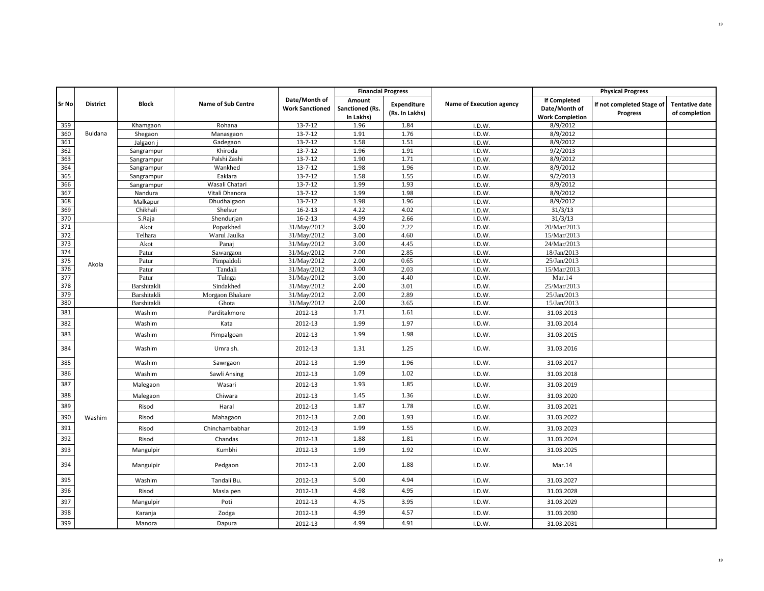| Sr No | District | Block | Name of Sub Centre | Date/Month of Work Sanctioned | Financial Progress | | Name of Execution agency | Physical Progress | | |
|---|---|---|---|---|---|---|---|---|---|---|
| | | | | | Amount Sanctioned (Rs. In Lakhs) | Expenditure (Rs. In Lakhs) | | If Completed Date/Month of Work Completion | If not completed Stage of Progress | Tentative date of completion |
| 359 | Buldana | Khamgaon | Rohana | 13-7-12 | 1.96 | 1.84 | I.D.W. | 8/9/2012 | | |
| 360 | | Shegaon | Manasgaon | 13-7-12 | 1.91 | 1.76 | I.D.W. | 8/9/2012 | | |
| 361 | | Jalgaon j | Gadegaon | 13-7-12 | 1.58 | 1.51 | I.D.W. | 8/9/2012 | | |
| 362 | | Sangrampur | Khiroda | 13-7-12 | 1.96 | 1.91 | I.D.W. | 9/2/2013 | | |
| 363 | | Sangrampur | Palshi Zashi | 13-7-12 | 1.90 | 1.71 | I.D.W. | 8/9/2012 | | |
| 364 | | Sangrampur | Wankhed | 13-7-12 | 1.98 | 1.96 | I.D.W. | 8/9/2012 | | |
| 365 | | Sangrampur | Eaklara | 13-7-12 | 1.58 | 1.55 | I.D.W. | 9/2/2013 | | |
| 366 | | Sangrampur | Wasali Chatari | 13-7-12 | 1.99 | 1.93 | I.D.W. | 8/9/2012 | | |
| 367 | | Nandura | Vitali Dhanora | 13-7-12 | 1.99 | 1.98 | I.D.W. | 8/9/2012 | | |
| 368 | | Malkapur | Dhudhalgaon | 13-7-12 | 1.98 | 1.96 | I.D.W. | 8/9/2012 | | |
| 369 | | Chikhali | Shelsur | 16-2-13 | 4.22 | 4.02 | I.D.W. | 31/3/13 | | |
| 370 | | S.Raja | Shendurjan | 16-2-13 | 4.99 | 2.66 | I.D.W. | 31/3/13 | | |
| 371 | Akola | Akot | Popatkhed | 31/May/2012 | 3.00 | 2.22 | I.D.W. | 20/Mar/2013 | | |
| 372 | | Telhara | Warul Jaulka | 31/May/2012 | 3.00 | 4.60 | I.D.W. | 15/Mar/2013 | | |
| 373 | | Akot | Panaj | 31/May/2012 | 3.00 | 4.45 | I.D.W. | 24/Mar/2013 | | |
| 374 | | Patur | Sawargaon | 31/May/2012 | 2.00 | 2.85 | I.D.W. | 18/Jan/2013 | | |
| 375 | | Patur | Pimpaldoli | 31/May/2012 | 2.00 | 0.65 | I.D.W. | 25/Jan/2013 | | |
| 376 | | Patur | Tandali | 31/May/2012 | 3.00 | 2.03 | I.D.W. | 15/Mar/2013 | | |
| 377 | | Patur | Tulnga | 31/May/2012 | 3.00 | 4.40 | I.D.W. | Mar.14 | | |
| 378 | | Barshitakli | Sindakhed | 31/May/2012 | 2.00 | 3.01 | I.D.W. | 25/Mar/2013 | | |
| 379 | | Barshitakli | Morgaon Bhakare | 31/May/2012 | 2.00 | 2.89 | I.D.W. | 25/Jan/2013 | | |
| 380 | | Barshitakli | Ghota | 31/May/2012 | 2.00 | 3.65 | I.D.W. | 15/Jan/2013 | | |
| 381 | Washim | Washim | Parditakmore | 2012-13 | 1.71 | 1.61 | I.D.W. | 31.03.2013 | | |
| 382 | | Washim | Kata | 2012-13 | 1.99 | 1.97 | I.D.W. | 31.03.2014 | | |
| 383 | | Washim | Pimpalgoan | 2012-13 | 1.99 | 1.98 | I.D.W. | 31.03.2015 | | |
| 384 | | Washim | Umra sh. | 2012-13 | 1.31 | 1.25 | I.D.W. | 31.03.2016 | | |
| 385 | | Washim | Sawrgaon | 2012-13 | 1.99 | 1.96 | I.D.W. | 31.03.2017 | | |
| 386 | | Washim | Sawli Ansing | 2012-13 | 1.09 | 1.02 | I.D.W. | 31.03.2018 | | |
| 387 | | Malegaon | Wasari | 2012-13 | 1.93 | 1.85 | I.D.W. | 31.03.2019 | | |
| 388 | | Malegaon | Chiwara | 2012-13 | 1.45 | 1.36 | I.D.W. | 31.03.2020 | | |
| 389 | | Risod | Haral | 2012-13 | 1.87 | 1.78 | I.D.W. | 31.03.2021 | | |
| 390 | | Risod | Mahagaon | 2012-13 | 2.00 | 1.93 | I.D.W. | 31.03.2022 | | |
| 391 | | Risod | Chinchambabhar | 2012-13 | 1.99 | 1.55 | I.D.W. | 31.03.2023 | | |
| 392 | | Risod | Chandas | 2012-13 | 1.88 | 1.81 | I.D.W. | 31.03.2024 | | |
| 393 | | Mangulpir | Kumbhi | 2012-13 | 1.99 | 1.92 | I.D.W. | 31.03.2025 | | |
| 394 | | Mangulpir | Pedgaon | 2012-13 | 2.00 | 1.88 | I.D.W. | Mar.14 | | |
| 395 | | Washim | Tandali Bu. | 2012-13 | 5.00 | 4.94 | I.D.W. | 31.03.2027 | | |
| 396 | | Risod | Masla pen | 2012-13 | 4.98 | 4.95 | I.D.W. | 31.03.2028 | | |
| 397 | | Mangulpir | Poti | 2012-13 | 4.75 | 3.95 | I.D.W. | 31.03.2029 | | |
| 398 | | Karanja | Zodga | 2012-13 | 4.99 | 4.57 | I.D.W. | 31.03.2030 | | |
| 399 | | Manora | Dapura | 2012-13 | 4.99 | 4.91 | I.D.W. | 31.03.2031 | | |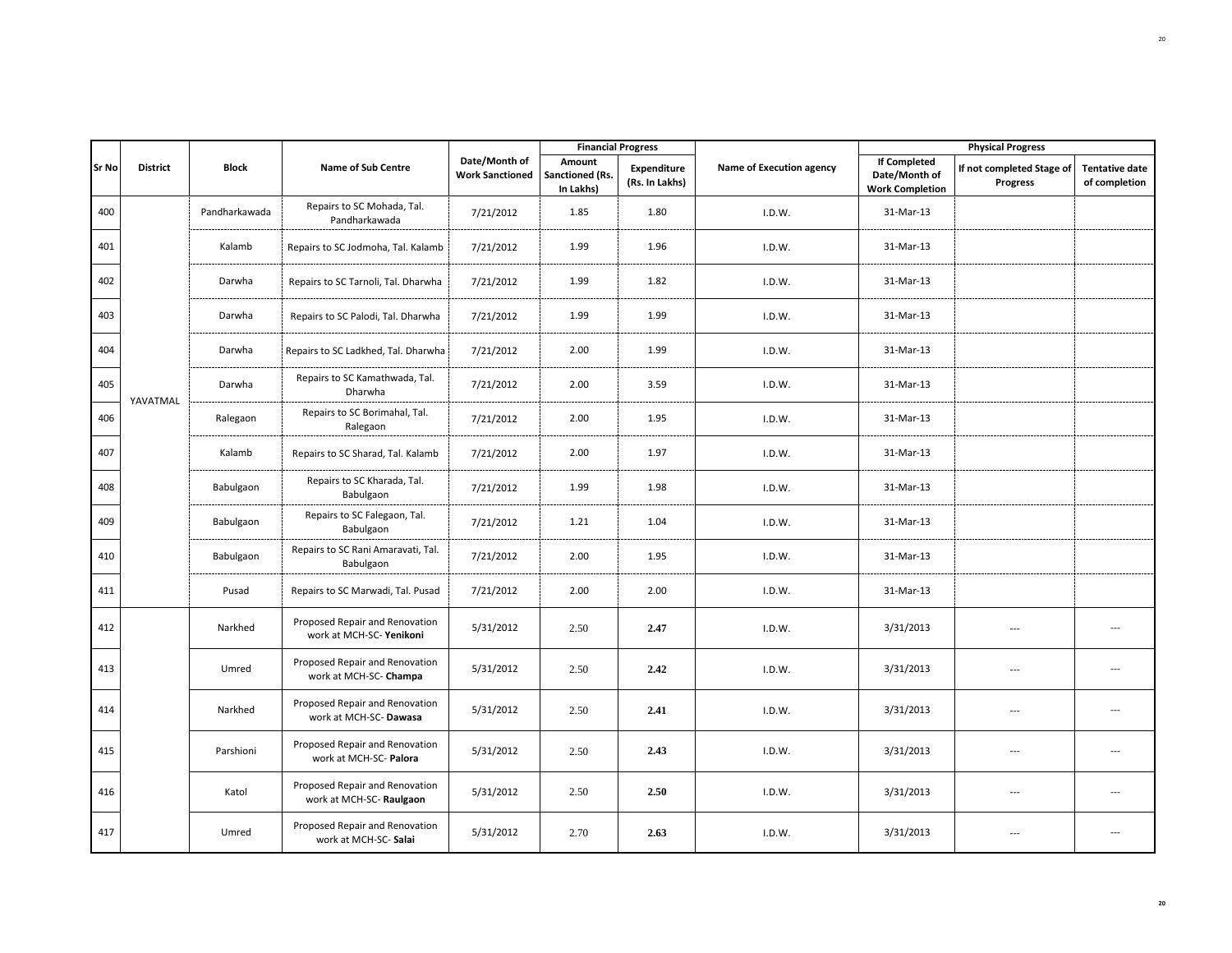| Sr No | District | Block | Name of Sub Centre | Date/Month of Work Sanctioned | Financial Progress | | Name of Execution agency | Physical Progress | | |
|---|---|---|---|---|---|---|---|---|---|---|
| | | | | | Amount Sanctioned (Rs. In Lakhs) | Expenditure (Rs. In Lakhs) | | If Completed Date/Month of Work Completion | If not completed Stage of Progress | Tentative date of completion |
| 400 | YAVATMAL | Pandharkawada | Repairs to SC Mohada, Tal. Pandharkawada | 7/21/2012 | 1.85 | 1.80 | I.D.W. | 31-Mar-13 | | |
| 401 | | Kalamb | Repairs to SC Jodmoha, Tal. Kalamb | 7/21/2012 | 1.99 | 1.96 | I.D.W. | 31-Mar-13 | | |
| 402 | | Darwha | Repairs to SC Tarnoli, Tal. Dharwha | 7/21/2012 | 1.99 | 1.82 | I.D.W. | 31-Mar-13 | | |
| 403 | | Darwha | Repairs to SC Palodi, Tal. Dharwha | 7/21/2012 | 1.99 | 1.99 | I.D.W. | 31-Mar-13 | | |
| 404 | | Darwha | Repairs to SC Ladkhed, Tal. Dharwha | 7/21/2012 | 2.00 | 1.99 | I.D.W. | 31-Mar-13 | | |
| 405 | | Darwha | Repairs to SC Kamathwada, Tal. Dharwha | 7/21/2012 | 2.00 | 3.59 | I.D.W. | 31-Mar-13 | | |
| 406 | | Ralegaon | Repairs to SC Borimahal, Tal. Ralegaon | 7/21/2012 | 2.00 | 1.95 | I.D.W. | 31-Mar-13 | | |
| 407 | | Kalamb | Repairs to SC Sharad, Tal. Kalamb | 7/21/2012 | 2.00 | 1.97 | I.D.W. | 31-Mar-13 | | |
| 408 | | Babulgaon | Repairs to SC Kharada, Tal. Babulgaon | 7/21/2012 | 1.99 | 1.98 | I.D.W. | 31-Mar-13 | | |
| 409 | | Babulgaon | Repairs to SC Falegaon, Tal. Babulgaon | 7/21/2012 | 1.21 | 1.04 | I.D.W. | 31-Mar-13 | | |
| 410 | | Babulgaon | Repairs to SC Rani Amaravati, Tal. Babulgaon | 7/21/2012 | 2.00 | 1.95 | I.D.W. | 31-Mar-13 | | |
| 411 | | Pusad | Repairs to SC Marwadi, Tal. Pusad | 7/21/2012 | 2.00 | 2.00 | I.D.W. | 31-Mar-13 | | |
| 412 | | Narkhed | Proposed Repair and Renovation work at MCH-SC- **Yenikoni** | 5/31/2012 | 2.50 | **2.47** | I.D.W. | 3/31/2013 | --- | --- |
| 413 | | Umred | Proposed Repair and Renovation work at MCH-SC- **Champa** | 5/31/2012 | 2.50 | **2.42** | I.D.W. | 3/31/2013 | --- | --- |
| 414 | | Narkhed | Proposed Repair and Renovation work at MCH-SC- **Dawasa** | 5/31/2012 | 2.50 | **2.41** | I.D.W. | 3/31/2013 | --- | --- |
| 415 | | Parshioni | Proposed Repair and Renovation work at MCH-SC- **Palora** | 5/31/2012 | 2.50 | **2.43** | I.D.W. | 3/31/2013 | --- | --- |
| 416 | | Katol | Proposed Repair and Renovation work at MCH-SC- **Raulgaon** | 5/31/2012 | 2.50 | **2.50** | I.D.W. | 3/31/2013 | --- | --- |
| 417 | | Umred | Proposed Repair and Renovation work at MCH-SC- **Salai** | 5/31/2012 | 2.70 | **2.63** | I.D.W. | 3/31/2013 | --- | --- |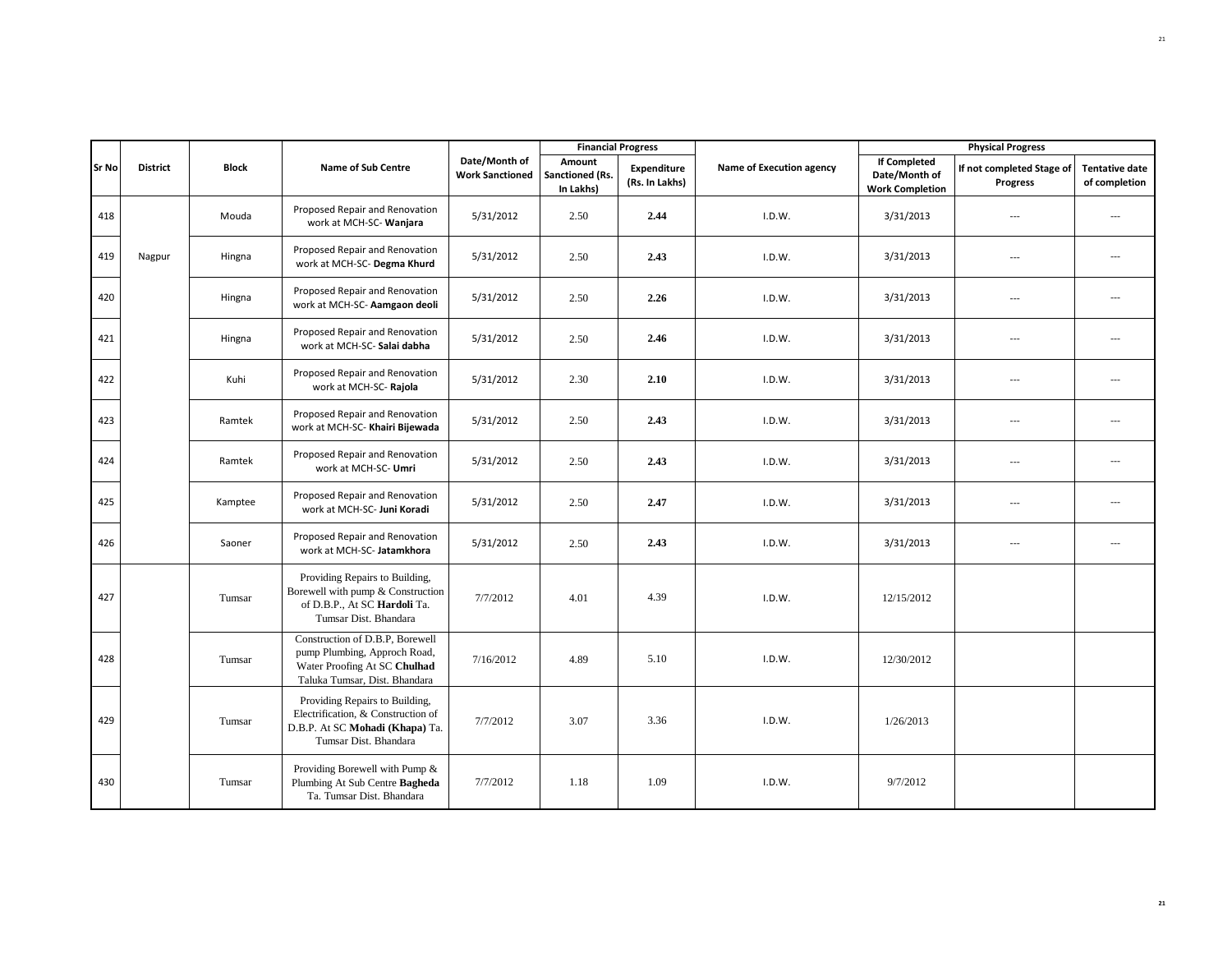| Sr No | District | Block | Name of Sub Centre | Date/Month of Work Sanctioned | Financial Progress | | Name of Execution agency | Physical Progress | | |
|---|---|---|---|---|---|---|---|---|---|---|
| | | | | | Amount Sanctioned (Rs. In Lakhs) | Expenditure (Rs. In Lakhs) | | If Completed Date/Month of Work Completion | If not completed Stage of Progress | Tentative date of completion |
| 418 | Nagpur | Mouda | Proposed Repair and Renovation work at MCH-SC- **Wanjara** | 5/31/2012 | 2.50 | **2.44** | I.D.W. | 3/31/2013 | --- | --- |
| 419 | | Hingna | Proposed Repair and Renovation work at MCH-SC- **Degma Khurd** | 5/31/2012 | 2.50 | **2.43** | I.D.W. | 3/31/2013 | --- | --- |
| 420 | | Hingna | Proposed Repair and Renovation work at MCH-SC- **Aamgaon deoli** | 5/31/2012 | 2.50 | **2.26** | I.D.W. | 3/31/2013 | --- | --- |
| 421 | | Hingna | Proposed Repair and Renovation work at MCH-SC- **Salai dabha** | 5/31/2012 | 2.50 | **2.46** | I.D.W. | 3/31/2013 | --- | --- |
| 422 | | Kuhi | Proposed Repair and Renovation work at MCH-SC- **Rajola** | 5/31/2012 | 2.30 | **2.10** | I.D.W. | 3/31/2013 | --- | --- |
| 423 | | Ramtek | Proposed Repair and Renovation work at MCH-SC- **Khairi Bijewada** | 5/31/2012 | 2.50 | **2.43** | I.D.W. | 3/31/2013 | --- | --- |
| 424 | | Ramtek | Proposed Repair and Renovation work at MCH-SC- **Umri** | 5/31/2012 | 2.50 | **2.43** | I.D.W. | 3/31/2013 | --- | --- |
| 425 | | Kamptee | Proposed Repair and Renovation work at MCH-SC- **Juni Koradi** | 5/31/2012 | 2.50 | **2.47** | I.D.W. | 3/31/2013 | --- | --- |
| 426 | | Saoner | Proposed Repair and Renovation work at MCH-SC- **Jatamkhora** | 5/31/2012 | 2.50 | **2.43** | I.D.W. | 3/31/2013 | --- | --- |
| 427 | | Tumsar | Providing Repairs to Building, Borewell with pump & Construction of D.B.P., At SC **Hardoli** Ta. Tumsar Dist. Bhandara | 7/7/2012 | 4.01 | 4.39 | I.D.W. | 12/15/2012 | | |
| 428 | | Tumsar | Construction of D.B.P, Borewell pump Plumbing, Approch Road, Water Proofing At SC **Chulhad** Taluka Tumsar, Dist. Bhandara | 7/16/2012 | 4.89 | 5.10 | I.D.W. | 12/30/2012 | | |
| 429 | | Tumsar | Providing Repairs to Building, Electrification, & Construction of D.B.P. At SC **Mohadi (Khapa)** Ta. Tumsar Dist. Bhandara | 7/7/2012 | 3.07 | 3.36 | I.D.W. | 1/26/2013 | | |
| 430 | | Tumsar | Providing Borewell with Pump & Plumbing At Sub Centre **Bagheda** Ta. Tumsar Dist. Bhandara | 7/7/2012 | 1.18 | 1.09 | I.D.W. | 9/7/2012 | | |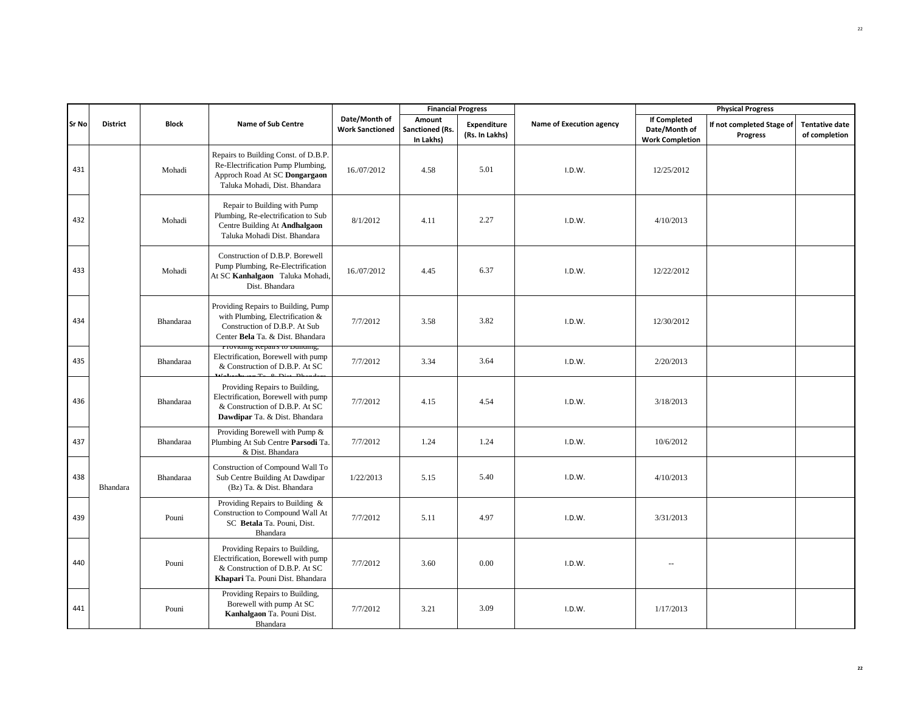| Sr No | District | Block | Name of Sub Centre | Date/Month of Work Sanctioned | Financial Progress | | Name of Execution agency | Physical Progress | | |
|---|---|---|---|---|---|---|---|---|---|---|
| | | | | | Amount Sanctioned (Rs. In Lakhs) | Expenditure (Rs. In Lakhs) | | If Completed Date/Month of Work Completion | If not completed Stage of Progress | Tentative date of completion |
| 431 | Bhandara | Mohadi | Repairs to Building Const. of D.B.P. Re-Electrification Pump Plumbing, Approch Road At SC **Dongargaon** Taluka Mohadi, Dist. Bhandara | 16./07/2012 | 4.58 | 5.01 | I.D.W. | 12/25/2012 | | |
| 432 | Bhandara | Mohadi | Repair to Building with Pump Plumbing, Re-electrification to Sub Centre Building At **Andhalgaon** Taluka Mohadi Dist. Bhandara | 8/1/2012 | 4.11 | 2.27 | I.D.W. | 4/10/2013 | | |
| 433 | Bhandara | Mohadi | Construction of D.B.P. Borewell Pump Plumbing, Re-Electrification At SC **Kanhalgaon** Taluka Mohadi, Dist. Bhandara | 16./07/2012 | 4.45 | 6.37 | I.D.W. | 12/22/2012 | | |
| 434 | Bhandara | Bhandaraa | Providing Repairs to Building, Pump with Plumbing, Electrification & Construction of D.B.P. At Sub Center **Bela** Ta. & Dist. Bhandara | 7/7/2012 | 3.58 | 3.82 | I.D.W. | 12/30/2012 | | |
| 435 | Bhandara | Bhandaraa | Providing Repairs to Building, Electrification, Borewell with pump & Construction of D.B.P. At SC **Wakeshwar** Ta. & Dist. Bhandara | 7/7/2012 | 3.34 | 3.64 | I.D.W. | 2/20/2013 | | |
| 436 | Bhandara | Bhandaraa | Providing Repairs to Building, Electrification, Borewell with pump & Construction of D.B.P. At SC **Dawdipar** Ta. & Dist. Bhandara | 7/7/2012 | 4.15 | 4.54 | I.D.W. | 3/18/2013 | | |
| 437 | Bhandara | Bhandaraa | Providing Borewell with Pump & Plumbing At Sub Centre **Parsodi** Ta. & Dist. Bhandara | 7/7/2012 | 1.24 | 1.24 | I.D.W. | 10/6/2012 | | |
| 438 | Bhandara | Bhandaraa | Construction of Compound Wall To Sub Centre Building At Dawdipar (Bz) Ta. & Dist. Bhandara | 1/22/2013 | 5.15 | 5.40 | I.D.W. | 4/10/2013 | | |
| 439 | Bhandara | Pouni | Providing Repairs to Building & Construction to Compound Wall At SC **Betala** Ta. Pouni, Dist. Bhandara | 7/7/2012 | 5.11 | 4.97 | I.D.W. | 3/31/2013 | | |
| 440 | Bhandara | Pouni | Providing Repairs to Building, Electrification, Borewell with pump & Construction of D.B.P. At SC **Khapari** Ta. Pouni Dist. Bhandara | 7/7/2012 | 3.60 | 0.00 | I.D.W. | -- | | |
| 441 | Bhandara | Pouni | Providing Repairs to Building, Borewell with pump At SC **Kanhalgaon** Ta. Pouni Dist. Bhandara | 7/7/2012 | 3.21 | 3.09 | I.D.W. | 1/17/2013 | | |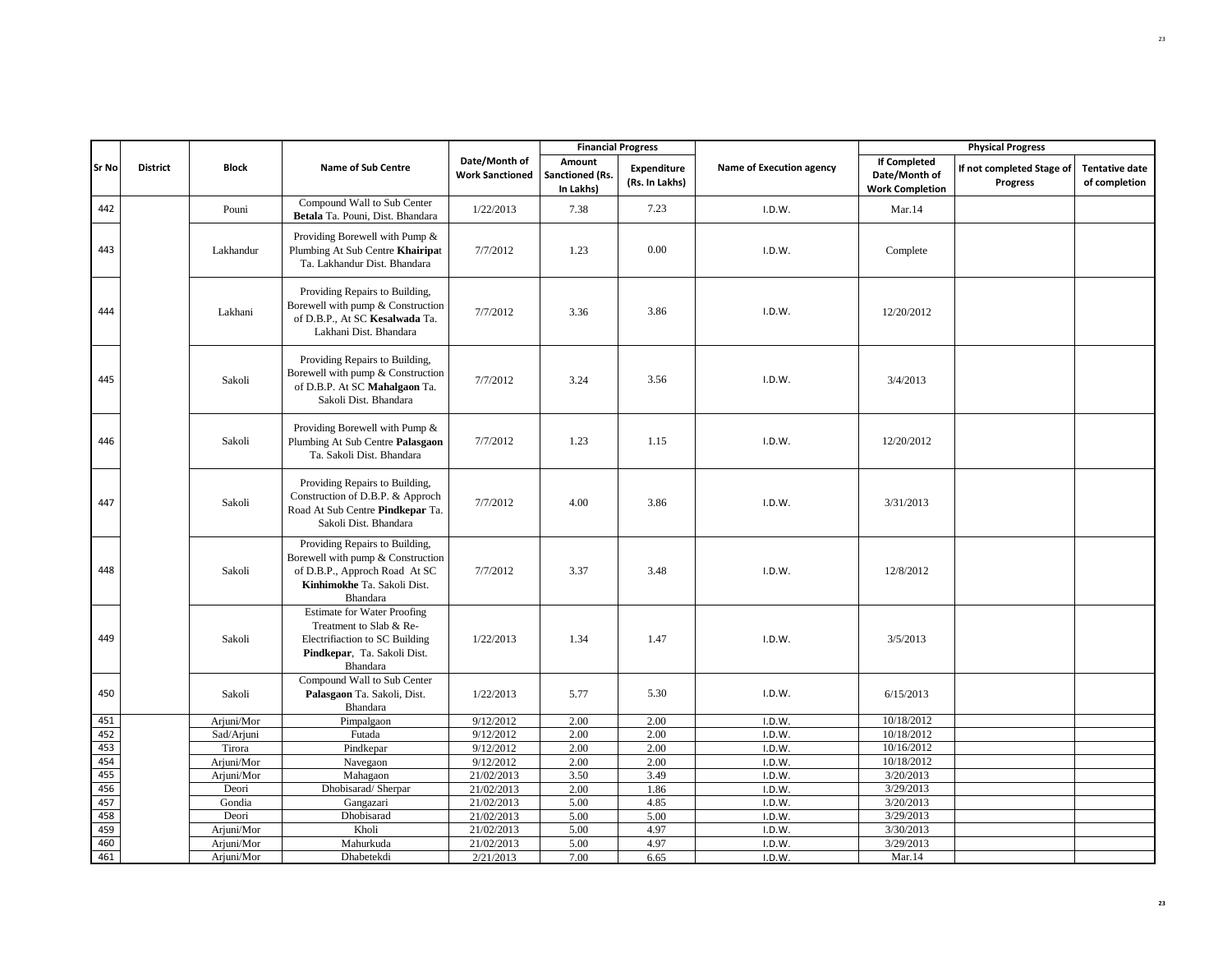| Sr No | District | Block | Name of Sub Centre | Date/Month of Work Sanctioned | Financial Progress | | Name of Execution agency | Physical Progress | | |
|---|---|---|---|---|---|---|---|---|---|---|
| | | | | | Amount Sanctioned (Rs. In Lakhs) | Expenditure (Rs. In Lakhs) | | If Completed Date/Month of Work Completion | If not completed Stage of Progress | Tentative date of completion |
| 442 | | Pouni | Compound Wall to Sub Center **Betala** Ta. Pouni, Dist. Bhandara | 1/22/2013 | 7.38 | 7.23 | I.D.W. | Mar.14 | | |
| 443 | | Lakhandur | Providing Borewell with Pump & Plumbing At Sub Centre **Khairipa**t Ta. Lakhandur Dist. Bhandara | 7/7/2012 | 1.23 | 0.00 | I.D.W. | Complete | | |
| 444 | | Lakhani | Providing Repairs to Building, Borewell with pump & Construction of D.B.P., At SC **Kesalwada** Ta. Lakhani Dist. Bhandara | 7/7/2012 | 3.36 | 3.86 | I.D.W. | 12/20/2012 | | |
| 445 | | Sakoli | Providing Repairs to Building, Borewell with pump & Construction of D.B.P. At SC **Mahalgaon** Ta. Sakoli Dist. Bhandara | 7/7/2012 | 3.24 | 3.56 | I.D.W. | 3/4/2013 | | |
| 446 | | Sakoli | Providing Borewell with Pump & Plumbing At Sub Centre **Palasgaon** Ta. Sakoli Dist. Bhandara | 7/7/2012 | 1.23 | 1.15 | I.D.W. | 12/20/2012 | | |
| 447 | | Sakoli | Providing Repairs to Building, Construction of D.B.P. & Approch Road At Sub Centre **Pindkepar** Ta. Sakoli Dist. Bhandara | 7/7/2012 | 4.00 | 3.86 | I.D.W. | 3/31/2013 | | |
| 448 | | Sakoli | Providing Repairs to Building, Borewell with pump & Construction of D.B.P., Approch Road At SC **Kinhimokhe** Ta. Sakoli Dist. Bhandara | 7/7/2012 | 3.37 | 3.48 | I.D.W. | 12/8/2012 | | |
| 449 | | Sakoli | Estimate for Water Proofing Treatment to Slab & Re-Electrifiaction to SC Building **Pindkepar**, Ta. Sakoli Dist. Bhandara | 1/22/2013 | 1.34 | 1.47 | I.D.W. | 3/5/2013 | | |
| 450 | | Sakoli | Compound Wall to Sub Center **Palasgaon** Ta. Sakoli, Dist. Bhandara | 1/22/2013 | 5.77 | 5.30 | I.D.W. | 6/15/2013 | | |
| 451 | | Arjuni/Mor | Pimpalgaon | 9/12/2012 | 2.00 | 2.00 | I.D.W. | 10/18/2012 | | |
| 452 | | Sad/Arjuni | Futada | 9/12/2012 | 2.00 | 2.00 | I.D.W. | 10/18/2012 | | |
| 453 | | Tirora | Pindkepar | 9/12/2012 | 2.00 | 2.00 | I.D.W. | 10/16/2012 | | |
| 454 | | Arjuni/Mor | Navegaon | 9/12/2012 | 2.00 | 2.00 | I.D.W. | 10/18/2012 | | |
| 455 | | Arjuni/Mor | Mahagaon | 21/02/2013 | 3.50 | 3.49 | I.D.W. | 3/20/2013 | | |
| 456 | | Deori | Dhobisarad/ Sherpar | 21/02/2013 | 2.00 | 1.86 | I.D.W. | 3/29/2013 | | |
| 457 | | Gondia | Gangazari | 21/02/2013 | 5.00 | 4.85 | I.D.W. | 3/20/2013 | | |
| 458 | | Deori | Dhobisarad | 21/02/2013 | 5.00 | 5.00 | I.D.W. | 3/29/2013 | | |
| 459 | | Arjuni/Mor | Kholi | 21/02/2013 | 5.00 | 4.97 | I.D.W. | 3/30/2013 | | |
| 460 | | Arjuni/Mor | Mahurkuda | 21/02/2013 | 5.00 | 4.97 | I.D.W. | 3/29/2013 | | |
| 461 | | Arjuni/Mor | Dhabetekdi | 2/21/2013 | 7.00 | 6.65 | I.D.W. | Mar.14 | | |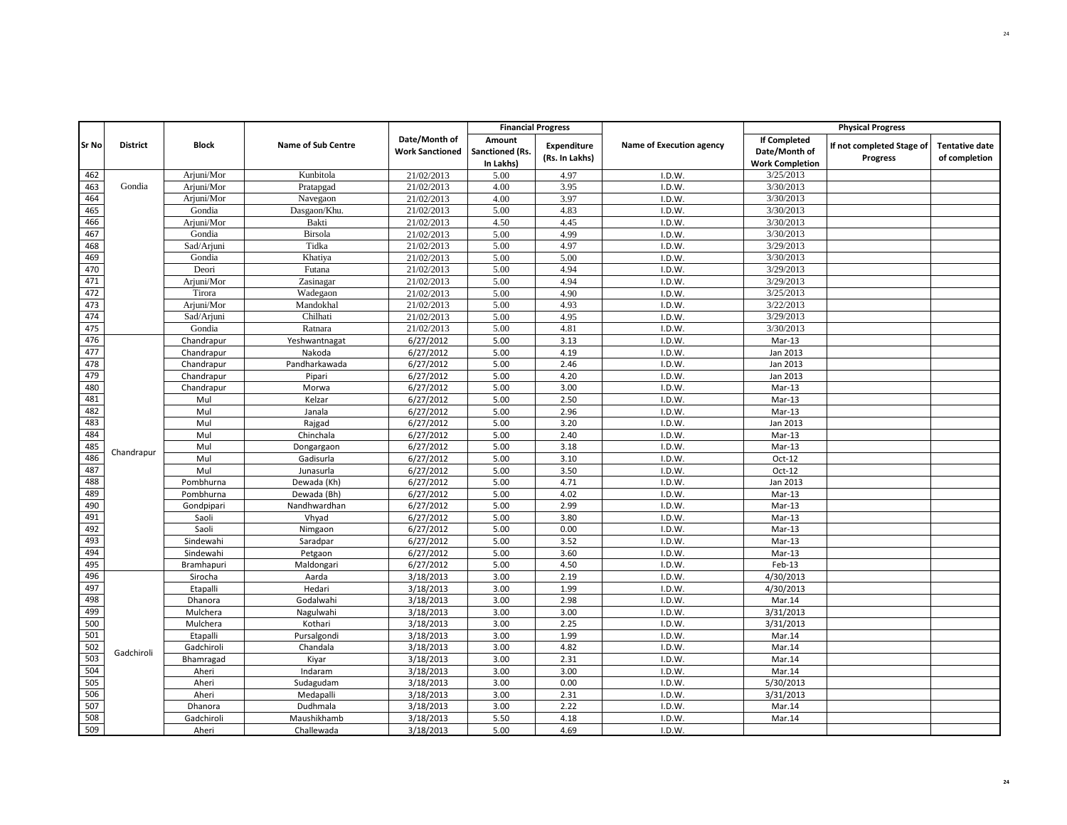| Sr No | District | Block | Name of Sub Centre | Date/Month of Work Sanctioned | Financial Progress | | Name of Execution agency | Physical Progress | | |
|---|---|---|---|---|---|---|---|---|---|---|
| | | | | | Amount Sanctioned (Rs. In Lakhs) | Expenditure (Rs. In Lakhs) | | If Completed Date/Month of Work Completion | If not completed Stage of Progress | Tentative date of completion |
| 462 | Gondia | Arjuni/Mor | Kunbitola | 21/02/2013 | 5.00 | 4.97 | I.D.W. | 3/25/2013 | | |
| 463 | | Arjuni/Mor | Pratapgad | 21/02/2013 | 4.00 | 3.95 | I.D.W. | 3/30/2013 | | |
| 464 | | Arjuni/Mor | Navegaon | 21/02/2013 | 4.00 | 3.97 | I.D.W. | 3/30/2013 | | |
| 465 | | Gondia | Dasgaon/Khu. | 21/02/2013 | 5.00 | 4.83 | I.D.W. | 3/30/2013 | | |
| 466 | | Arjuni/Mor | Bakti | 21/02/2013 | 4.50 | 4.45 | I.D.W. | 3/30/2013 | | |
| 467 | | Gondia | Birsola | 21/02/2013 | 5.00 | 4.99 | I.D.W. | 3/30/2013 | | |
| 468 | | Sad/Arjuni | Tidka | 21/02/2013 | 5.00 | 4.97 | I.D.W. | 3/29/2013 | | |
| 469 | | Gondia | Khatiya | 21/02/2013 | 5.00 | 5.00 | I.D.W. | 3/30/2013 | | |
| 470 | | Deori | Futana | 21/02/2013 | 5.00 | 4.94 | I.D.W. | 3/29/2013 | | |
| 471 | | Arjuni/Mor | Zasinagar | 21/02/2013 | 5.00 | 4.94 | I.D.W. | 3/29/2013 | | |
| 472 | | Tirora | Wadegaon | 21/02/2013 | 5.00 | 4.90 | I.D.W. | 3/25/2013 | | |
| 473 | | Arjuni/Mor | Mandokhal | 21/02/2013 | 5.00 | 4.93 | I.D.W. | 3/22/2013 | | |
| 474 | | Sad/Arjuni | Chilhati | 21/02/2013 | 5.00 | 4.95 | I.D.W. | 3/29/2013 | | |
| 475 | | Gondia | Ratnara | 21/02/2013 | 5.00 | 4.81 | I.D.W. | 3/30/2013 | | |
| 476 | Chandrapur | Chandrapur | Yeshwantnagat | 6/27/2012 | 5.00 | 3.13 | I.D.W. | Mar-13 | | |
| 477 | | Chandrapur | Nakoda | 6/27/2012 | 5.00 | 4.19 | I.D.W. | Jan 2013 | | |
| 478 | | Chandrapur | Pandharkawada | 6/27/2012 | 5.00 | 2.46 | I.D.W. | Jan 2013 | | |
| 479 | | Chandrapur | Pipari | 6/27/2012 | 5.00 | 4.20 | I.D.W. | Jan 2013 | | |
| 480 | | Chandrapur | Morwa | 6/27/2012 | 5.00 | 3.00 | I.D.W. | Mar-13 | | |
| 481 | | Mul | Kelzar | 6/27/2012 | 5.00 | 2.50 | I.D.W. | Mar-13 | | |
| 482 | | Mul | Janala | 6/27/2012 | 5.00 | 2.96 | I.D.W. | Mar-13 | | |
| 483 | | Mul | Rajgad | 6/27/2012 | 5.00 | 3.20 | I.D.W. | Jan 2013 | | |
| 484 | | Mul | Chinchala | 6/27/2012 | 5.00 | 2.40 | I.D.W. | Mar-13 | | |
| 485 | | Mul | Dongargaon | 6/27/2012 | 5.00 | 3.18 | I.D.W. | Mar-13 | | |
| 486 | | Mul | Gadisurla | 6/27/2012 | 5.00 | 3.10 | I.D.W. | Oct-12 | | |
| 487 | | Mul | Junasurla | 6/27/2012 | 5.00 | 3.50 | I.D.W. | Oct-12 | | |
| 488 | | Pombhurna | Dewada (Kh) | 6/27/2012 | 5.00 | 4.71 | I.D.W. | Jan 2013 | | |
| 489 | | Pombhurna | Dewada (Bh) | 6/27/2012 | 5.00 | 4.02 | I.D.W. | Mar-13 | | |
| 490 | | Gondpipari | Nandhwardhan | 6/27/2012 | 5.00 | 2.99 | I.D.W. | Mar-13 | | |
| 491 | | Saoli | Vhyad | 6/27/2012 | 5.00 | 3.80 | I.D.W. | Mar-13 | | |
| 492 | | Saoli | Nimgaon | 6/27/2012 | 5.00 | 0.00 | I.D.W. | Mar-13 | | |
| 493 | | Sindewahi | Saradpar | 6/27/2012 | 5.00 | 3.52 | I.D.W. | Mar-13 | | |
| 494 | | Sindewahi | Petgaon | 6/27/2012 | 5.00 | 3.60 | I.D.W. | Mar-13 | | |
| 495 | | Bramhapuri | Maldongari | 6/27/2012 | 5.00 | 4.50 | I.D.W. | Feb-13 | | |
| 496 | Gadchiroli | Sirocha | Aarda | 3/18/2013 | 3.00 | 2.19 | I.D.W. | 4/30/2013 | | |
| 497 | | Etapalli | Hedari | 3/18/2013 | 3.00 | 1.99 | I.D.W. | 4/30/2013 | | |
| 498 | | Dhanora | Godalwahi | 3/18/2013 | 3.00 | 2.98 | I.D.W. | Mar.14 | | |
| 499 | | Mulchera | Nagulwahi | 3/18/2013 | 3.00 | 3.00 | I.D.W. | 3/31/2013 | | |
| 500 | | Mulchera | Kothari | 3/18/2013 | 3.00 | 2.25 | I.D.W. | 3/31/2013 | | |
| 501 | | Etapalli | Pursalgondi | 3/18/2013 | 3.00 | 1.99 | I.D.W. | Mar.14 | | |
| 502 | | Gadchiroli | Chandala | 3/18/2013 | 3.00 | 4.82 | I.D.W. | Mar.14 | | |
| 503 | | Bhamragad | Kiyar | 3/18/2013 | 3.00 | 2.31 | I.D.W. | Mar.14 | | |
| 504 | | Aheri | Indaram | 3/18/2013 | 3.00 | 3.00 | I.D.W. | Mar.14 | | |
| 505 | | Aheri | Sudagudam | 3/18/2013 | 3.00 | 0.00 | I.D.W. | 5/30/2013 | | |
| 506 | | Aheri | Medapalli | 3/18/2013 | 3.00 | 2.31 | I.D.W. | 3/31/2013 | | |
| 507 | | Dhanora | Dudhmala | 3/18/2013 | 3.00 | 2.22 | I.D.W. | Mar.14 | | |
| 508 | | Gadchiroli | Maushikhamb | 3/18/2013 | 5.50 | 4.18 | I.D.W. | Mar.14 | | |
| 509 | | Aheri | Challewada | 3/18/2013 | 5.00 | 4.69 | I.D.W. | | | |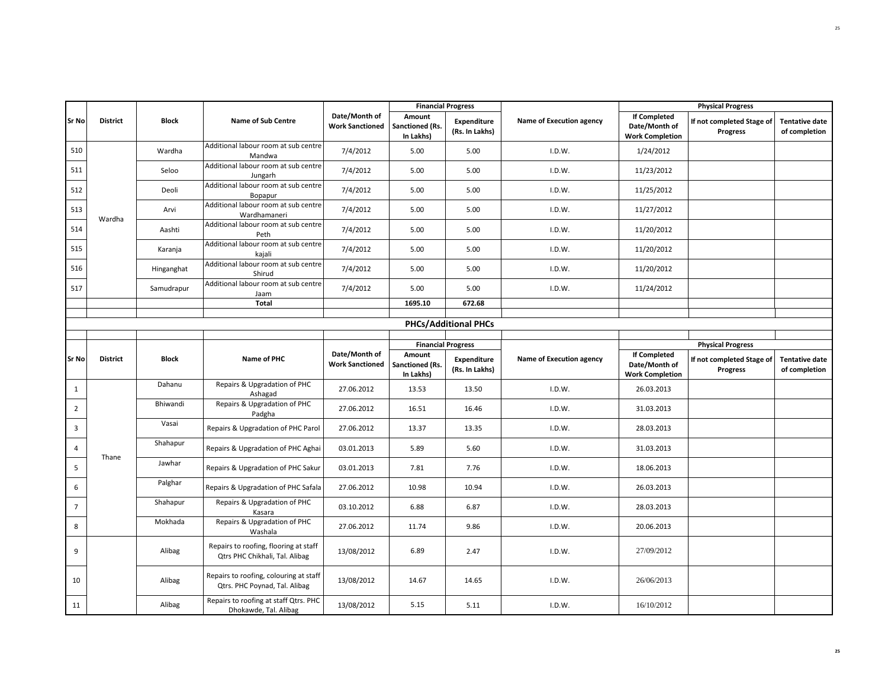| Sr No | District | Block | Name of Sub Centre | Date/Month of Work Sanctioned | Financial Progress | | Name of Execution agency | Physical Progress | | |
|---|---|---|---|---|---|---|---|---|---|---|
| | | | | | Amount Sanctioned (Rs. In Lakhs) | Expenditure (Rs. In Lakhs) | | If Completed Date/Month of Work Completion | If not completed Stage of Progress | Tentative date of completion |
| 510 | Wardha | Wardha | Additional labour room at sub centre Mandwa | 7/4/2012 | 5.00 | 5.00 | I.D.W. | 1/24/2012 | | |
| 511 | | Seloo | Additional labour room at sub centre Jungarh | 7/4/2012 | 5.00 | 5.00 | I.D.W. | 11/23/2012 | | |
| 512 | | Deoli | Additional labour room at sub centre Bopapur | 7/4/2012 | 5.00 | 5.00 | I.D.W. | 11/25/2012 | | |
| 513 | | Arvi | Additional labour room at sub centre Wardhamaneri | 7/4/2012 | 5.00 | 5.00 | I.D.W. | 11/27/2012 | | |
| 514 | | Aashti | Additional labour room at sub centre Peth | 7/4/2012 | 5.00 | 5.00 | I.D.W. | 11/20/2012 | | |
| 515 | | Karanja | Additional labour room at sub centre kajali | 7/4/2012 | 5.00 | 5.00 | I.D.W. | 11/20/2012 | | |
| 516 | | Hinganghat | Additional labour room at sub centre Shirud | 7/4/2012 | 5.00 | 5.00 | I.D.W. | 11/20/2012 | | |
| 517 | | Samudrapur | Additional labour room at sub centre Jaam | 7/4/2012 | 5.00 | 5.00 | I.D.W. | 11/24/2012 | | |
| | | | **Total** | | **1695.10** | **672.68** | | | | |

## PHCs/Additional PHCs

| Sr No | District | Block | Name of PHC | Date/Month of Work Sanctioned | Financial Progress | | Name of Execution agency | Physical Progress | | |
|---|---|---|---|---|---|---|---|---|---|---|
| | | | | | Amount Sanctioned (Rs. In Lakhs) | Expenditure (Rs. In Lakhs) | | If Completed Date/Month of Work Completion | If not completed Stage of Progress | Tentative date of completion |
| 1 | Thane | Dahanu | Repairs & Upgradation of PHC Ashagad | 27.06.2012 | 13.53 | 13.50 | I.D.W. | 26.03.2013 | | |
| 2 | | Bhiwandi | Repairs & Upgradation of PHC Padgha | 27.06.2012 | 16.51 | 16.46 | I.D.W. | 31.03.2013 | | |
| 3 | | Vasai | Repairs & Upgradation of PHC Parol | 27.06.2012 | 13.37 | 13.35 | I.D.W. | 28.03.2013 | | |
| 4 | | Shahapur | Repairs & Upgradation of PHC Aghai | 03.01.2013 | 5.89 | 5.60 | I.D.W. | 31.03.2013 | | |
| 5 | | Jawhar | Repairs & Upgradation of PHC Sakur | 03.01.2013 | 7.81 | 7.76 | I.D.W. | 18.06.2013 | | |
| 6 | | Palghar | Repairs & Upgradation of PHC Safala | 27.06.2012 | 10.98 | 10.94 | I.D.W. | 26.03.2013 | | |
| 7 | | Shahapur | Repairs & Upgradation of PHC Kasara | 03.10.2012 | 6.88 | 6.87 | I.D.W. | 28.03.2013 | | |
| 8 | | Mokhada | Repairs & Upgradation of PHC Washala | 27.06.2012 | 11.74 | 9.86 | I.D.W. | 20.06.2013 | | |
| 9 | | Alibag | Repairs to roofing, flooring at staff Qtrs PHC Chikhali, Tal. Alibag | 13/08/2012 | 6.89 | 2.47 | I.D.W. | 27/09/2012 | | |
| 10 | | Alibag | Repairs to roofing, colouring at staff Qtrs. PHC Poynad, Tal. Alibag | 13/08/2012 | 14.67 | 14.65 | I.D.W. | 26/06/2013 | | |
| 11 | | Alibag | Repairs to roofing at staff Qtrs. PHC Dhokawde, Tal. Alibag | 13/08/2012 | 5.15 | 5.11 | I.D.W. | 16/10/2012 | | |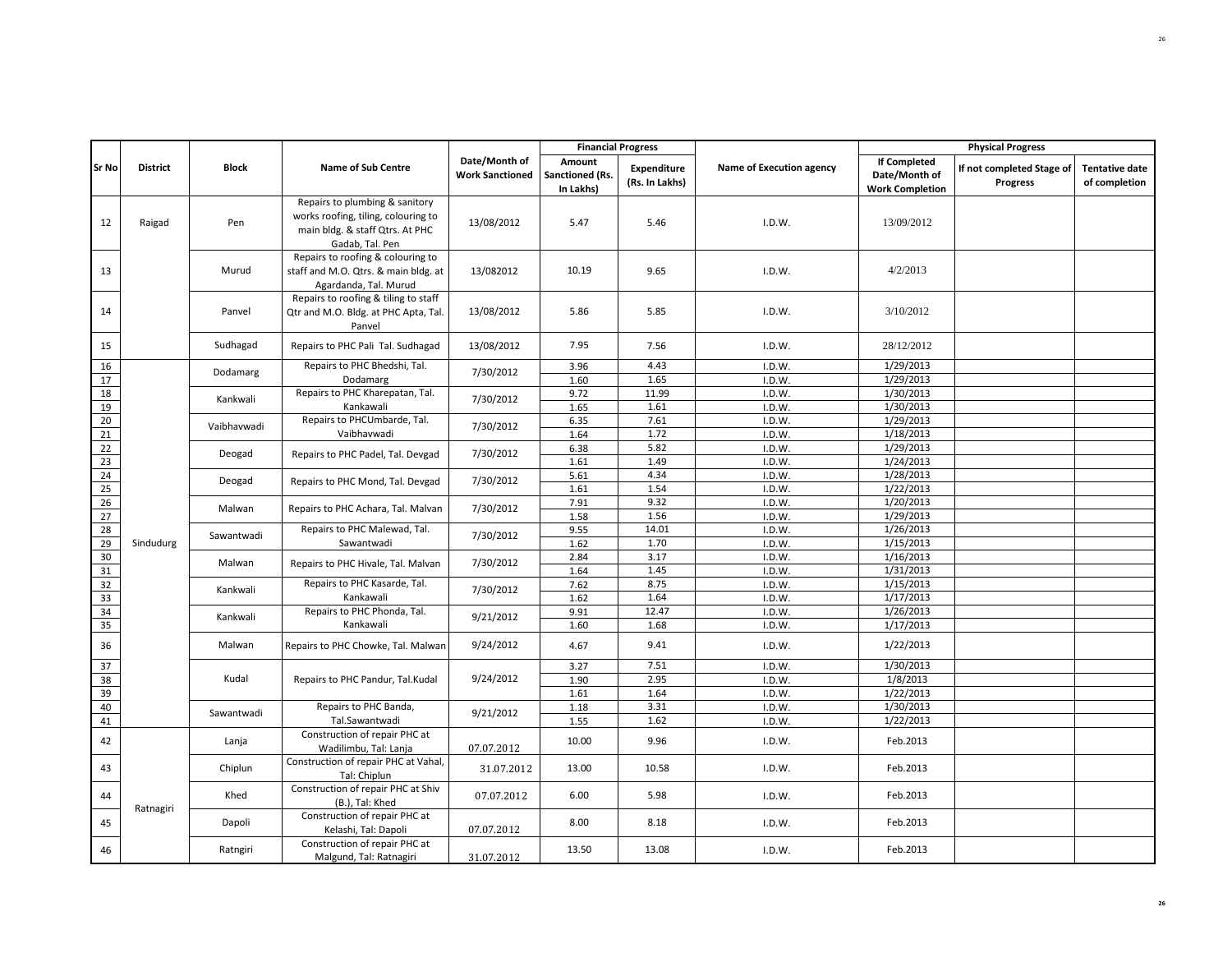| Sr No | District | Block | Name of Sub Centre | Date/Month of Work Sanctioned | Financial Progress | | Name of Execution agency | Physical Progress | | |
|---|---|---|---|---|---|---|---|---|---|---|
| | | | | | Amount Sanctioned (Rs. In Lakhs) | Expenditure (Rs. In Lakhs) | | If Completed Date/Month of Work Completion | If not completed Stage of Progress | Tentative date of completion |
| 12 | Raigad | Pen | Repairs to plumbing & sanitory works roofing, tiling, colouring to main bldg. & staff Qtrs. At PHC Gadab, Tal. Pen | 13/08/2012 | 5.47 | 5.46 | I.D.W. | 13/09/2012 | | |
| 13 | | Murud | Repairs to roofing & colouring to staff and M.O. Qtrs. & main bldg. at Agardanda, Tal. Murud | 13/082012 | 10.19 | 9.65 | I.D.W. | 4/2/2013 | | |
| 14 | | Panvel | Repairs to roofing & tiling to staff Qtr and M.O. Bldg. at PHC Apta, Tal. Panvel | 13/08/2012 | 5.86 | 5.85 | I.D.W. | 3/10/2012 | | |
| 15 | | Sudhagad | Repairs to PHC Pali Tal. Sudhagad | 13/08/2012 | 7.95 | 7.56 | I.D.W. | 28/12/2012 | | |
| 16 | Sindudurg | Dodamarg | Repairs to PHC Bhedshi, Tal. Dodamarg | 7/30/2012 | 3.96 | 4.43 | I.D.W. | 1/29/2013 | | |
| 17 | | | | | 1.60 | 1.65 | I.D.W. | 1/29/2013 | | |
| 18 | | Kankwali | Repairs to PHC Kharepatan, Tal. Kankawali | 7/30/2012 | 9.72 | 11.99 | I.D.W. | 1/30/2013 | | |
| 19 | | | | | 1.65 | 1.61 | I.D.W. | 1/30/2013 | | |
| 20 | | Vaibhavwadi | Repairs to PHCUmbarde, Tal. Vaibhavwadi | 7/30/2012 | 6.35 | 7.61 | I.D.W. | 1/29/2013 | | |
| 21 | | | | | 1.64 | 1.72 | I.D.W. | 1/18/2013 | | |
| 22 | | Deogad | Repairs to PHC Padel, Tal. Devgad | 7/30/2012 | 6.38 | 5.82 | I.D.W. | 1/29/2013 | | |
| 23 | | | | | 1.61 | 1.49 | I.D.W. | 1/24/2013 | | |
| 24 | | Deogad | Repairs to PHC Mond, Tal. Devgad | 7/30/2012 | 5.61 | 4.34 | I.D.W. | 1/28/2013 | | |
| 25 | | | | | 1.61 | 1.54 | I.D.W. | 1/22/2013 | | |
| 26 | | Malwan | Repairs to PHC Achara, Tal. Malvan | 7/30/2012 | 7.91 | 9.32 | I.D.W. | 1/20/2013 | | |
| 27 | | | | | 1.58 | 1.56 | I.D.W. | 1/29/2013 | | |
| 28 | | Sawantwadi | Repairs to PHC Malewad, Tal. Sawantwadi | 7/30/2012 | 9.55 | 14.01 | I.D.W. | 1/26/2013 | | |
| 29 | | | | | 1.62 | 1.70 | I.D.W. | 1/15/2013 | | |
| 30 | | Malwan | Repairs to PHC Hivale, Tal. Malvan | 7/30/2012 | 2.84 | 3.17 | I.D.W. | 1/16/2013 | | |
| 31 | | | | | 1.64 | 1.45 | I.D.W. | 1/31/2013 | | |
| 32 | | Kankwali | Repairs to PHC Kasarde, Tal. Kankawali | 7/30/2012 | 7.62 | 8.75 | I.D.W. | 1/15/2013 | | |
| 33 | | | | | 1.62 | 1.64 | I.D.W. | 1/17/2013 | | |
| 34 | | Kankwali | Repairs to PHC Phonda, Tal. Kankawali | 9/21/2012 | 9.91 | 12.47 | I.D.W. | 1/26/2013 | | |
| 35 | | | | | 1.60 | 1.68 | I.D.W. | 1/17/2013 | | |
| 36 | | Malwan | Repairs to PHC Chowke, Tal. Malwan | 9/24/2012 | 4.67 | 9.41 | I.D.W. | 1/22/2013 | | |
| 37 | | Kudal | Repairs to PHC Pandur, Tal.Kudal | 9/24/2012 | 3.27 | 7.51 | I.D.W. | 1/30/2013 | | |
| 38 | | | | | 1.90 | 2.95 | I.D.W. | 1/8/2013 | | |
| 39 | | | | | 1.61 | 1.64 | I.D.W. | 1/22/2013 | | |
| 40 | | Sawantwadi | Repairs to PHC Banda, Tal.Sawantwadi | 9/21/2012 | 1.18 | 3.31 | I.D.W. | 1/30/2013 | | |
| 41 | | | | | 1.55 | 1.62 | I.D.W. | 1/22/2013 | | |
| 42 | Ratnagiri | Lanja | Construction of repair PHC at Wadilimbu, Tal: Lanja | 07.07.2012 | 10.00 | 9.96 | I.D.W. | Feb.2013 | | |
| 43 | | Chiplun | Construction of repair PHC at Vahal, Tal: Chiplun | 31.07.2012 | 13.00 | 10.58 | I.D.W. | Feb.2013 | | |
| 44 | | Khed | Construction of repair PHC at Shiv (B.), Tal: Khed | 07.07.2012 | 6.00 | 5.98 | I.D.W. | Feb.2013 | | |
| 45 | | Dapoli | Construction of repair PHC at Kelashi, Tal: Dapoli | 07.07.2012 | 8.00 | 8.18 | I.D.W. | Feb.2013 | | |
| 46 | | Ratngiri | Construction of repair PHC at Malgund, Tal: Ratnagiri | 31.07.2012 | 13.50 | 13.08 | I.D.W. | Feb.2013 | | |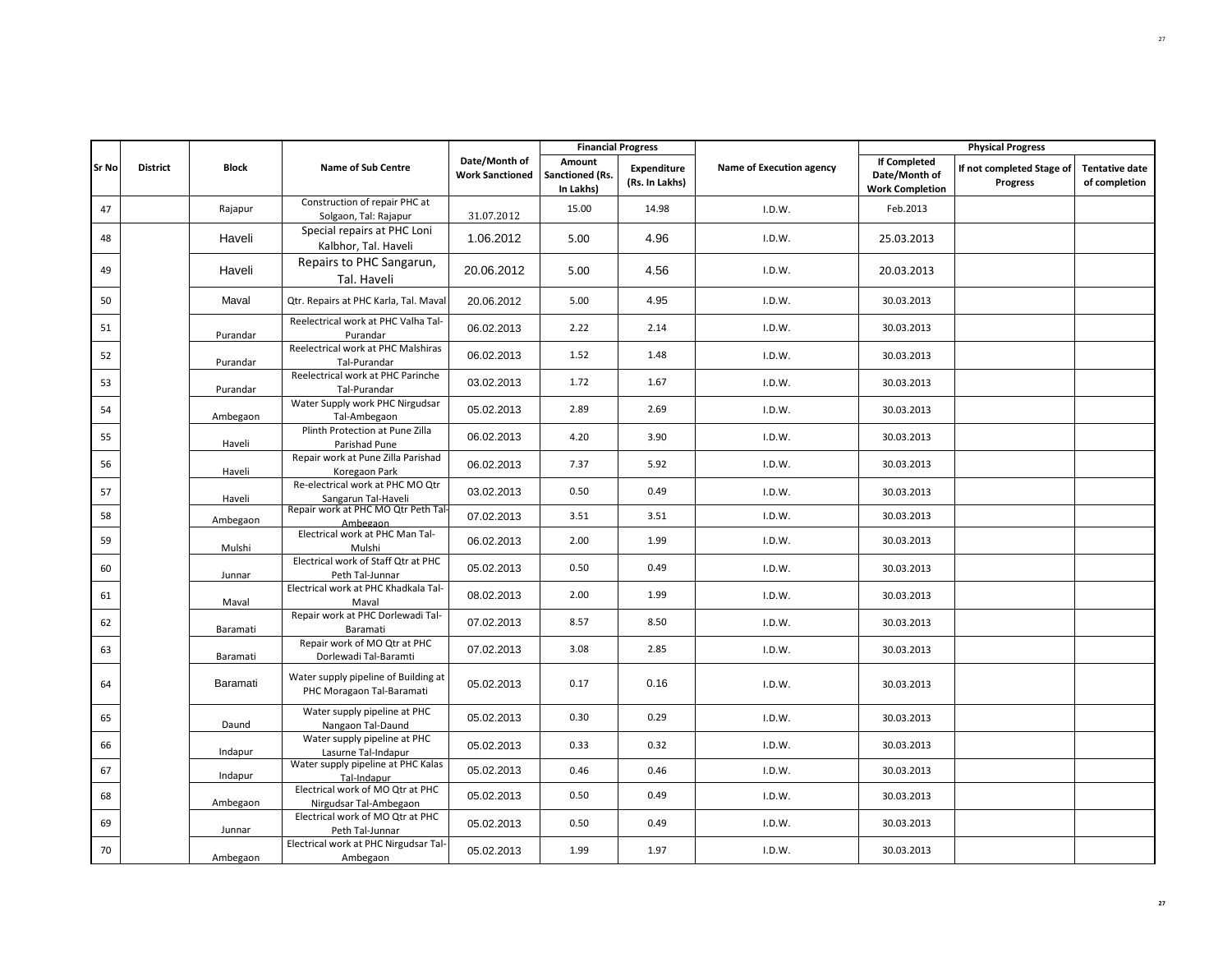| Sr No | District | Block | Name of Sub Centre | Date/Month of Work Sanctioned | Financial Progress | | Name of Execution agency | Physical Progress | | |
|---|---|---|---|---|---|---|---|---|---|---|
| | | | | | Amount Sanctioned (Rs. In Lakhs) | Expenditure (Rs. In Lakhs) | | If Completed Date/Month of Work Completion | If not completed Stage of Progress | Tentative date of completion |
| 47 | | Rajapur | Construction of repair PHC at Solgaon, Tal: Rajapur | 31.07.2012 | 15.00 | 14.98 | I.D.W. | Feb.2013 | | |
| 48 | | Haveli | Special repairs at PHC Loni Kalbhor, Tal. Haveli | 1.06.2012 | 5.00 | 4.96 | I.D.W. | 25.03.2013 | | |
| 49 | | Haveli | Repairs to PHC Sangarun, Tal. Haveli | 20.06.2012 | 5.00 | 4.56 | I.D.W. | 20.03.2013 | | |
| 50 | | Maval | Qtr. Repairs at PHC Karla, Tal. Maval | 20.06.2012 | 5.00 | 4.95 | I.D.W. | 30.03.2013 | | |
| 51 | | Purandar | Reelectrical work at PHC Valha Tal-Purandar | 06.02.2013 | 2.22 | 2.14 | I.D.W. | 30.03.2013 | | |
| 52 | | Purandar | Reelectrical work at PHC Malshiras Tal-Purandar | 06.02.2013 | 1.52 | 1.48 | I.D.W. | 30.03.2013 | | |
| 53 | | Purandar | Reelectrical work at PHC Parinche Tal-Purandar | 03.02.2013 | 1.72 | 1.67 | I.D.W. | 30.03.2013 | | |
| 54 | | Ambegaon | Water Supply work PHC Nirgudsar Tal-Ambegaon | 05.02.2013 | 2.89 | 2.69 | I.D.W. | 30.03.2013 | | |
| 55 | | Haveli | Plinth Protection at Pune Zilla Parishad Pune | 06.02.2013 | 4.20 | 3.90 | I.D.W. | 30.03.2013 | | |
| 56 | | Haveli | Repair work at Pune Zilla Parishad Koregaon Park | 06.02.2013 | 7.37 | 5.92 | I.D.W. | 30.03.2013 | | |
| 57 | | Haveli | Re-electrical work at PHC MO Qtr Sangarun Tal-Haveli | 03.02.2013 | 0.50 | 0.49 | I.D.W. | 30.03.2013 | | |
| 58 | | Ambegaon | Repair work at PHC MO Qtr Peth Tal-Ambegaon | 07.02.2013 | 3.51 | 3.51 | I.D.W. | 30.03.2013 | | |
| 59 | | Mulshi | Electrical work at PHC Man Tal-Mulshi | 06.02.2013 | 2.00 | 1.99 | I.D.W. | 30.03.2013 | | |
| 60 | | Junnar | Electrical work of Staff Qtr at PHC Peth Tal-Junnar | 05.02.2013 | 0.50 | 0.49 | I.D.W. | 30.03.2013 | | |
| 61 | | Maval | Electrical work at PHC Khadkala Tal-Maval | 08.02.2013 | 2.00 | 1.99 | I.D.W. | 30.03.2013 | | |
| 62 | | Baramati | Repair work at PHC Dorlewadi Tal-Baramati | 07.02.2013 | 8.57 | 8.50 | I.D.W. | 30.03.2013 | | |
| 63 | | Baramati | Repair work of MO Qtr at PHC Dorlewadi Tal-Baramti | 07.02.2013 | 3.08 | 2.85 | I.D.W. | 30.03.2013 | | |
| 64 | | Baramati | Water supply pipeline of Building at PHC Moragaon Tal-Baramati | 05.02.2013 | 0.17 | 0.16 | I.D.W. | 30.03.2013 | | |
| 65 | | Daund | Water supply pipeline at PHC Nangaon Tal-Daund | 05.02.2013 | 0.30 | 0.29 | I.D.W. | 30.03.2013 | | |
| 66 | | Indapur | Water supply pipeline at PHC Lasurne Tal-Indapur | 05.02.2013 | 0.33 | 0.32 | I.D.W. | 30.03.2013 | | |
| 67 | | Indapur | Water supply pipeline at PHC Kalas Tal-Indapur | 05.02.2013 | 0.46 | 0.46 | I.D.W. | 30.03.2013 | | |
| 68 | | Ambegaon | Electrical work of MO Qtr at PHC Nirgudsar Tal-Ambegaon | 05.02.2013 | 0.50 | 0.49 | I.D.W. | 30.03.2013 | | |
| 69 | | Junnar | Electrical work of MO Qtr at PHC Peth Tal-Junnar | 05.02.2013 | 0.50 | 0.49 | I.D.W. | 30.03.2013 | | |
| 70 | | Ambegaon | Electrical work at PHC Nirgudsar Tal-Ambegaon | 05.02.2013 | 1.99 | 1.97 | I.D.W. | 30.03.2013 | | |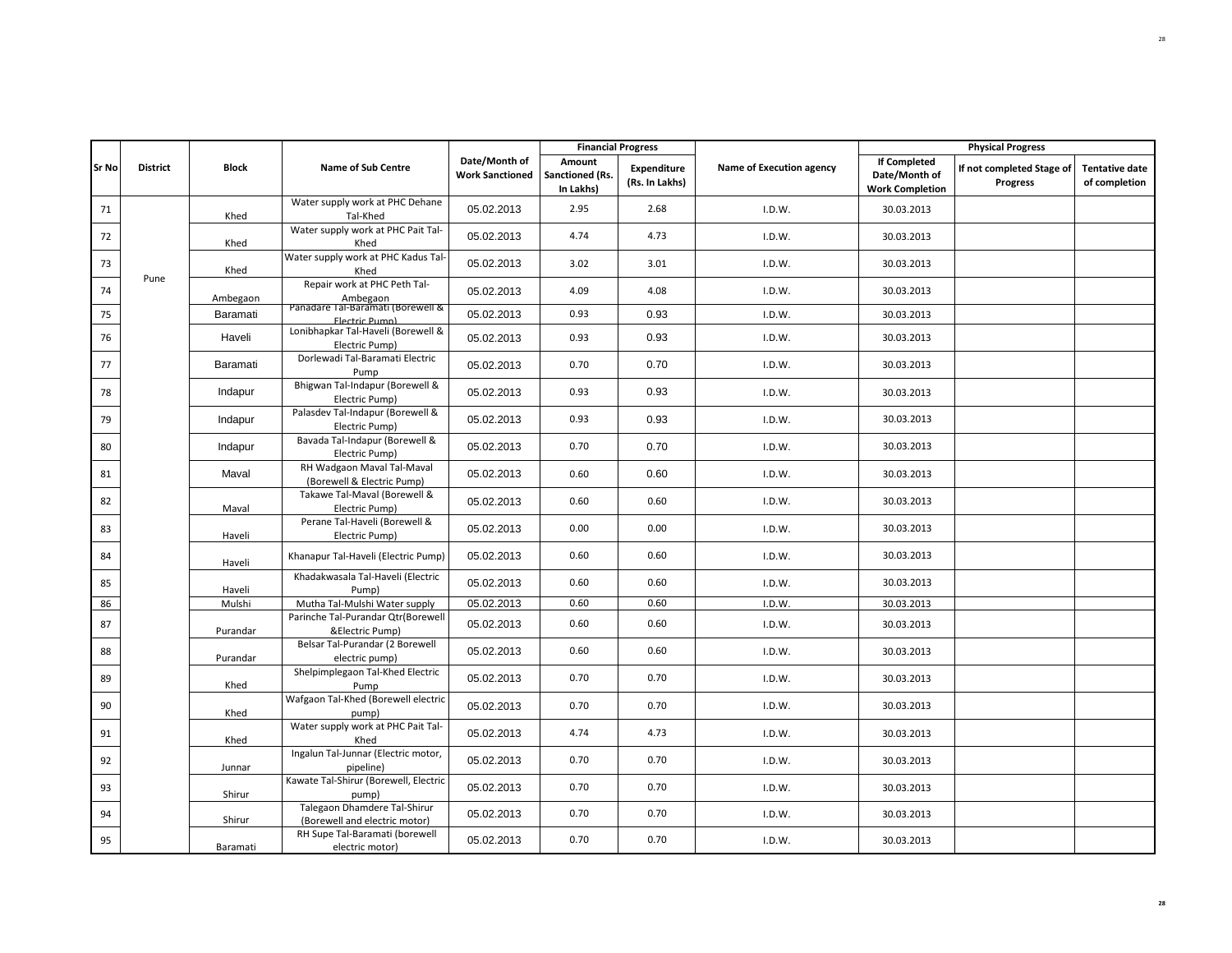| Sr No | District | Block | Name of Sub Centre | Date/Month of Work Sanctioned | Financial Progress | | Name of Execution agency | Physical Progress | | |
|---|---|---|---|---|---|---|---|---|---|---|
| | | | | | Amount Sanctioned (Rs. In Lakhs) | Expenditure (Rs. In Lakhs) | | If Completed Date/Month of Work Completion | If not completed Stage of Progress | Tentative date of completion |
| 71 | Pune | Khed | Water supply work at PHC Dehane Tal-Khed | 05.02.2013 | 2.95 | 2.68 | I.D.W. | 30.03.2013 | | |
| 72 | | Khed | Water supply work at PHC Pait Tal-Khed | 05.02.2013 | 4.74 | 4.73 | I.D.W. | 30.03.2013 | | |
| 73 | | Khed | Water supply work at PHC Kadus Tal-Khed | 05.02.2013 | 3.02 | 3.01 | I.D.W. | 30.03.2013 | | |
| 74 | | Ambegaon | Repair work at PHC Peth Tal-Ambegaon | 05.02.2013 | 4.09 | 4.08 | I.D.W. | 30.03.2013 | | |
| 75 | | Baramati | Panadare Tal-Baramati (Borewell & Electric Pump) | 05.02.2013 | 0.93 | 0.93 | I.D.W. | 30.03.2013 | | |
| 76 | | Haveli | Lonibhapkar Tal-Haveli (Borewell & Electric Pump) | 05.02.2013 | 0.93 | 0.93 | I.D.W. | 30.03.2013 | | |
| 77 | | Baramati | Dorlewadi Tal-Baramati Electric Pump | 05.02.2013 | 0.70 | 0.70 | I.D.W. | 30.03.2013 | | |
| 78 | | Indapur | Bhigwan Tal-Indapur (Borewell & Electric Pump) | 05.02.2013 | 0.93 | 0.93 | I.D.W. | 30.03.2013 | | |
| 79 | | Indapur | Palasdev Tal-Indapur (Borewell & Electric Pump) | 05.02.2013 | 0.93 | 0.93 | I.D.W. | 30.03.2013 | | |
| 80 | | Indapur | Bavada Tal-Indapur (Borewell & Electric Pump) | 05.02.2013 | 0.70 | 0.70 | I.D.W. | 30.03.2013 | | |
| 81 | | Maval | RH Wadgaon Maval Tal-Maval (Borewell & Electric Pump) | 05.02.2013 | 0.60 | 0.60 | I.D.W. | 30.03.2013 | | |
| 82 | | Maval | Takawe Tal-Maval (Borewell & Electric Pump) | 05.02.2013 | 0.60 | 0.60 | I.D.W. | 30.03.2013 | | |
| 83 | | Haveli | Perane Tal-Haveli (Borewell & Electric Pump) | 05.02.2013 | 0.00 | 0.00 | I.D.W. | 30.03.2013 | | |
| 84 | | Haveli | Khanapur Tal-Haveli (Electric Pump) | 05.02.2013 | 0.60 | 0.60 | I.D.W. | 30.03.2013 | | |
| 85 | | Haveli | Khadakwasala Tal-Haveli (Electric Pump) | 05.02.2013 | 0.60 | 0.60 | I.D.W. | 30.03.2013 | | |
| 86 | | Mulshi | Mutha Tal-Mulshi Water supply | 05.02.2013 | 0.60 | 0.60 | I.D.W. | 30.03.2013 | | |
| 87 | | Purandar | Parinche Tal-Purandar Qtr(Borewell &Electric Pump) | 05.02.2013 | 0.60 | 0.60 | I.D.W. | 30.03.2013 | | |
| 88 | | Purandar | Belsar Tal-Purandar (2 Borewell electric pump) | 05.02.2013 | 0.60 | 0.60 | I.D.W. | 30.03.2013 | | |
| 89 | | Khed | Shelpimplegaon Tal-Khed Electric Pump | 05.02.2013 | 0.70 | 0.70 | I.D.W. | 30.03.2013 | | |
| 90 | | Khed | Wafgaon Tal-Khed (Borewell electric pump) | 05.02.2013 | 0.70 | 0.70 | I.D.W. | 30.03.2013 | | |
| 91 | | Khed | Water supply work at PHC Pait Tal-Khed | 05.02.2013 | 4.74 | 4.73 | I.D.W. | 30.03.2013 | | |
| 92 | | Junnar | Ingalun Tal-Junnar (Electric motor, pipeline) | 05.02.2013 | 0.70 | 0.70 | I.D.W. | 30.03.2013 | | |
| 93 | | Shirur | Kawate Tal-Shirur (Borewell, Electric pump) | 05.02.2013 | 0.70 | 0.70 | I.D.W. | 30.03.2013 | | |
| 94 | | Shirur | Talegaon Dhamdere Tal-Shirur (Borewell and electric motor) | 05.02.2013 | 0.70 | 0.70 | I.D.W. | 30.03.2013 | | |
| 95 | | Baramati | RH Supe Tal-Baramati (borewell electric motor) | 05.02.2013 | 0.70 | 0.70 | I.D.W. | 30.03.2013 | | |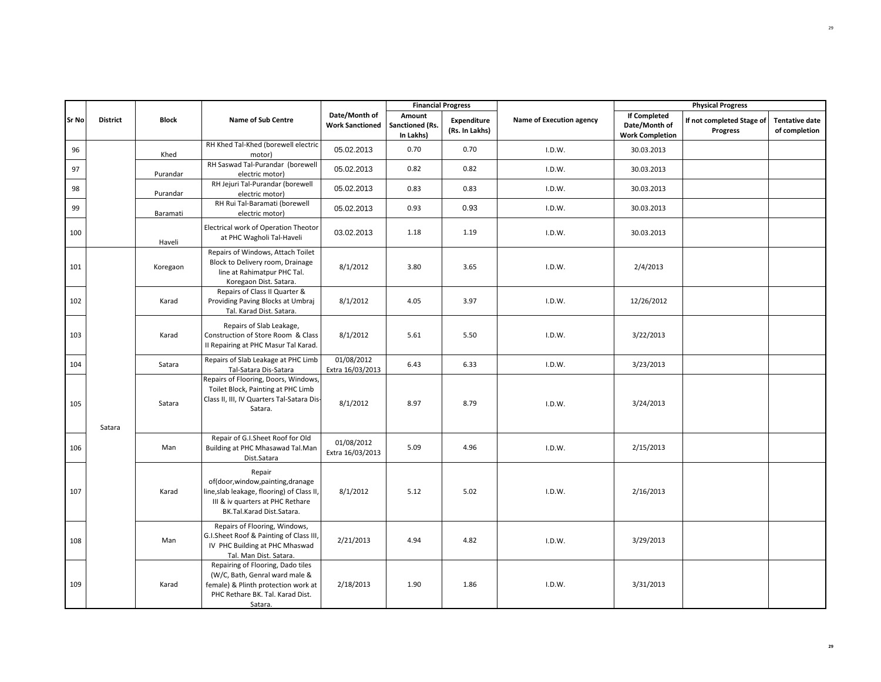| Sr No | District | Block | Name of Sub Centre | Date/Month of Work Sanctioned | Financial Progress | | Name of Execution agency | Physical Progress | | |
|---|---|---|---|---|---|---|---|---|---|---|
| | | | | | Amount Sanctioned (Rs. In Lakhs) | Expenditure (Rs. In Lakhs) | | If Completed Date/Month of Work Completion | If not completed Stage of Progress | Tentative date of completion |
| 96 | | Khed | RH Khed Tal-Khed (borewell electric motor) | 05.02.2013 | 0.70 | 0.70 | I.D.W. | 30.03.2013 | | |
| 97 | | Purandar | RH Saswad Tal-Purandar (borewell electric motor) | 05.02.2013 | 0.82 | 0.82 | I.D.W. | 30.03.2013 | | |
| 98 | | Purandar | RH Jejuri Tal-Purandar (borewell electric motor) | 05.02.2013 | 0.83 | 0.83 | I.D.W. | 30.03.2013 | | |
| 99 | | Baramati | RH Rui Tal-Baramati (borewell electric motor) | 05.02.2013 | 0.93 | 0.93 | I.D.W. | 30.03.2013 | | |
| 100 | | Haveli | Electrical work of Operation Theotor at PHC Wagholi Tal-Haveli | 03.02.2013 | 1.18 | 1.19 | I.D.W. | 30.03.2013 | | |
| 101 | Satara | Koregaon | Repairs of Windows, Attach Toilet Block to Delivery room, Drainage line at Rahimatpur PHC Tal. Koregaon Dist. Satara. | 8/1/2012 | 3.80 | 3.65 | I.D.W. | 2/4/2013 | | |
| 102 | Satara | Karad | Repairs of Class II Quarter & Providing Paving Blocks at Umbraj Tal. Karad Dist. Satara. | 8/1/2012 | 4.05 | 3.97 | I.D.W. | 12/26/2012 | | |
| 103 | Satara | Karad | Repairs of Slab Leakage, Construction of Store Room & Class II Repairing at PHC Masur Tal Karad. | 8/1/2012 | 5.61 | 5.50 | I.D.W. | 3/22/2013 | | |
| 104 | Satara | Satara | Repairs of Slab Leakage at PHC Limb Tal-Satara Dis-Satara | 01/08/2012 Extra 16/03/2013 | 6.43 | 6.33 | I.D.W. | 3/23/2013 | | |
| 105 | Satara | Satara | Repairs of Flooring, Doors, Windows, Toilet Block, Painting at PHC Limb Class II, III, IV Quarters Tal-Satara Dis-Satara. | 8/1/2012 | 8.97 | 8.79 | I.D.W. | 3/24/2013 | | |
| 106 | Satara | Man | Repair of G.I.Sheet Roof for Old Building at PHC Mhasawad Tal.Man Dist.Satara | 01/08/2012 Extra 16/03/2013 | 5.09 | 4.96 | I.D.W. | 2/15/2013 | | |
| 107 | Satara | Karad | Repair of(door,window,painting,dranage line,slab leakage, flooring) of Class II, III & iv quarters at PHC Rethare BK.Tal.Karad Dist.Satara. | 8/1/2012 | 5.12 | 5.02 | I.D.W. | 2/16/2013 | | |
| 108 | Satara | Man | Repairs of Flooring, Windows, G.I.Sheet Roof & Painting of Class III, IV PHC Building at PHC Mhaswad Tal. Man Dist. Satara. | 2/21/2013 | 4.94 | 4.82 | I.D.W. | 3/29/2013 | | |
| 109 | Satara | Karad | Repairing of Flooring, Dado tiles (W/C, Bath, Genral ward male & female) & Plinth protection work at PHC Rethare BK. Tal. Karad Dist. Satara. | 2/18/2013 | 1.90 | 1.86 | I.D.W. | 3/31/2013 | | |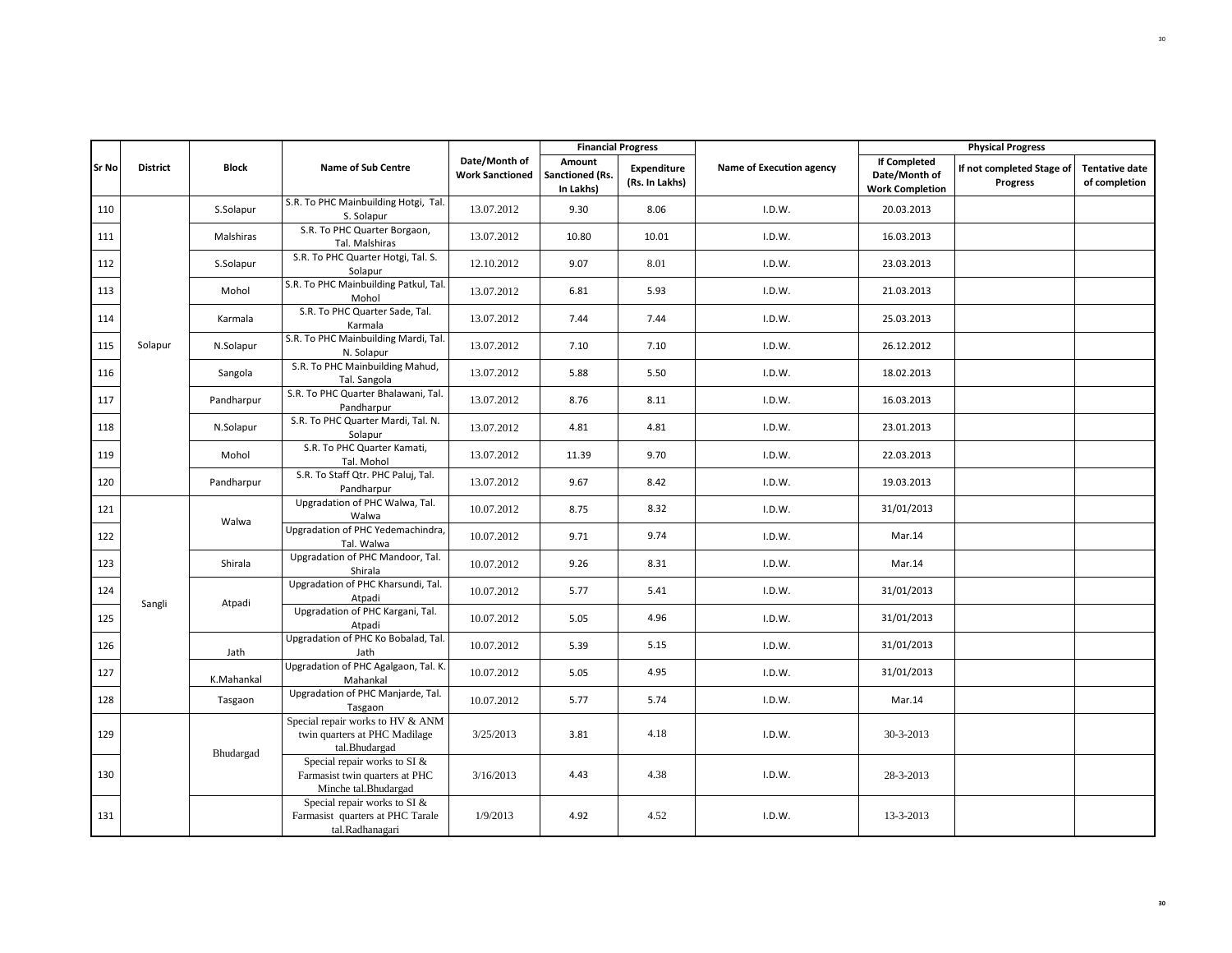| Sr No | District | Block | Name of Sub Centre | Date/Month of Work Sanctioned | Financial Progress | | Name of Execution agency | Physical Progress | | |
|---|---|---|---|---|---|---|---|---|---|---|
| | | | | | Amount Sanctioned (Rs. In Lakhs) | Expenditure (Rs. In Lakhs) | | If Completed Date/Month of Work Completion | If not completed Stage of Progress | Tentative date of completion |
| 110 | Solapur | S.Solapur | S.R. To PHC Mainbuilding Hotgi, Tal. S. Solapur | 13.07.2012 | 9.30 | 8.06 | I.D.W. | 20.03.2013 | | |
| 111 | | Malshiras | S.R. To PHC Quarter Borgaon, Tal. Malshiras | 13.07.2012 | 10.80 | 10.01 | I.D.W. | 16.03.2013 | | |
| 112 | | S.Solapur | S.R. To PHC Quarter Hotgi, Tal. S. Solapur | 12.10.2012 | 9.07 | 8.01 | I.D.W. | 23.03.2013 | | |
| 113 | | Mohol | S.R. To PHC Mainbuilding Patkul, Tal. Mohol | 13.07.2012 | 6.81 | 5.93 | I.D.W. | 21.03.2013 | | |
| 114 | | Karmala | S.R. To PHC Quarter Sade, Tal. Karmala | 13.07.2012 | 7.44 | 7.44 | I.D.W. | 25.03.2013 | | |
| 115 | | N.Solapur | S.R. To PHC Mainbuilding Mardi, Tal. N. Solapur | 13.07.2012 | 7.10 | 7.10 | I.D.W. | 26.12.2012 | | |
| 116 | | Sangola | S.R. To PHC Mainbuilding Mahud, Tal. Sangola | 13.07.2012 | 5.88 | 5.50 | I.D.W. | 18.02.2013 | | |
| 117 | | Pandharpur | S.R. To PHC Quarter Bhalawani, Tal. Pandharpur | 13.07.2012 | 8.76 | 8.11 | I.D.W. | 16.03.2013 | | |
| 118 | | N.Solapur | S.R. To PHC Quarter Mardi, Tal. N. Solapur | 13.07.2012 | 4.81 | 4.81 | I.D.W. | 23.01.2013 | | |
| 119 | | Mohol | S.R. To PHC Quarter Kamati, Tal. Mohol | 13.07.2012 | 11.39 | 9.70 | I.D.W. | 22.03.2013 | | |
| 120 | | Pandharpur | S.R. To Staff Qtr. PHC Paluj, Tal. Pandharpur | 13.07.2012 | 9.67 | 8.42 | I.D.W. | 19.03.2013 | | |
| 121 | Sangli | Walwa | Upgradation of PHC Walwa, Tal. Walwa | 10.07.2012 | 8.75 | 8.32 | I.D.W. | 31/01/2013 | | |
| 122 | | | Upgradation of PHC Yedemachindra, Tal. Walwa | 10.07.2012 | 9.71 | 9.74 | I.D.W. | Mar.14 | | |
| 123 | | Shirala | Upgradation of PHC Mandoor, Tal. Shirala | 10.07.2012 | 9.26 | 8.31 | I.D.W. | Mar.14 | | |
| 124 | | Atpadi | Upgradation of PHC Kharsundi, Tal. Atpadi | 10.07.2012 | 5.77 | 5.41 | I.D.W. | 31/01/2013 | | |
| 125 | | | Upgradation of PHC Kargani, Tal. Atpadi | 10.07.2012 | 5.05 | 4.96 | I.D.W. | 31/01/2013 | | |
| 126 | | Jath | Upgradation of PHC Ko Bobalad, Tal. Jath | 10.07.2012 | 5.39 | 5.15 | I.D.W. | 31/01/2013 | | |
| 127 | | K.Mahankal | Upgradation of PHC Agalgaon, Tal. K. Mahankal | 10.07.2012 | 5.05 | 4.95 | I.D.W. | 31/01/2013 | | |
| 128 | | Tasgaon | Upgradation of PHC Manjarde, Tal. Tasgaon | 10.07.2012 | 5.77 | 5.74 | I.D.W. | Mar.14 | | |
| 129 | | Bhudargad | Special repair works to HV & ANM twin quarters at PHC Madilage tal.Bhudargad | 3/25/2013 | 3.81 | 4.18 | I.D.W. | 30-3-2013 | | |
| 130 | | | Special repair works to SI & Farmasist twin quarters at PHC Minche tal.Bhudargad | 3/16/2013 | 4.43 | 4.38 | I.D.W. | 28-3-2013 | | |
| 131 | | | Special repair works to SI & Farmasist quarters at PHC Tarale tal.Radhanagari | 1/9/2013 | 4.92 | 4.52 | I.D.W. | 13-3-2013 | | |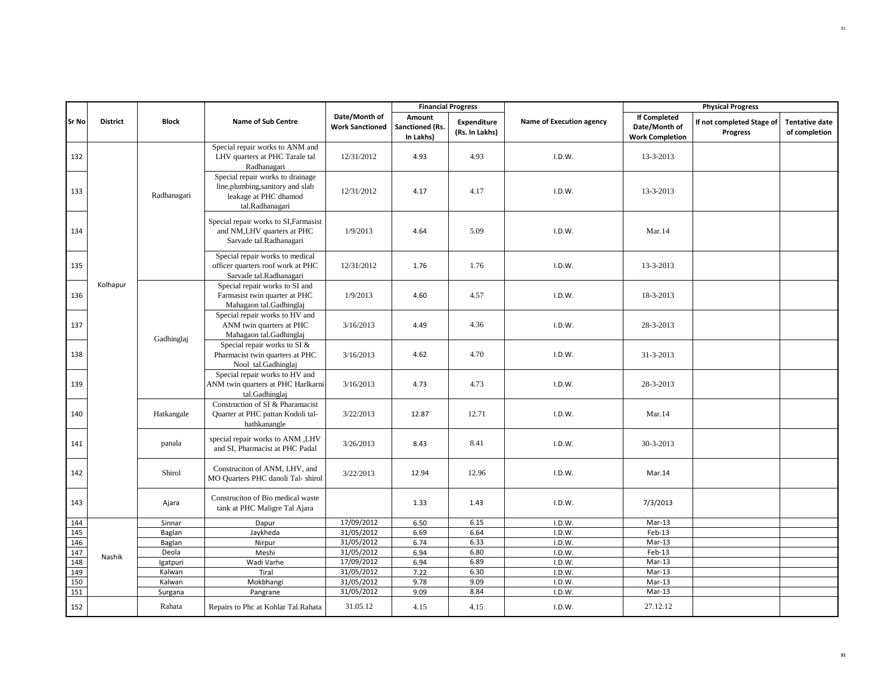| Sr No | District | Block | Name of Sub Centre | Date/Month of Work Sanctioned | Financial Progress | | Name of Execution agency | Physical Progress | | |
|---|---|---|---|---|---|---|---|---|---|---|
| | | | | | Amount Sanctioned (Rs. In Lakhs) | Expenditure (Rs. In Lakhs) | | If Completed Date/Month of Work Completion | If not completed Stage of Progress | Tentative date of completion |
| 132 | Kolhapur | Radhanagari | Special repair works to ANM and LHV quarters at PHC Tarale tal Radhanagari | 12/31/2012 | 4.93 | 4.93 | I.D.W. | 13-3-2013 | | |
| 133 | | | Special repair works to drainage line,plumbing,sanitory and slab leakage at PHC dhamod tal.Radhanagari | 12/31/2012 | 4.17 | 4.17 | I.D.W. | 13-3-2013 | | |
| 134 | | | Special repair works to SI,Farmasist and NM,LHV quarters at PHC Sarvade tal.Radhanagari | 1/9/2013 | 4.64 | 5.09 | I.D.W. | Mar.14 | | |
| 135 | | | Special repair works to medical officer quarters roof work at PHC Sarvade tal.Radhanagari | 12/31/2012 | 1.76 | 1.76 | I.D.W. | 13-3-2013 | | |
| 136 | | Gadhinglaj | Special repair works to SI and Farmasist twin quarter at PHC Mahagaon tal.Gadhinglaj | 1/9/2013 | 4.60 | 4.57 | I.D.W. | 18-3-2013 | | |
| 137 | | | Special repair works to HV and ANM twin quarters at PHC Mahagaon tal.Gadhinglaj | 3/16/2013 | 4.49 | 4.36 | I.D.W. | 28-3-2013 | | |
| 138 | | | Special repair works to SI & Pharmacist twin quarters at PHC Nool tal.Gadhinglaj | 3/16/2013 | 4.62 | 4.70 | I.D.W. | 31-3-2013 | | |
| 139 | | | Special repair works to HV and ANM twin quarters at PHC Harlkarni tal.Gadhinglaj | 3/16/2013 | 4.73 | 4.73 | I.D.W. | 28-3-2013 | | |
| 140 | | Hatkangale | Construction of SI & Pharamacist Quarter at PHC pattan Kodoli tal-hathkanangle | 3/22/2013 | 12.87 | 12.71 | I.D.W. | Mar.14 | | |
| 141 | | panala | special repair works to ANM ,LHV and SI, Pharmacist at PHC Padal | 3/26/2013 | 8.43 | 8.41 | I.D.W. | 30-3-2013 | | |
| 142 | | Shirol | Construciton of ANM, LHV, and MO Quarters PHC danoli Tal- shirol | 3/22/2013 | 12.94 | 12.96 | I.D.W. | Mar.14 | | |
| 143 | | Ajara | Construciton of Bio medical waste tank at PHC Maligre Tal Ajara | | 1.33 | 1.43 | I.D.W. | 7/3/2013 | | |
| 144 | Nashik | Sinnar | Dapur | 17/09/2012 | 6.50 | 6.15 | I.D.W. | Mar-13 | | |
| 145 | | Baglan | Jaykheda | 31/05/2012 | 6.69 | 6.64 | I.D.W. | Feb-13 | | |
| 146 | | Baglan | Nirpur | 31/05/2012 | 6.74 | 6.33 | I.D.W. | Mar-13 | | |
| 147 | | Deola | Meshi | 31/05/2012 | 6.94 | 6.80 | I.D.W. | Feb-13 | | |
| 148 | | Igatpuri | Wadi Varhe | 17/09/2012 | 6.94 | 6.89 | I.D.W. | Mar-13 | | |
| 149 | | Kalwan | Tiral | 31/05/2012 | 7.22 | 6.30 | I.D.W. | Mar-13 | | |
| 150 | | Kalwan | Mokbhangi | 31/05/2012 | 9.78 | 9.09 | I.D.W. | Mar-13 | | |
| 151 | | Surgana | Pangrane | 31/05/2012 | 9.09 | 8.84 | I.D.W. | Mar-13 | | |
| 152 | | Rahata | Repairs to Phc at Kohlar Tal.Rahata | 31.05.12 | 4.15 | 4.15 | I.D.W. | 27.12.12 | | |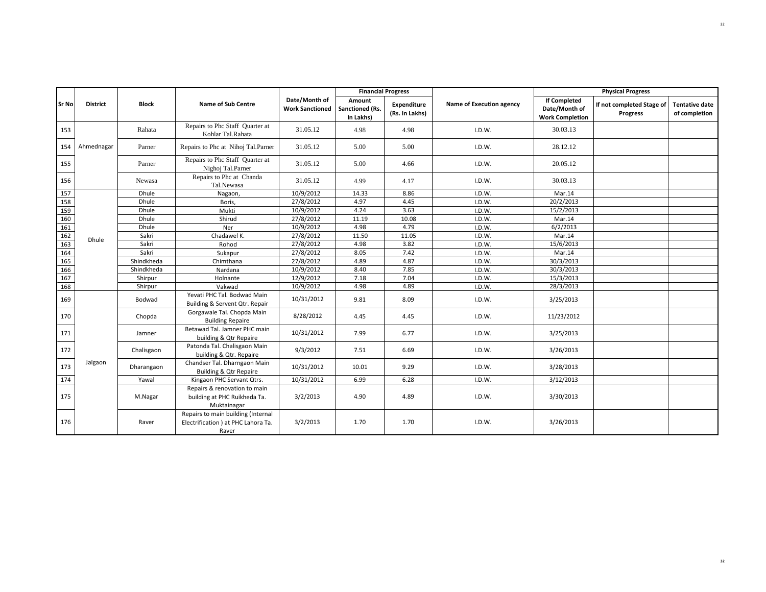| Sr No | District | Block | Name of Sub Centre | Date/Month of Work Sanctioned | Financial Progress | | Name of Execution agency | Physical Progress | | |
|---|---|---|---|---|---|---|---|---|---|---|
| | | | | | Amount Sanctioned (Rs. In Lakhs) | Expenditure (Rs. In Lakhs) | | If Completed Date/Month of Work Completion | If not completed Stage of Progress | Tentative date of completion |
| 153 | Ahmednagar | Rahata | Repairs to Phc Staff Quarter at Kohlar Tal.Rahata | 31.05.12 | 4.98 | 4.98 | I.D.W. | 30.03.13 | | |
| 154 | | Parner | Repairs to Phc at Nihoj Tal.Parner | 31.05.12 | 5.00 | 5.00 | I.D.W. | 28.12.12 | | |
| 155 | | Parner | Repairs to Phc Staff Quarter at Nighoj Tal.Parner | 31.05.12 | 5.00 | 4.66 | I.D.W. | 20.05.12 | | |
| 156 | | Newasa | Repairs to Phc at Chanda Tal.Newasa | 31.05.12 | 4.99 | 4.17 | I.D.W. | 30.03.13 | | |
| 157 | Dhule | Dhule | Nagaon, | 10/9/2012 | 14.33 | 8.86 | I.D.W. | Mar.14 | | |
| 158 | | Dhule | Boris, | 27/8/2012 | 4.97 | 4.45 | I.D.W. | 20/2/2013 | | |
| 159 | | Dhule | Mukti | 10/9/2012 | 4.24 | 3.63 | I.D.W. | 15/2/2013 | | |
| 160 | | Dhule | Shirud | 27/8/2012 | 11.19 | 10.08 | I.D.W. | Mar.14 | | |
| 161 | | Dhule | Ner | 10/9/2012 | 4.98 | 4.79 | I.D.W. | 6/2/2013 | | |
| 162 | | Sakri | Chadawel K. | 27/8/2012 | 11.50 | 11.05 | I.D.W. | Mar.14 | | |
| 163 | | Sakri | Rohod | 27/8/2012 | 4.98 | 3.82 | I.D.W. | 15/6/2013 | | |
| 164 | | Sakri | Sukapur | 27/8/2012 | 8.05 | 7.42 | I.D.W. | Mar.14 | | |
| 165 | | Shindkheda | Chimthana | 27/8/2012 | 4.89 | 4.87 | I.D.W. | 30/3/2013 | | |
| 166 | | Shindkheda | Nardana | 10/9/2012 | 8.40 | 7.85 | I.D.W. | 30/3/2013 | | |
| 167 | | Shirpur | Holnante | 12/9/2012 | 7.18 | 7.04 | I.D.W. | 15/3/2013 | | |
| 168 | | Shirpur | Vakwad | 10/9/2012 | 4.98 | 4.89 | I.D.W. | 28/3/2013 | | |
| 169 | Jalgaon | Bodwad | Yevati PHC Tal. Bodwad Main Building & Servent Qtr. Repair | 10/31/2012 | 9.81 | 8.09 | I.D.W. | 3/25/2013 | | |
| 170 | | Chopda | Gorgawale Tal. Chopda Main Building Repaire | 8/28/2012 | 4.45 | 4.45 | I.D.W. | 11/23/2012 | | |
| 171 | | Jamner | Betawad Tal. Jamner PHC main building & Qtr Repaire | 10/31/2012 | 7.99 | 6.77 | I.D.W. | 3/25/2013 | | |
| 172 | | Chalisgaon | Patonda Tal. Chalisgaon Main building & Qtr. Repaire | 9/3/2012 | 7.51 | 6.69 | I.D.W. | 3/26/2013 | | |
| 173 | | Dharangaon | Chandser Tal. Dharngaon Main Building & Qtr Repaire | 10/31/2012 | 10.01 | 9.29 | I.D.W. | 3/28/2013 | | |
| 174 | | Yawal | Kingaon PHC Servant Qtrs. | 10/31/2012 | 6.99 | 6.28 | I.D.W. | 3/12/2013 | | |
| 175 | | M.Nagar | Repairs & renovation to main building at PHC Ruikheda Ta. Muktainagar | 3/2/2013 | 4.90 | 4.89 | I.D.W. | 3/30/2013 | | |
| 176 | | Raver | Repairs to main building (Internal Electrification ) at PHC Lahora Ta. Raver | 3/2/2013 | 1.70 | 1.70 | I.D.W. | 3/26/2013 | | |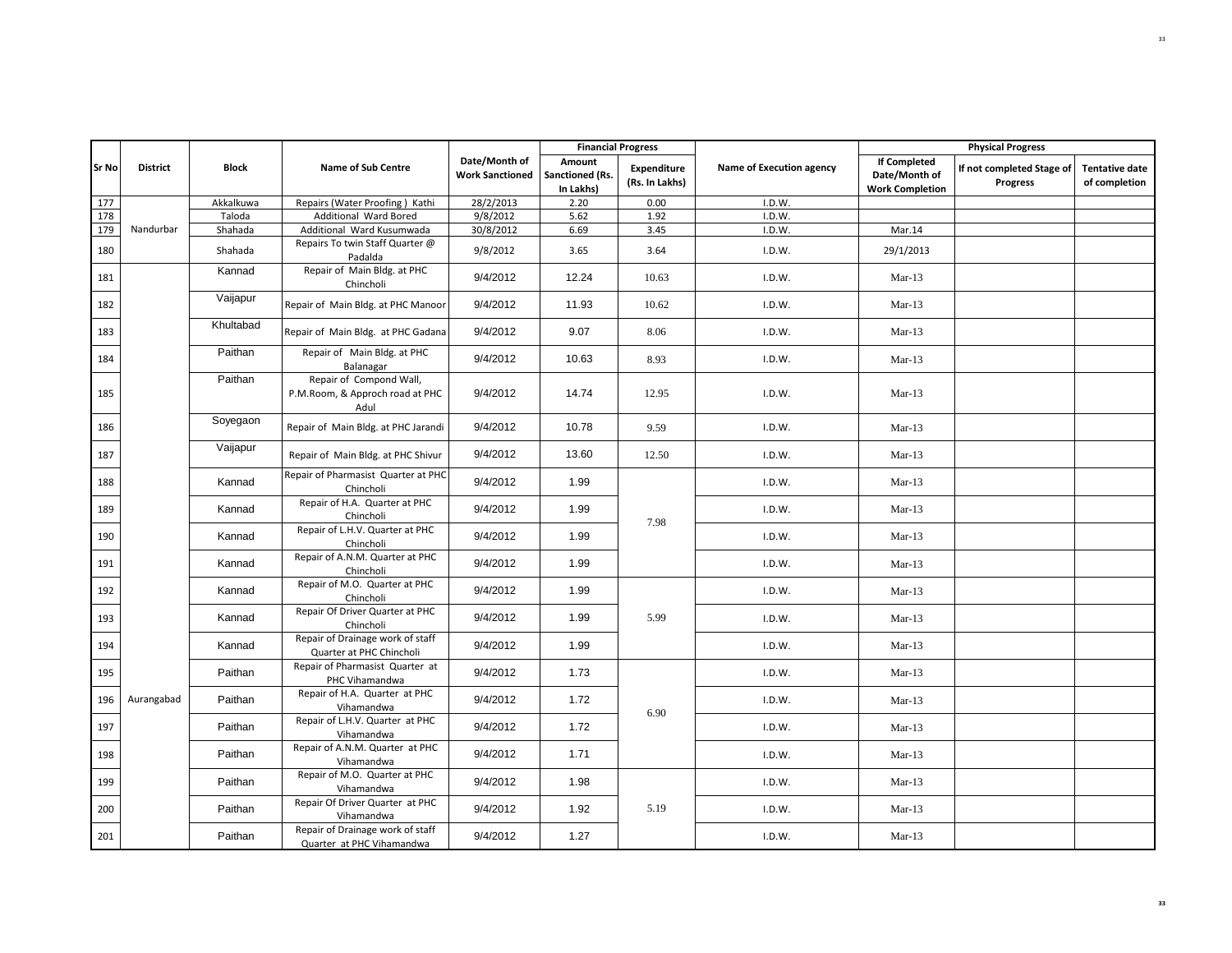| Sr No | District | Block | Name of Sub Centre | Date/Month of Work Sanctioned | Financial Progress | | Name of Execution agency | Physical Progress | | |
|---|---|---|---|---|---|---|---|---|---|---|
| | | | | | Amount Sanctioned (Rs. In Lakhs) | Expenditure (Rs. In Lakhs) | | If Completed Date/Month of Work Completion | If not completed Stage of Progress | Tentative date of completion |
| 177 | Nandurbar | Akkalkuwa | Repairs (Water Proofing ) Kathi | 28/2/2013 | 2.20 | 0.00 | I.D.W. | | | |
| 178 | | Taloda | Additional Ward Bored | 9/8/2012 | 5.62 | 1.92 | I.D.W. | | | |
| 179 | | Shahada | Additional Ward Kusumwada | 30/8/2012 | 6.69 | 3.45 | I.D.W. | Mar.14 | | |
| 180 | | Shahada | Repairs To twin Staff Quarter @ Padalda | 9/8/2012 | 3.65 | 3.64 | I.D.W. | 29/1/2013 | | |
| 181 | Aurangabad | Kannad | Repair of Main Bldg. at PHC Chincholi | 9/4/2012 | 12.24 | 10.63 | I.D.W. | Mar-13 | | |
| 182 | | Vaijapur | Repair of Main Bldg. at PHC Manoor | 9/4/2012 | 11.93 | 10.62 | I.D.W. | Mar-13 | | |
| 183 | | Khultabad | Repair of Main Bldg. at PHC Gadana | 9/4/2012 | 9.07 | 8.06 | I.D.W. | Mar-13 | | |
| 184 | | Paithan | Repair of Main Bldg. at PHC Balanagar | 9/4/2012 | 10.63 | 8.93 | I.D.W. | Mar-13 | | |
| 185 | | Paithan | Repair of Compond Wall, P.M.Room, & Approch road at PHC Adul | 9/4/2012 | 14.74 | 12.95 | I.D.W. | Mar-13 | | |
| 186 | | Soyegaon | Repair of Main Bldg. at PHC Jarandi | 9/4/2012 | 10.78 | 9.59 | I.D.W. | Mar-13 | | |
| 187 | | Vaijapur | Repair of Main Bldg. at PHC Shivur | 9/4/2012 | 13.60 | 12.50 | I.D.W. | Mar-13 | | |
| 188 | | Kannad | Repair of Pharmasist Quarter at PHC Chincholi | 9/4/2012 | 1.99 | 7.98 | I.D.W. | Mar-13 | | |
| 189 | | Kannad | Repair of H.A. Quarter at PHC Chincholi | 9/4/2012 | 1.99 | | I.D.W. | Mar-13 | | |
| 190 | | Kannad | Repair of L.H.V. Quarter at PHC Chincholi | 9/4/2012 | 1.99 | | I.D.W. | Mar-13 | | |
| 191 | | Kannad | Repair of A.N.M. Quarter at PHC Chincholi | 9/4/2012 | 1.99 | | I.D.W. | Mar-13 | | |
| 192 | | Kannad | Repair of M.O. Quarter at PHC Chincholi | 9/4/2012 | 1.99 | 5.99 | I.D.W. | Mar-13 | | |
| 193 | | Kannad | Repair Of Driver Quarter at PHC Chincholi | 9/4/2012 | 1.99 | | I.D.W. | Mar-13 | | |
| 194 | | Kannad | Repair of Drainage work of staff Quarter at PHC Chincholi | 9/4/2012 | 1.99 | | I.D.W. | Mar-13 | | |
| 195 | | Paithan | Repair of Pharmasist Quarter at PHC Vihamandwa | 9/4/2012 | 1.73 | 6.90 | I.D.W. | Mar-13 | | |
| 196 | | Paithan | Repair of H.A. Quarter at PHC Vihamandwa | 9/4/2012 | 1.72 | | I.D.W. | Mar-13 | | |
| 197 | | Paithan | Repair of L.H.V. Quarter at PHC Vihamandwa | 9/4/2012 | 1.72 | | I.D.W. | Mar-13 | | |
| 198 | | Paithan | Repair of A.N.M. Quarter at PHC Vihamandwa | 9/4/2012 | 1.71 | | I.D.W. | Mar-13 | | |
| 199 | | Paithan | Repair of M.O. Quarter at PHC Vihamandwa | 9/4/2012 | 1.98 | 5.19 | I.D.W. | Mar-13 | | |
| 200 | | Paithan | Repair Of Driver Quarter at PHC Vihamandwa | 9/4/2012 | 1.92 | | I.D.W. | Mar-13 | | |
| 201 | | Paithan | Repair of Drainage work of staff Quarter at PHC Vihamandwa | 9/4/2012 | 1.27 | | I.D.W. | Mar-13 | | |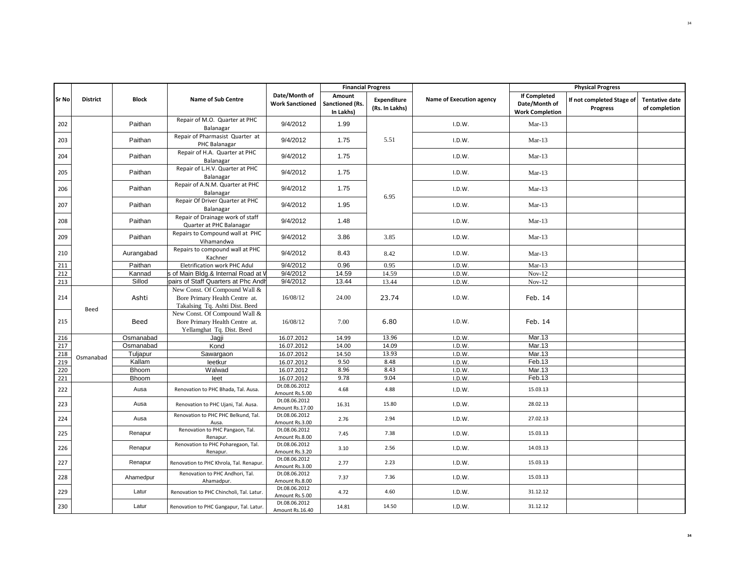| Sr No | District | Block | Name of Sub Centre | Date/Month of Work Sanctioned | Financial Progress | | Name of Execution agency | Physical Progress | | |
|---|---|---|---|---|---|---|---|---|---|---|
| | | | | | Amount Sanctioned (Rs. In Lakhs) | Expenditure (Rs. In Lakhs) | | If Completed Date/Month of Work Completion | If not completed Stage of Progress | Tentative date of completion |
| 202 | | Paithan | Repair of M.O. Quarter at PHC Balanagar | 9/4/2012 | 1.99 | 5.51 | I.D.W. | Mar-13 | | |
| 203 | | Paithan | Repair of Pharmasist Quarter at PHC Balanagar | 9/4/2012 | 1.75 | | I.D.W. | Mar-13 | | |
| 204 | | Paithan | Repair of H.A. Quarter at PHC Balanagar | 9/4/2012 | 1.75 | | I.D.W. | Mar-13 | | |
| 205 | | Paithan | Repair of L.H.V. Quarter at PHC Balanagar | 9/4/2012 | 1.75 | 6.95 | I.D.W. | Mar-13 | | |
| 206 | | Paithan | Repair of A.N.M. Quarter at PHC Balanagar | 9/4/2012 | 1.75 | | I.D.W. | Mar-13 | | |
| 207 | | Paithan | Repair Of Driver Quarter at PHC Balanagar | 9/4/2012 | 1.95 | | I.D.W. | Mar-13 | | |
| 208 | | Paithan | Repair of Drainage work of staff Quarter at PHC Balanagar | 9/4/2012 | 1.48 | | I.D.W. | Mar-13 | | |
| 209 | | Paithan | Repairs to Compound wall at PHC Vihamandwa | 9/4/2012 | 3.86 | 3.85 | I.D.W. | Mar-13 | | |
| 210 | | Aurangabad | Repairs to compound wall at PHC Kachner | 9/4/2012 | 8.43 | 8.42 | I.D.W. | Mar-13 | | |
| 211 | | Paithan | Eletrification work PHC Adul | 9/4/2012 | 0.96 | 0.95 | I.D.W. | Mar-13 | | |
| 212 | | Kannad | s of Main Bldg.& Internal Road at V | 9/4/2012 | 14.59 | 14.59 | I.D.W. | Nov-12 | | |
| 213 | | Sillod | pairs of Staff Quarters at Phc Andh | 9/4/2012 | 13.44 | 13.44 | I.D.W. | Nov-12 | | |
| 214 | Beed | Ashti | New Const. Of Compound Wall & Bore Primary Health Centre at. Takalsing Tq. Ashti Dist. Beed | 16/08/12 | 24.00 | 23.74 | I.D.W. | Feb. 14 | | |
| 215 | | Beed | New Const. Of Compound Wall & Bore Primary Health Centre at. Yellamghat Tq. Dist. Beed | 16/08/12 | 7.00 | 6.80 | I.D.W. | Feb. 14 | | |
| 216 | Osmanabad | Osmanabad | Jagji | 16.07.2012 | 14.99 | 13.96 | I.D.W. | Mar.13 | | |
| 217 | | Osmanabad | Kond | 16.07.2012 | 14.00 | 14.09 | I.D.W. | Mar.13 | | |
| 218 | | Tuljapur | Sawargaon | 16.07.2012 | 14.50 | 13.93 | I.D.W. | Mar.13 | | |
| 219 | | Kallam | Ieetkur | 16.07.2012 | 9.50 | 8.48 | I.D.W. | Feb.13 | | |
| 220 | | Bhoom | Walwad | 16.07.2012 | 8.96 | 8.43 | I.D.W. | Mar.13 | | |
| 221 | | Bhoom | Ieet | 16.07.2012 | 9.78 | 9.04 | I.D.W. | Feb.13 | | |
| 222 | | Ausa | Renovation to PHC Bhada, Tal. Ausa. | Dt.08.06.2012 Amount Rs.5.00 | 4.68 | 4.88 | I.D.W. | 15.03.13 | | |
| 223 | | Ausa | Renovation to PHC Ujani, Tal. Ausa. | Dt.08.06.2012 Amount Rs.17.00 | 16.31 | 15.80 | I.D.W. | 28.02.13 | | |
| 224 | | Ausa | Renovation to PHC PHC Belkund, Tal. Ausa. | Dt.08.06.2012 Amount Rs.3.00 | 2.76 | 2.94 | I.D.W. | 27.02.13 | | |
| 225 | | Renapur | Renovation to PHC Pangaon, Tal. Renapur. | Dt.08.06.2012 Amount Rs.8.00 | 7.45 | 7.38 | I.D.W. | 15.03.13 | | |
| 226 | | Renapur | Renovation to PHC Poharegaon, Tal. Renapur. | Dt.08.06.2012 Amount Rs.3.20 | 3.10 | 2.56 | I.D.W. | 14.03.13 | | |
| 227 | | Renapur | Renovation to PHC Khrola, Tal. Renapur. | Dt.08.06.2012 Amount Rs.3.00 | 2.77 | 2.23 | I.D.W. | 15.03.13 | | |
| 228 | | Ahamedpur | Renovation to PHC Andhori, Tal. Ahamadpur. | Dt.08.06.2012 Amount Rs.8.00 | 7.37 | 7.36 | I.D.W. | 15.03.13 | | |
| 229 | | Latur | Renovation to PHC Chincholi, Tal. Latur. | Dt.08.06.2012 Amount Rs.5.00 | 4.72 | 4.60 | I.D.W. | 31.12.12 | | |
| 230 | | Latur | Renovation to PHC Gangapur, Tal. Latur. | Dt.08.06.2012 Amount Rs.16.40 | 14.81 | 14.50 | I.D.W. | 31.12.12 | | |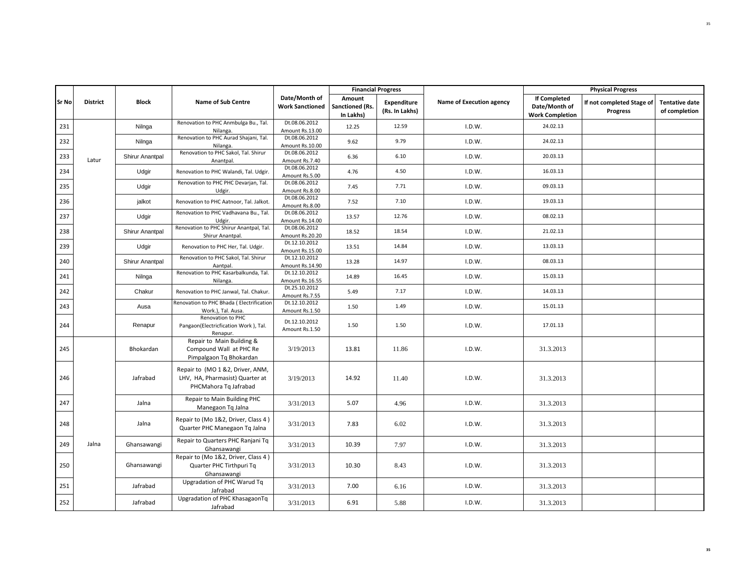| Sr No | District | Block | Name of Sub Centre | Date/Month of Work Sanctioned | Financial Progress | | Name of Execution agency | Physical Progress | | |
|---|---|---|---|---|---|---|---|---|---|---|
| | | | | | Amount Sanctioned (Rs. In Lakhs) | Expenditure (Rs. In Lakhs) | | If Completed Date/Month of Work Completion | If not completed Stage of Progress | Tentative date of completion |
| 231 | Latur | Nilnga | Renovation to PHC Anmbulga Bu., Tal. Nilanga. | Dt.08.06.2012 Amount Rs.13.00 | 12.25 | 12.59 | I.D.W. | 24.02.13 | | |
| 232 | | Nilnga | Renovation to PHC Aurad Shajani, Tal. Nilanga. | Dt.08.06.2012 Amount Rs.10.00 | 9.62 | 9.79 | I.D.W. | 24.02.13 | | |
| 233 | | Shirur Anantpal | Renovation to PHC Sakol, Tal. Shirur Anantpal. | Dt.08.06.2012 Amount Rs.7.40 | 6.36 | 6.10 | I.D.W. | 20.03.13 | | |
| 234 | | Udgir | Renovation to PHC Walandi, Tal. Udgir. | Dt.08.06.2012 Amount Rs.5.00 | 4.76 | 4.50 | I.D.W. | 16.03.13 | | |
| 235 | | Udgir | Renovation to PHC PHC Devarjan, Tal. Udgir. | Dt.08.06.2012 Amount Rs.8.00 | 7.45 | 7.71 | I.D.W. | 09.03.13 | | |
| 236 | | jalkot | Renovation to PHC Aatnoor, Tal. Jalkot. | Dt.08.06.2012 Amount Rs.8.00 | 7.52 | 7.10 | I.D.W. | 19.03.13 | | |
| 237 | | Udgir | Renovation to PHC Vadhavana Bu., Tal. Udgir. | Dt.08.06.2012 Amount Rs.14.00 | 13.57 | 12.76 | I.D.W. | 08.02.13 | | |
| 238 | | Shirur Anantpal | Renovation to PHC Shirur Anantpal, Tal. Shirur Anantpal. | Dt.08.06.2012 Amount Rs.20.20 | 18.52 | 18.54 | I.D.W. | 21.02.13 | | |
| 239 | | Udgir | Renovation to PHC Her, Tal. Udgir. | Dt.12.10.2012 Amount Rs.15.00 | 13.51 | 14.84 | I.D.W. | 13.03.13 | | |
| 240 | | Shirur Anantpal | Renovation to PHC Sakol, Tal. Shirur Aantpal. | Dt.12.10.2012 Amount Rs.14.90 | 13.28 | 14.97 | I.D.W. | 08.03.13 | | |
| 241 | | Nilnga | Renovation to PHC Kasarbalkunda, Tal. Nilanga. | Dt.12.10.2012 Amount Rs.16.55 | 14.89 | 16.45 | I.D.W. | 15.03.13 | | |
| 242 | | Chakur | Renovation to PHC Janwal, Tal. Chakur. | Dt.25.10.2012 Amount Rs.7.55 | 5.49 | 7.17 | I.D.W. | 14.03.13 | | |
| 243 | | Ausa | Renovation to PHC Bhada ( Electrification Work.), Tal. Ausa. | Dt.12.10.2012 Amount Rs.1.50 | 1.50 | 1.49 | I.D.W. | 15.01.13 | | |
| 244 | | Renapur | Renovation to PHC Pangaon(Electricfication Work ), Tal. Renapur. | Dt.12.10.2012 Amount Rs.1.50 | 1.50 | 1.50 | I.D.W. | 17.01.13 | | |
| 245 | Jalna | Bhokardan | Repair to Main Building & Compound Wall at PHC Re Pimpalgaon Tq Bhokardan | 3/19/2013 | 13.81 | 11.86 | I.D.W. | 31.3.2013 | | |
| 246 | | Jafrabad | Repair to (MO 1 &2, Driver, ANM, LHV, HA, Pharmasist) Quarter at PHCMahora Tq Jafrabad | 3/19/2013 | 14.92 | 11.40 | I.D.W. | 31.3.2013 | | |
| 247 | | Jalna | Repair to Main Building PHC Manegaon Tq Jalna | 3/31/2013 | 5.07 | 4.96 | I.D.W. | 31.3.2013 | | |
| 248 | | Jalna | Repair to (Mo 1&2, Driver, Class 4 ) Quarter PHC Manegaon Tq Jalna | 3/31/2013 | 7.83 | 6.02 | I.D.W. | 31.3.2013 | | |
| 249 | | Ghansawangi | Repair to Quarters PHC Ranjani Tq Ghansawangi | 3/31/2013 | 10.39 | 7.97 | I.D.W. | 31.3.2013 | | |
| 250 | | Ghansawangi | Repair to (Mo 1&2, Driver, Class 4 ) Quarter PHC Tirthpuri Tq Ghansawangi | 3/31/2013 | 10.30 | 8.43 | I.D.W. | 31.3.2013 | | |
| 251 | | Jafrabad | Upgradation of PHC Warud Tq Jafrabad | 3/31/2013 | 7.00 | 6.16 | I.D.W. | 31.3.2013 | | |
| 252 | | Jafrabad | Upgradation of PHC KhasagaonTq Jafrabad | 3/31/2013 | 6.91 | 5.88 | I.D.W. | 31.3.2013 | | |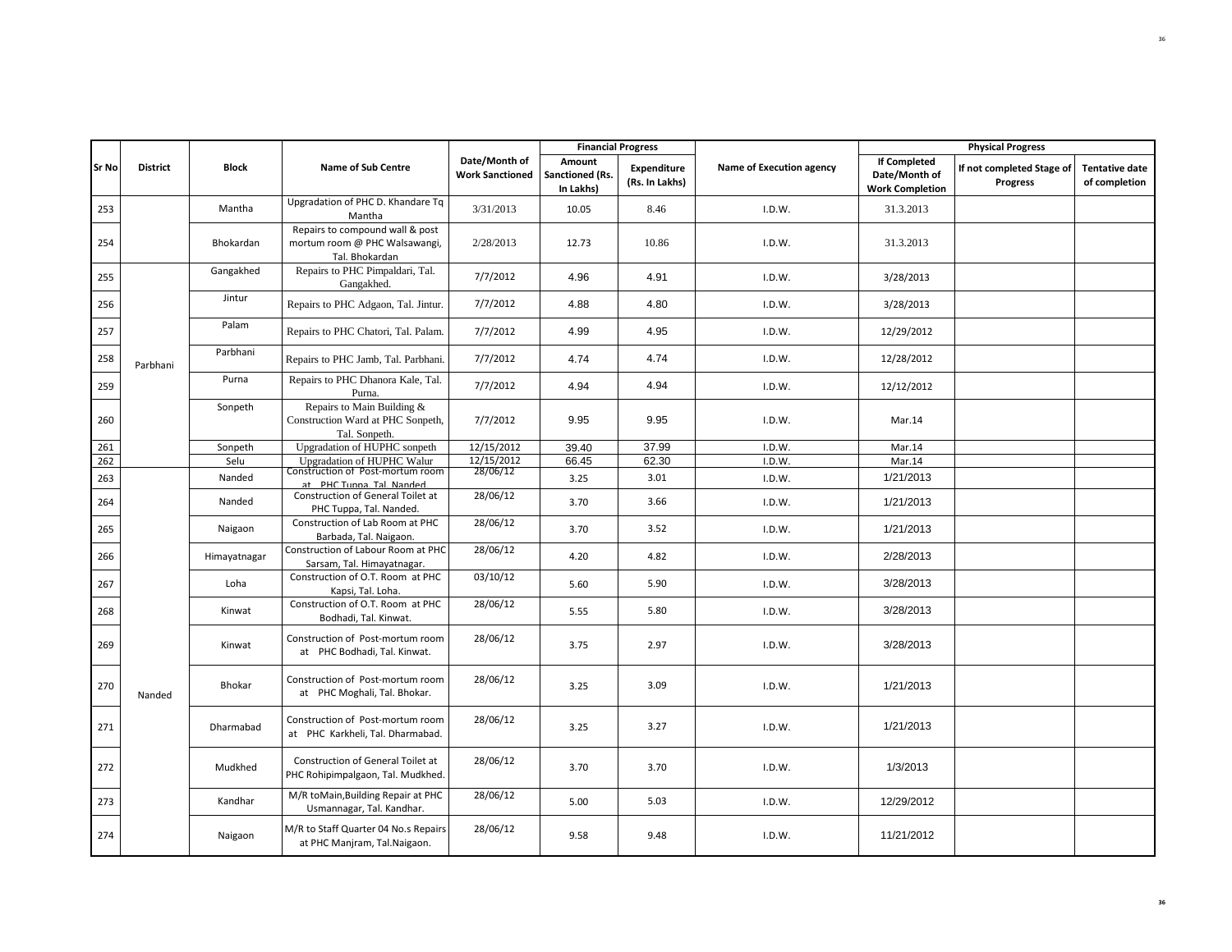| Sr No | District | Block | Name of Sub Centre | Date/Month of Work Sanctioned | Financial Progress | | Name of Execution agency | Physical Progress | | |
|---|---|---|---|---|---|---|---|---|---|---|
| | | | | | Amount Sanctioned (Rs. In Lakhs) | Expenditure (Rs. In Lakhs) | | If Completed Date/Month of Work Completion | If not completed Stage of Progress | Tentative date of completion |
| 253 | | Mantha | Upgradation of PHC D. Khandare Tq Mantha | 3/31/2013 | 10.05 | 8.46 | I.D.W. | 31.3.2013 | | |
| 254 | | Bhokardan | Repairs to compound wall & post mortum room @ PHC Walsawangi, Tal. Bhokardan | 2/28/2013 | 12.73 | 10.86 | I.D.W. | 31.3.2013 | | |
| 255 | Parbhani | Gangakhed | Repairs to PHC Pimpaldari, Tal. Gangakhed. | 7/7/2012 | 4.96 | 4.91 | I.D.W. | 3/28/2013 | | |
| 256 | | Jintur | Repairs to PHC Adgaon, Tal. Jintur. | 7/7/2012 | 4.88 | 4.80 | I.D.W. | 3/28/2013 | | |
| 257 | | Palam | Repairs to PHC Chatori, Tal. Palam. | 7/7/2012 | 4.99 | 4.95 | I.D.W. | 12/29/2012 | | |
| 258 | | Parbhani | Repairs to PHC Jamb, Tal. Parbhani. | 7/7/2012 | 4.74 | 4.74 | I.D.W. | 12/28/2012 | | |
| 259 | | Purna | Repairs to PHC Dhanora Kale, Tal. Purna. | 7/7/2012 | 4.94 | 4.94 | I.D.W. | 12/12/2012 | | |
| 260 | | Sonpeth | Repairs to Main Building & Construction Ward at PHC Sonpeth, Tal. Sonpeth. | 7/7/2012 | 9.95 | 9.95 | I.D.W. | Mar.14 | | |
| 261 | | Sonpeth | Upgradation of HUPHC sonpeth | 12/15/2012 | 39.40 | 37.99 | I.D.W. | Mar.14 | | |
| 262 | | Selu | Upgradation of HUPHC Walur | 12/15/2012 | 66.45 | 62.30 | I.D.W. | Mar.14 | | |
| 263 | Nanded | Nanded | Construction of Post-mortum room at PHC Tuppa, Tal. Nanded. | 28/06/12 | 3.25 | 3.01 | I.D.W. | 1/21/2013 | | |
| 264 | | Nanded | Construction of General Toilet at PHC Tuppa, Tal. Nanded. | 28/06/12 | 3.70 | 3.66 | I.D.W. | 1/21/2013 | | |
| 265 | | Naigaon | Construction of Lab Room at PHC Barbada, Tal. Naigaon. | 28/06/12 | 3.70 | 3.52 | I.D.W. | 1/21/2013 | | |
| 266 | | Himayatnagar | Construction of Labour Room at PHC Sarsam, Tal. Himayatnagar. | 28/06/12 | 4.20 | 4.82 | I.D.W. | 2/28/2013 | | |
| 267 | | Loha | Construction of O.T. Room at PHC Kapsi, Tal. Loha. | 03/10/12 | 5.60 | 5.90 | I.D.W. | 3/28/2013 | | |
| 268 | | Kinwat | Construction of O.T. Room at PHC Bodhadi, Tal. Kinwat. | 28/06/12 | 5.55 | 5.80 | I.D.W. | 3/28/2013 | | |
| 269 | | Kinwat | Construction of Post-mortum room at PHC Bodhadi, Tal. Kinwat. | 28/06/12 | 3.75 | 2.97 | I.D.W. | 3/28/2013 | | |
| 270 | | Bhokar | Construction of Post-mortum room at PHC Moghali, Tal. Bhokar. | 28/06/12 | 3.25 | 3.09 | I.D.W. | 1/21/2013 | | |
| 271 | | Dharmabad | Construction of Post-mortum room at PHC Karkheli, Tal. Dharmabad. | 28/06/12 | 3.25 | 3.27 | I.D.W. | 1/21/2013 | | |
| 272 | | Mudkhed | Construction of General Toilet at PHC Rohipimpalgaon, Tal. Mudkhed. | 28/06/12 | 3.70 | 3.70 | I.D.W. | 1/3/2013 | | |
| 273 | | Kandhar | M/R toMain,Building Repair at PHC Usmannagar, Tal. Kandhar. | 28/06/12 | 5.00 | 5.03 | I.D.W. | 12/29/2012 | | |
| 274 | | Naigaon | M/R to Staff Quarter 04 No.s Repairs at PHC Manjram, Tal.Naigaon. | 28/06/12 | 9.58 | 9.48 | I.D.W. | 11/21/2012 | | |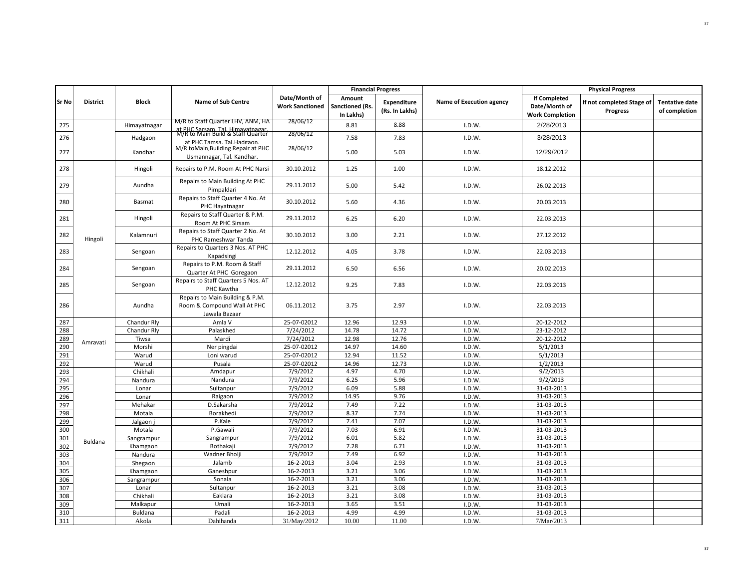| Sr No | District | Block | Name of Sub Centre | Date/Month of Work Sanctioned | Financial Progress | | Name of Execution agency | Physical Progress | | |
|---|---|---|---|---|---|---|---|---|---|---|
| | | | | | Amount Sanctioned (Rs. In Lakhs) | Expenditure (Rs. In Lakhs) | | If Completed Date/Month of Work Completion | If not completed Stage of Progress | Tentative date of completion |
| 275 | | Himayatnagar | M/R to Staff Quarter LHV, ANM, HA at PHC Sarsam, Tal. Himayatnagar. | 28/06/12 | 8.81 | 8.88 | I.D.W. | 2/28/2013 | | |
| 276 | | Hadgaon | M/R to Main Build & Staff Quarter at PHC Tamsa, Tal Hadgaon | 28/06/12 | 7.58 | 7.83 | I.D.W. | 3/28/2013 | | |
| 277 | | Kandhar | M/R toMain,Building Repair at PHC Usmannagar, Tal. Kandhar. | 28/06/12 | 5.00 | 5.03 | I.D.W. | 12/29/2012 | | |
| 278 | Hingoli | Hingoli | Repairs to P.M. Room At PHC Narsi | 30.10.2012 | 1.25 | 1.00 | I.D.W. | 18.12.2012 | | |
| 279 | | Aundha | Repairs to Main Building At PHC Pimpaldari | 29.11.2012 | 5.00 | 5.42 | I.D.W. | 26.02.2013 | | |
| 280 | | Basmat | Repairs to Staff Quarter 4 No. At PHC Hayatnagar | 30.10.2012 | 5.60 | 4.36 | I.D.W. | 20.03.2013 | | |
| 281 | | Hingoli | Repairs to Staff Quarter & P.M. Room At PHC Sirsam | 29.11.2012 | 6.25 | 6.20 | I.D.W. | 22.03.2013 | | |
| 282 | | Kalamnuri | Repairs to Staff Quarter 2 No. At PHC Rameshwar Tanda | 30.10.2012 | 3.00 | 2.21 | I.D.W. | 27.12.2012 | | |
| 283 | | Sengoan | Repairs to Quarters 3 Nos. AT PHC Kapadsingi | 12.12.2012 | 4.05 | 3.78 | I.D.W. | 22.03.2013 | | |
| 284 | | Sengoan | Repairs to P.M. Room & Staff Quarter At PHC Goregaon | 29.11.2012 | 6.50 | 6.56 | I.D.W. | 20.02.2013 | | |
| 285 | | Sengoan | Repairs to Staff Quarters 5 Nos. AT PHC Kawtha | 12.12.2012 | 9.25 | 7.83 | I.D.W. | 22.03.2013 | | |
| 286 | | Aundha | Repairs to Main Building & P.M. Room & Compound Wall At PHC Jawala Bazaar | 06.11.2012 | 3.75 | 2.97 | I.D.W. | 22.03.2013 | | |
| 287 | Amravati | Chandur Rly | Amla V | 25-07-02012 | 12.96 | 12.93 | I.D.W. | 20-12-2012 | | |
| 288 | | Chandur Rly | Palaskhed | 7/24/2012 | 14.78 | 14.72 | I.D.W. | 23-12-2012 | | |
| 289 | | Tiwsa | Mardi | 7/24/2012 | 12.98 | 12.76 | I.D.W. | 20-12-2012 | | |
| 290 | | Morshi | Ner pingdai | 25-07-02012 | 14.97 | 14.60 | I.D.W. | 5/1/2013 | | |
| 291 | | Warud | Loni warud | 25-07-02012 | 12.94 | 11.52 | I.D.W. | 5/1/2013 | | |
| 292 | | Warud | Pusala | 25-07-02012 | 14.96 | 12.73 | I.D.W. | 1/2/2013 | | |
| 293 | Buldana | Chikhali | Amdapur | 7/9/2012 | 4.97 | 4.70 | I.D.W. | 9/2/2013 | | |
| 294 | | Nandura | Nandura | 7/9/2012 | 6.25 | 5.96 | I.D.W. | 9/2/2013 | | |
| 295 | | Lonar | Sultanpur | 7/9/2012 | 6.09 | 5.88 | I.D.W. | 31-03-2013 | | |
| 296 | | Lonar | Raigaon | 7/9/2012 | 14.95 | 9.76 | I.D.W. | 31-03-2013 | | |
| 297 | | Mehakar | D.Sakarsha | 7/9/2012 | 7.49 | 7.22 | I.D.W. | 31-03-2013 | | |
| 298 | | Motala | Borakhedi | 7/9/2012 | 8.37 | 7.74 | I.D.W. | 31-03-2013 | | |
| 299 | | Jalgaon j | P.Kale | 7/9/2012 | 7.41 | 7.07 | I.D.W. | 31-03-2013 | | |
| 300 | | Motala | P.Gawali | 7/9/2012 | 7.03 | 6.91 | I.D.W. | 31-03-2013 | | |
| 301 | | Sangrampur | Sangrampur | 7/9/2012 | 6.01 | 5.82 | I.D.W. | 31-03-2013 | | |
| 302 | | Khamgaon | Bothakaji | 7/9/2012 | 7.28 | 6.71 | I.D.W. | 31-03-2013 | | |
| 303 | | Nandura | Wadner Bholji | 7/9/2012 | 7.49 | 6.92 | I.D.W. | 31-03-2013 | | |
| 304 | | Shegaon | Jalamb | 16-2-2013 | 3.04 | 2.93 | I.D.W. | 31-03-2013 | | |
| 305 | | Khamgaon | Ganeshpur | 16-2-2013 | 3.21 | 3.06 | I.D.W. | 31-03-2013 | | |
| 306 | | Sangrampur | Sonala | 16-2-2013 | 3.21 | 3.06 | I.D.W. | 31-03-2013 | | |
| 307 | | Lonar | Sultanpur | 16-2-2013 | 3.21 | 3.08 | I.D.W. | 31-03-2013 | | |
| 308 | | Chikhali | Eaklara | 16-2-2013 | 3.21 | 3.08 | I.D.W. | 31-03-2013 | | |
| 309 | | Malkapur | Umali | 16-2-2013 | 3.65 | 3.51 | I.D.W. | 31-03-2013 | | |
| 310 | | Buldana | Padali | 16-2-2013 | 4.99 | 4.99 | I.D.W. | 31-03-2013 | | |
| 311 | | Akola | Dahihanda | 31/May/2012 | 10.00 | 11.00 | I.D.W. | 7/Mar/2013 | | |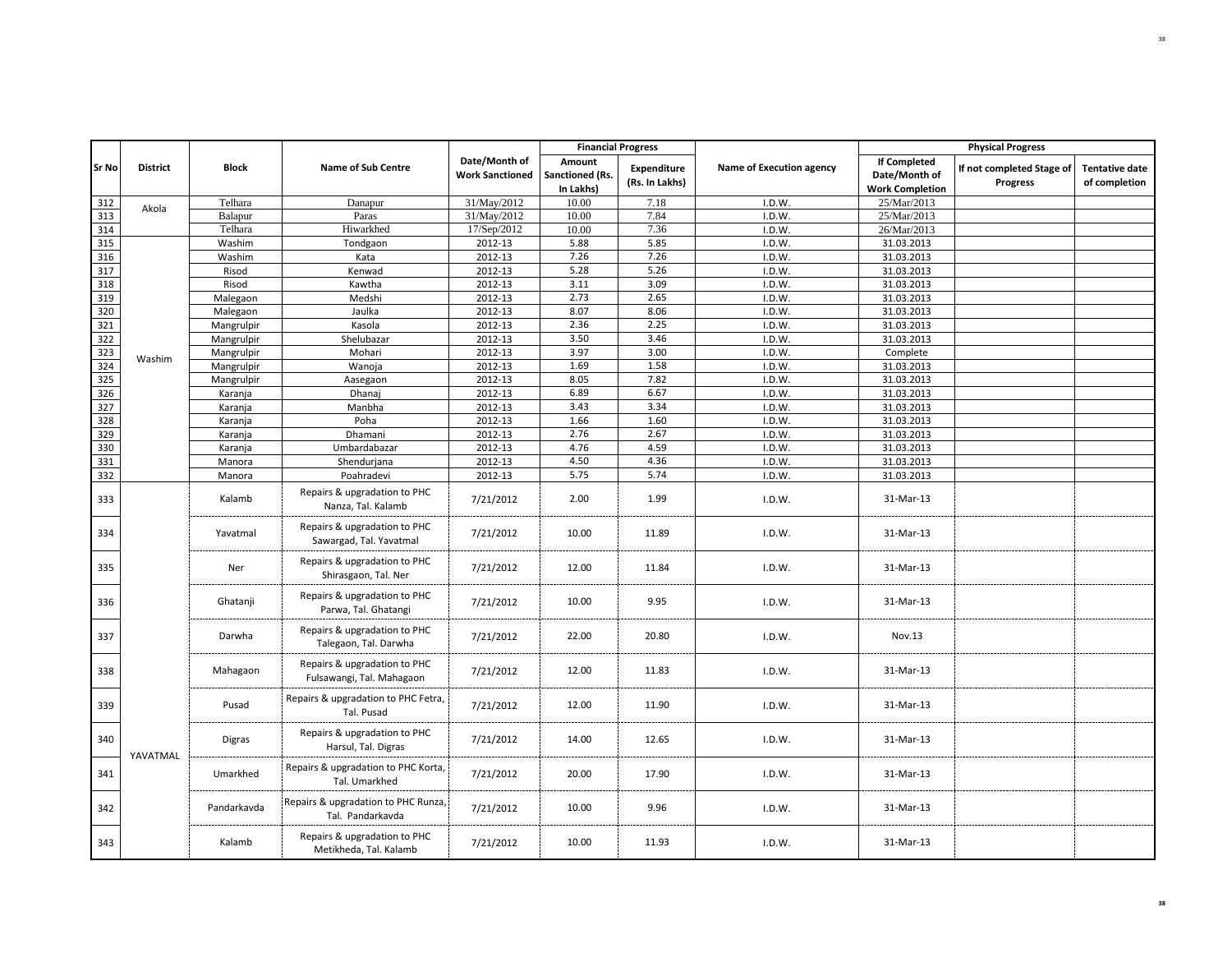| Sr No | District | Block | Name of Sub Centre | Date/Month of Work Sanctioned | Financial Progress | | Name of Execution agency | Physical Progress | | |
|---|---|---|---|---|---|---|---|---|---|---|
| | | | | | Amount Sanctioned (Rs. In Lakhs) | Expenditure (Rs. In Lakhs) | | If Completed Date/Month of Work Completion | If not completed Stage of Progress | Tentative date of completion |
| 312 | Akola | Telhara | Danapur | 31/May/2012 | 10.00 | 7.18 | I.D.W. | 25/Mar/2013 | | |
| 313 | | Balapur | Paras | 31/May/2012 | 10.00 | 7.84 | I.D.W. | 25/Mar/2013 | | |
| 314 | | Telhara | Hiwarkhed | 17/Sep/2012 | 10.00 | 7.36 | I.D.W. | 26/Mar/2013 | | |
| 315 | Washim | Washim | Tondgaon | 2012-13 | 5.88 | 5.85 | I.D.W. | 31.03.2013 | | |
| 316 | | Washim | Kata | 2012-13 | 7.26 | 7.26 | I.D.W. | 31.03.2013 | | |
| 317 | | Risod | Kenwad | 2012-13 | 5.28 | 5.26 | I.D.W. | 31.03.2013 | | |
| 318 | | Risod | Kawtha | 2012-13 | 3.11 | 3.09 | I.D.W. | 31.03.2013 | | |
| 319 | | Malegaon | Medshi | 2012-13 | 2.73 | 2.65 | I.D.W. | 31.03.2013 | | |
| 320 | | Malegaon | Jaulka | 2012-13 | 8.07 | 8.06 | I.D.W. | 31.03.2013 | | |
| 321 | | Mangrulpir | Kasola | 2012-13 | 2.36 | 2.25 | I.D.W. | 31.03.2013 | | |
| 322 | | Mangrulpir | Shelubazar | 2012-13 | 3.50 | 3.46 | I.D.W. | 31.03.2013 | | |
| 323 | | Mangrulpir | Mohari | 2012-13 | 3.97 | 3.00 | I.D.W. | Complete | | |
| 324 | | Mangrulpir | Wanoja | 2012-13 | 1.69 | 1.58 | I.D.W. | 31.03.2013 | | |
| 325 | | Mangrulpir | Aasegaon | 2012-13 | 8.05 | 7.82 | I.D.W. | 31.03.2013 | | |
| 326 | | Karanja | Dhanaj | 2012-13 | 6.89 | 6.67 | I.D.W. | 31.03.2013 | | |
| 327 | | Karanja | Manbha | 2012-13 | 3.43 | 3.34 | I.D.W. | 31.03.2013 | | |
| 328 | | Karanja | Poha | 2012-13 | 1.66 | 1.60 | I.D.W. | 31.03.2013 | | |
| 329 | | Karanja | Dhamani | 2012-13 | 2.76 | 2.67 | I.D.W. | 31.03.2013 | | |
| 330 | | Karanja | Umbardabazar | 2012-13 | 4.76 | 4.59 | I.D.W. | 31.03.2013 | | |
| 331 | | Manora | Shendurjana | 2012-13 | 4.50 | 4.36 | I.D.W. | 31.03.2013 | | |
| 332 | | Manora | Poahradevi | 2012-13 | 5.75 | 5.74 | I.D.W. | 31.03.2013 | | |
| 333 | YAVATMAL | Kalamb | Repairs & upgradation to PHC Nanza, Tal. Kalamb | 7/21/2012 | 2.00 | 1.99 | I.D.W. | 31-Mar-13 | | |
| 334 | | Yavatmal | Repairs & upgradation to PHC Sawargad, Tal. Yavatmal | 7/21/2012 | 10.00 | 11.89 | I.D.W. | 31-Mar-13 | | |
| 335 | | Ner | Repairs & upgradation to PHC Shirasgaon, Tal. Ner | 7/21/2012 | 12.00 | 11.84 | I.D.W. | 31-Mar-13 | | |
| 336 | | Ghatanji | Repairs & upgradation to PHC Parwa, Tal. Ghatangi | 7/21/2012 | 10.00 | 9.95 | I.D.W. | 31-Mar-13 | | |
| 337 | | Darwha | Repairs & upgradation to PHC Talegaon, Tal. Darwha | 7/21/2012 | 22.00 | 20.80 | I.D.W. | Nov.13 | | |
| 338 | | Mahagaon | Repairs & upgradation to PHC Fulsawangi, Tal. Mahagaon | 7/21/2012 | 12.00 | 11.83 | I.D.W. | 31-Mar-13 | | |
| 339 | | Pusad | Repairs & upgradation to PHC Fetra, Tal. Pusad | 7/21/2012 | 12.00 | 11.90 | I.D.W. | 31-Mar-13 | | |
| 340 | | Digras | Repairs & upgradation to PHC Harsul, Tal. Digras | 7/21/2012 | 14.00 | 12.65 | I.D.W. | 31-Mar-13 | | |
| 341 | | Umarkhed | Repairs & upgradation to PHC Korta, Tal. Umarkhed | 7/21/2012 | 20.00 | 17.90 | I.D.W. | 31-Mar-13 | | |
| 342 | | Pandarkavda | Repairs & upgradation to PHC Runza, Tal. Pandarkavda | 7/21/2012 | 10.00 | 9.96 | I.D.W. | 31-Mar-13 | | |
| 343 | | Kalamb | Repairs & upgradation to PHC Metikheda, Tal. Kalamb | 7/21/2012 | 10.00 | 11.93 | I.D.W. | 31-Mar-13 | | |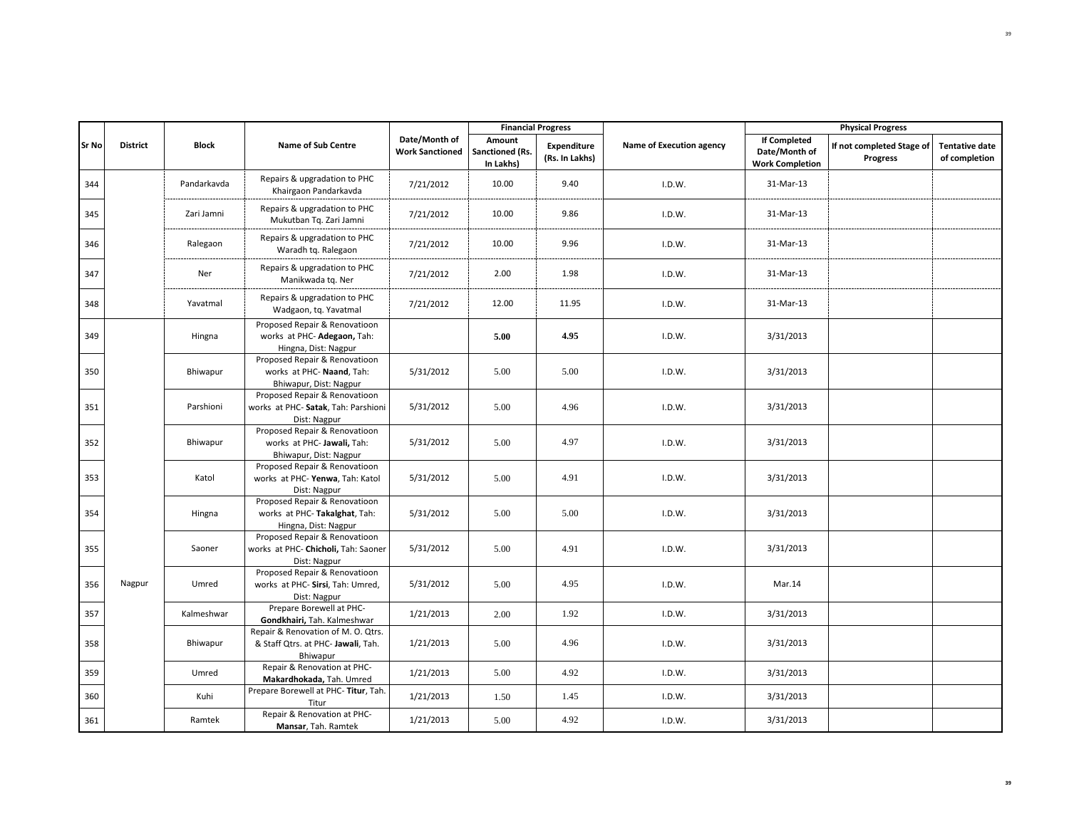| Sr No | District | Block | Name of Sub Centre | Date/Month of Work Sanctioned | Financial Progress | | Name of Execution agency | Physical Progress | | |
|---|---|---|---|---|---|---|---|---|---|---|
| | | | | | Amount Sanctioned (Rs. In Lakhs) | Expenditure (Rs. In Lakhs) | | If Completed Date/Month of Work Completion | If not completed Stage of Progress | Tentative date of completion |
| 344 | | Pandarkavda | Repairs & upgradation to PHC Khairgaon Pandarkavda | 7/21/2012 | 10.00 | 9.40 | I.D.W. | 31-Mar-13 | | |
| 345 | | Zari Jamni | Repairs & upgradation to PHC Mukutban Tq. Zari Jamni | 7/21/2012 | 10.00 | 9.86 | I.D.W. | 31-Mar-13 | | |
| 346 | | Ralegaon | Repairs & upgradation to PHC Waradh tq. Ralegaon | 7/21/2012 | 10.00 | 9.96 | I.D.W. | 31-Mar-13 | | |
| 347 | | Ner | Repairs & upgradation to PHC Manikwada tq. Ner | 7/21/2012 | 2.00 | 1.98 | I.D.W. | 31-Mar-13 | | |
| 348 | | Yavatmal | Repairs & upgradation to PHC Wadgaon, tq. Yavatmal | 7/21/2012 | 12.00 | 11.95 | I.D.W. | 31-Mar-13 | | |
| 349 | Nagpur | Hingna | Proposed Repair & Renovatioon works at PHC- **Adegaon,** Tah: Hingna, Dist: Nagpur | | **5.00** | **4.95** | I.D.W. | 3/31/2013 | | |
| 350 | | Bhiwapur | Proposed Repair & Renovatioon works at PHC- **Naand**, Tah: Bhiwapur, Dist: Nagpur | 5/31/2012 | 5.00 | 5.00 | I.D.W. | 3/31/2013 | | |
| 351 | | Parshioni | Proposed Repair & Renovatioon works at PHC- **Satak**, Tah: Parshioni Dist: Nagpur | 5/31/2012 | 5.00 | 4.96 | I.D.W. | 3/31/2013 | | |
| 352 | | Bhiwapur | Proposed Repair & Renovatioon works at PHC- **Jawali,** Tah: Bhiwapur, Dist: Nagpur | 5/31/2012 | 5.00 | 4.97 | I.D.W. | 3/31/2013 | | |
| 353 | | Katol | Proposed Repair & Renovatioon works at PHC- **Yenwa**, Tah: Katol Dist: Nagpur | 5/31/2012 | 5.00 | 4.91 | I.D.W. | 3/31/2013 | | |
| 354 | | Hingna | Proposed Repair & Renovatioon works at PHC- **Takalghat**, Tah: Hingna, Dist: Nagpur | 5/31/2012 | 5.00 | 5.00 | I.D.W. | 3/31/2013 | | |
| 355 | | Saoner | Proposed Repair & Renovatioon works at PHC- **Chicholi,** Tah: Saoner Dist: Nagpur | 5/31/2012 | 5.00 | 4.91 | I.D.W. | 3/31/2013 | | |
| 356 | | Umred | Proposed Repair & Renovatioon works at PHC- **Sirsi**, Tah: Umred, Dist: Nagpur | 5/31/2012 | 5.00 | 4.95 | I.D.W. | Mar.14 | | |
| 357 | | Kalmeshwar | Prepare Borewell at PHC- **Gondkhairi,** Tah. Kalmeshwar | 1/21/2013 | 2.00 | 1.92 | I.D.W. | 3/31/2013 | | |
| 358 | | Bhiwapur | Repair & Renovation of M. O. Qtrs. & Staff Qtrs. at PHC- **Jawali**, Tah. Bhiwapur | 1/21/2013 | 5.00 | 4.96 | I.D.W. | 3/31/2013 | | |
| 359 | | Umred | Repair & Renovation at PHC- **Makardhokada,** Tah. Umred | 1/21/2013 | 5.00 | 4.92 | I.D.W. | 3/31/2013 | | |
| 360 | | Kuhi | Prepare Borewell at PHC- **Titur**, Tah. Titur | 1/21/2013 | 1.50 | 1.45 | I.D.W. | 3/31/2013 | | |
| 361 | | Ramtek | Repair & Renovation at PHC- **Mansar**, Tah. Ramtek | 1/21/2013 | 5.00 | 4.92 | I.D.W. | 3/31/2013 | | |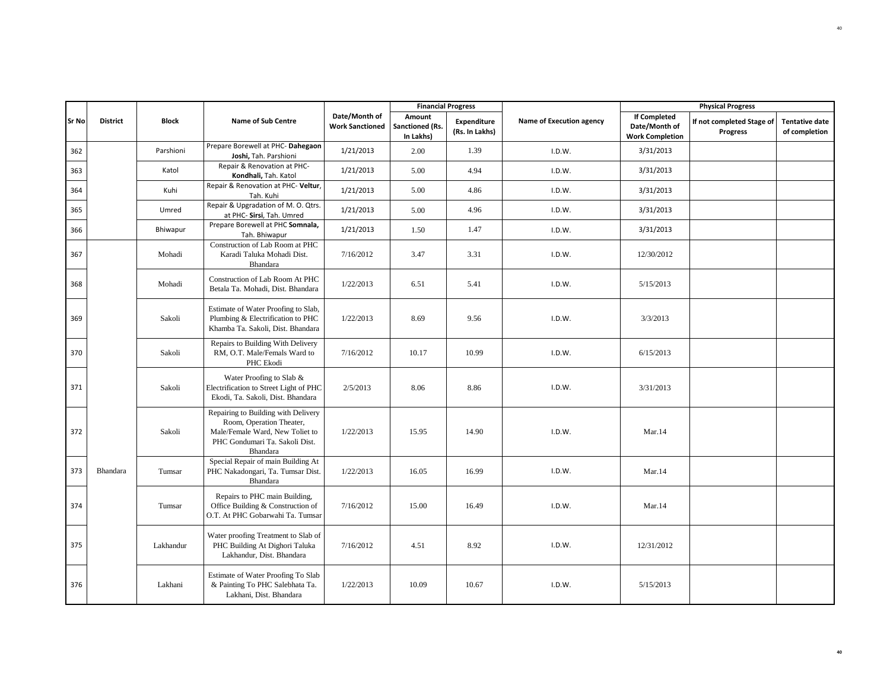| Sr No | District | Block | Name of Sub Centre | Date/Month of Work Sanctioned | Financial Progress | | Name of Execution agency | Physical Progress | | |
|---|---|---|---|---|---|---|---|---|---|---|
| | | | | | Amount Sanctioned (Rs. In Lakhs) | Expenditure (Rs. In Lakhs) | | If Completed Date/Month of Work Completion | If not completed Stage of Progress | Tentative date of completion |
| 362 | | Parshioni | Prepare Borewell at PHC- **Dahegaon Joshi,** Tah. Parshioni | 1/21/2013 | 2.00 | 1.39 | I.D.W. | 3/31/2013 | | |
| 363 | | Katol | Repair & Renovation at PHC- **Kondhali,** Tah. Katol | 1/21/2013 | 5.00 | 4.94 | I.D.W. | 3/31/2013 | | |
| 364 | | Kuhi | Repair & Renovation at PHC- **Veltur**, Tah. Kuhi | 1/21/2013 | 5.00 | 4.86 | I.D.W. | 3/31/2013 | | |
| 365 | | Umred | Repair & Upgradation of M. O. Qtrs. at PHC- **Sirsi**, Tah. Umred | 1/21/2013 | 5.00 | 4.96 | I.D.W. | 3/31/2013 | | |
| 366 | | Bhiwapur | Prepare Borewell at PHC **Somnala,** Tah. Bhiwapur | 1/21/2013 | 1.50 | 1.47 | I.D.W. | 3/31/2013 | | |
| 367 | Bhandara | Mohadi | Construction of Lab Room at PHC Karadi Taluka Mohadi Dist. Bhandara | 7/16/2012 | 3.47 | 3.31 | I.D.W. | 12/30/2012 | | |
| 368 | Bhandara | Mohadi | Construction of Lab Room At PHC Betala Ta. Mohadi, Dist. Bhandara | 1/22/2013 | 6.51 | 5.41 | I.D.W. | 5/15/2013 | | |
| 369 | Bhandara | Sakoli | Estimate of Water Proofing to Slab, Plumbing & Electrification to PHC Khamba Ta. Sakoli, Dist. Bhandara | 1/22/2013 | 8.69 | 9.56 | I.D.W. | 3/3/2013 | | |
| 370 | Bhandara | Sakoli | Repairs to Building With Delivery RM, O.T. Male/Femals Ward to PHC Ekodi | 7/16/2012 | 10.17 | 10.99 | I.D.W. | 6/15/2013 | | |
| 371 | Bhandara | Sakoli | Water Proofing to Slab & Electrification to Street Light of PHC Ekodi, Ta. Sakoli, Dist. Bhandara | 2/5/2013 | 8.06 | 8.86 | I.D.W. | 3/31/2013 | | |
| 372 | Bhandara | Sakoli | Repairing to Building with Delivery Room, Operation Theater, Male/Female Ward, New Toliet to PHC Gondumari Ta. Sakoli Dist. Bhandara | 1/22/2013 | 15.95 | 14.90 | I.D.W. | Mar.14 | | |
| 373 | Bhandara | Tumsar | Special Repair of main Building At PHC Nakadongari, Ta. Tumsar Dist. Bhandara | 1/22/2013 | 16.05 | 16.99 | I.D.W. | Mar.14 | | |
| 374 | Bhandara | Tumsar | Repairs to PHC main Building, Office Building & Construction of O.T. At PHC Gobarwahi Ta. Tumsar | 7/16/2012 | 15.00 | 16.49 | I.D.W. | Mar.14 | | |
| 375 | Bhandara | Lakhandur | Water proofing Treatment to Slab of PHC Building At Dighori Taluka Lakhandur, Dist. Bhandara | 7/16/2012 | 4.51 | 8.92 | I.D.W. | 12/31/2012 | | |
| 376 | Bhandara | Lakhani | Estimate of Water Proofing To Slab & Painting To PHC Salebhata Ta. Lakhani, Dist. Bhandara | 1/22/2013 | 10.09 | 10.67 | I.D.W. | 5/15/2013 | | |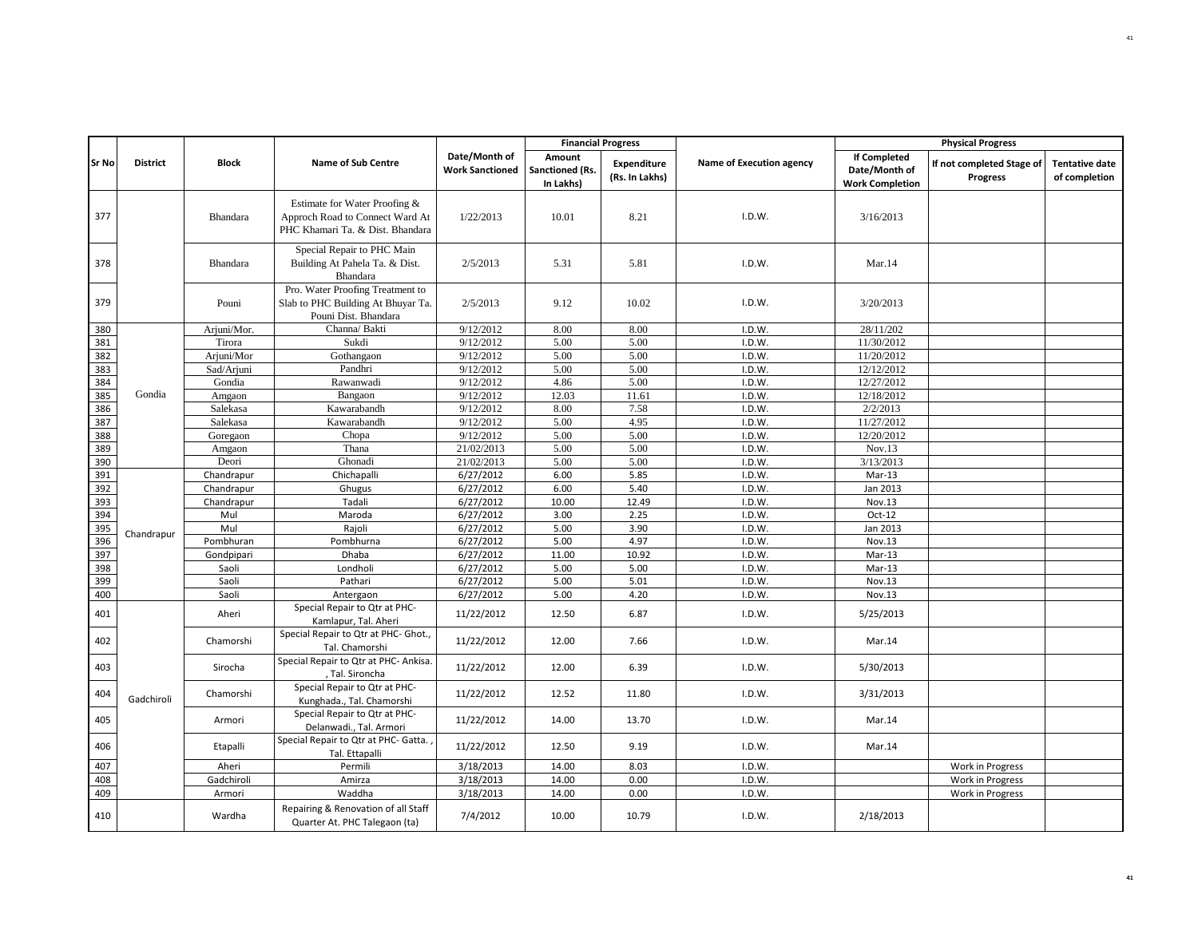| Sr No | District | Block | Name of Sub Centre | Date/Month of Work Sanctioned | Financial Progress | | Name of Execution agency | Physical Progress | | |
|---|---|---|---|---|---|---|---|---|---|---|
| | | | | | Amount Sanctioned (Rs. In Lakhs) | Expenditure (Rs. In Lakhs) | | If Completed Date/Month of Work Completion | If not completed Stage of Progress | Tentative date of completion |
| 377 | | Bhandara | Estimate for Water Proofing & Approch Road to Connect Ward At PHC Khamari Ta. & Dist. Bhandara | 1/22/2013 | 10.01 | 8.21 | I.D.W. | 3/16/2013 | | |
| 378 | | Bhandara | Special Repair to PHC Main Building At Pahela Ta. & Dist. Bhandara | 2/5/2013 | 5.31 | 5.81 | I.D.W. | Mar.14 | | |
| 379 | | Pouni | Pro. Water Proofing Treatment to Slab to PHC Building At Bhuyar Ta. Pouni Dist. Bhandara | 2/5/2013 | 9.12 | 10.02 | I.D.W. | 3/20/2013 | | |
| 380 | Gondia | Arjuni/Mor. | Channa/ Bakti | 9/12/2012 | 8.00 | 8.00 | I.D.W. | 28/11/202 | | |
| 381 | | Tirora | Sukdi | 9/12/2012 | 5.00 | 5.00 | I.D.W. | 11/30/2012 | | |
| 382 | | Arjuni/Mor | Gothangaon | 9/12/2012 | 5.00 | 5.00 | I.D.W. | 11/20/2012 | | |
| 383 | | Sad/Arjuni | Pandhri | 9/12/2012 | 5.00 | 5.00 | I.D.W. | 12/12/2012 | | |
| 384 | | Gondia | Rawanwadi | 9/12/2012 | 4.86 | 5.00 | I.D.W. | 12/27/2012 | | |
| 385 | | Amgaon | Bangaon | 9/12/2012 | 12.03 | 11.61 | I.D.W. | 12/18/2012 | | |
| 386 | | Salekasa | Kawarabandh | 9/12/2012 | 8.00 | 7.58 | I.D.W. | 2/2/2013 | | |
| 387 | | Salekasa | Kawarabandh | 9/12/2012 | 5.00 | 4.95 | I.D.W. | 11/27/2012 | | |
| 388 | | Goregaon | Chopa | 9/12/2012 | 5.00 | 5.00 | I.D.W. | 12/20/2012 | | |
| 389 | | Amgaon | Thana | 21/02/2013 | 5.00 | 5.00 | I.D.W. | Nov.13 | | |
| 390 | | Deori | Ghonadi | 21/02/2013 | 5.00 | 5.00 | I.D.W. | 3/13/2013 | | |
| 391 | Chandrapur | Chandrapur | Chichapalli | 6/27/2012 | 6.00 | 5.85 | I.D.W. | Mar-13 | | |
| 392 | | Chandrapur | Ghugus | 6/27/2012 | 6.00 | 5.40 | I.D.W. | Jan 2013 | | |
| 393 | | Chandrapur | Tadali | 6/27/2012 | 10.00 | 12.49 | I.D.W. | Nov.13 | | |
| 394 | | Mul | Maroda | 6/27/2012 | 3.00 | 2.25 | I.D.W. | Oct-12 | | |
| 395 | | Mul | Rajoli | 6/27/2012 | 5.00 | 3.90 | I.D.W. | Jan 2013 | | |
| 396 | | Pombhuran | Pombhurna | 6/27/2012 | 5.00 | 4.97 | I.D.W. | Nov.13 | | |
| 397 | | Gondpipari | Dhaba | 6/27/2012 | 11.00 | 10.92 | I.D.W. | Mar-13 | | |
| 398 | | Saoli | Londholi | 6/27/2012 | 5.00 | 5.00 | I.D.W. | Mar-13 | | |
| 399 | | Saoli | Pathari | 6/27/2012 | 5.00 | 5.01 | I.D.W. | Nov.13 | | |
| 400 | | Saoli | Antergaon | 6/27/2012 | 5.00 | 4.20 | I.D.W. | Nov.13 | | |
| 401 | Gadchiroli | Aheri | Special Repair to Qtr at PHC- Kamlapur, Tal. Aheri | 11/22/2012 | 12.50 | 6.87 | I.D.W. | 5/25/2013 | | |
| 402 | | Chamorshi | Special Repair to Qtr at PHC- Ghot., Tal. Chamorshi | 11/22/2012 | 12.00 | 7.66 | I.D.W. | Mar.14 | | |
| 403 | | Sirocha | Special Repair to Qtr at PHC- Ankisa. , Tal. Sironcha | 11/22/2012 | 12.00 | 6.39 | I.D.W. | 5/30/2013 | | |
| 404 | | Chamorshi | Special Repair to Qtr at PHC- Kunghada., Tal. Chamorshi | 11/22/2012 | 12.52 | 11.80 | I.D.W. | 3/31/2013 | | |
| 405 | | Armori | Special Repair to Qtr at PHC- Delanwadi., Tal. Armori | 11/22/2012 | 14.00 | 13.70 | I.D.W. | Mar.14 | | |
| 406 | | Etapalli | Special Repair to Qtr at PHC- Gatta. , Tal. Ettapalli | 11/22/2012 | 12.50 | 9.19 | I.D.W. | Mar.14 | | |
| 407 | | Aheri | Permili | 3/18/2013 | 14.00 | 8.03 | I.D.W. | | Work in Progress | |
| 408 | | Gadchiroli | Amirza | 3/18/2013 | 14.00 | 0.00 | I.D.W. | | Work in Progress | |
| 409 | | Armori | Waddha | 3/18/2013 | 14.00 | 0.00 | I.D.W. | | Work in Progress | |
| 410 | | Wardha | Repairing & Renovation of all Staff Quarter At. PHC Talegaon (ta) | 7/4/2012 | 10.00 | 10.79 | I.D.W. | 2/18/2013 | | |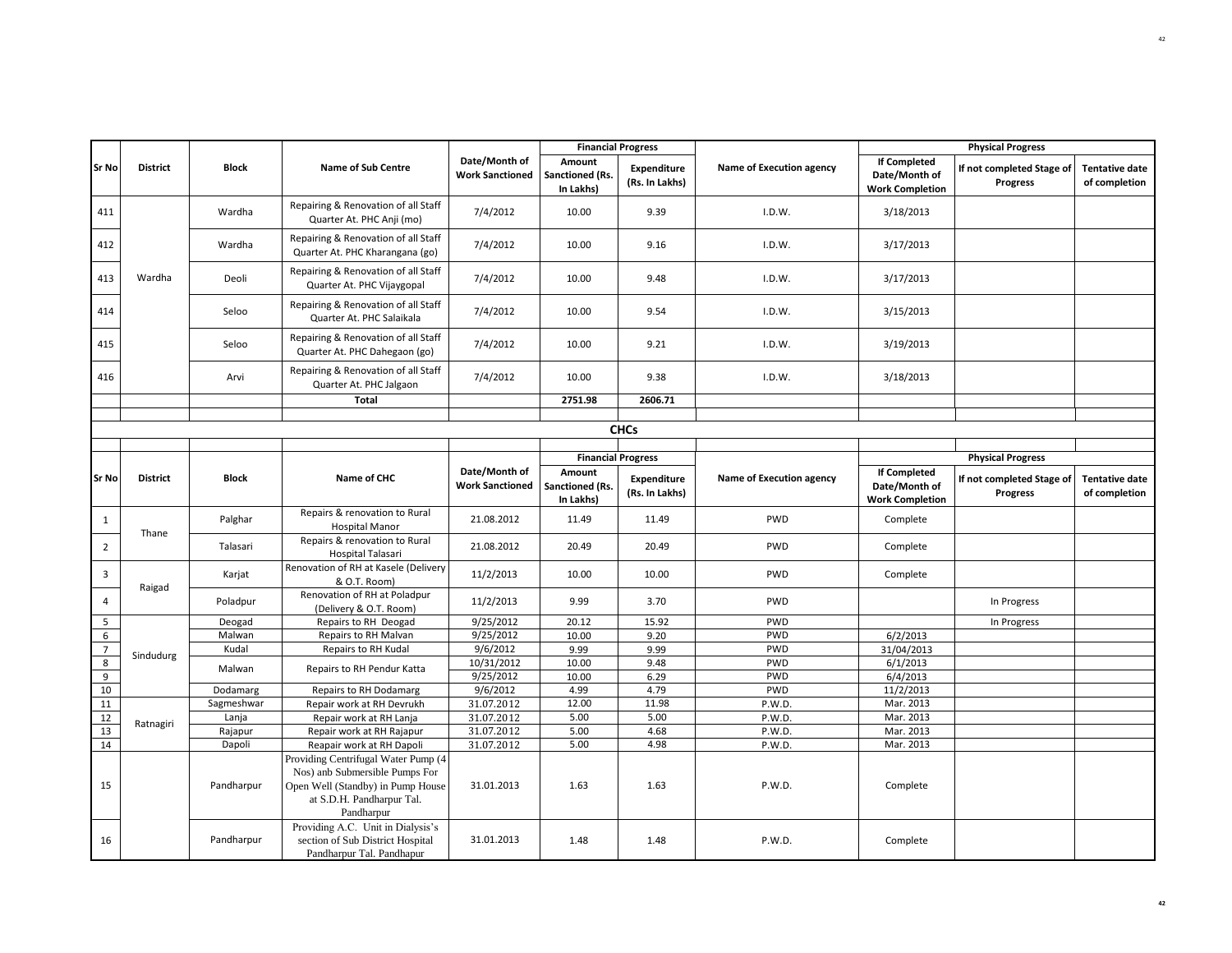| Sr No | District | Block | Name of Sub Centre | Date/Month of Work Sanctioned | Financial Progress | | Name of Execution agency | Physical Progress | | |
|---|---|---|---|---|---|---|---|---|---|---|
| | | | | | Amount Sanctioned (Rs. In Lakhs) | Expenditure (Rs. In Lakhs) | | If Completed Date/Month of Work Completion | If not completed Stage of Progress | Tentative date of completion |
| 411 | Wardha | Wardha | Repairing & Renovation of all Staff Quarter At. PHC Anji (mo) | 7/4/2012 | 10.00 | 9.39 | I.D.W. | 3/18/2013 | | |
| 412 | | Wardha | Repairing & Renovation of all Staff Quarter At. PHC Kharangana (go) | 7/4/2012 | 10.00 | 9.16 | I.D.W. | 3/17/2013 | | |
| 413 | | Deoli | Repairing & Renovation of all Staff Quarter At. PHC Vijaygopal | 7/4/2012 | 10.00 | 9.48 | I.D.W. | 3/17/2013 | | |
| 414 | | Seloo | Repairing & Renovation of all Staff Quarter At. PHC Salaikala | 7/4/2012 | 10.00 | 9.54 | I.D.W. | 3/15/2013 | | |
| 415 | | Seloo | Repairing & Renovation of all Staff Quarter At. PHC Dahegaon (go) | 7/4/2012 | 10.00 | 9.21 | I.D.W. | 3/19/2013 | | |
| 416 | | Arvi | Repairing & Renovation of all Staff Quarter At. PHC Jalgaon | 7/4/2012 | 10.00 | 9.38 | I.D.W. | 3/18/2013 | | |
| | | | **Total** | | **2751.98** | **2606.71** | | | | |

## CHCs

| Sr No | District | Block | Name of CHC | Date/Month of Work Sanctioned | Financial Progress | | Name of Execution agency | Physical Progress | | |
|---|---|---|---|---|---|---|---|---|---|---|
| | | | | | Amount Sanctioned (Rs. In Lakhs) | Expenditure (Rs. In Lakhs) | | If Completed Date/Month of Work Completion | If not completed Stage of Progress | Tentative date of completion |
| 1 | Thane | Palghar | Repairs & renovation to Rural Hospital Manor | 21.08.2012 | 11.49 | 11.49 | PWD | Complete | | |
| 2 | | Talasari | Repairs & renovation to Rural Hospital Talasari | 21.08.2012 | 20.49 | 20.49 | PWD | Complete | | |
| 3 | Raigad | Karjat | Renovation of RH at Kasele (Delivery & O.T. Room) | 11/2/2013 | 10.00 | 10.00 | PWD | Complete | | |
| 4 | | Poladpur | Renovation of RH at Poladpur (Delivery & O.T. Room) | 11/2/2013 | 9.99 | 3.70 | PWD | | In Progress | |
| 5 | Sindudurg | Deogad | Repairs to RH Deogad | 9/25/2012 | 20.12 | 15.92 | PWD | | In Progress | |
| 6 | | Malwan | Repairs to RH Malvan | 9/25/2012 | 10.00 | 9.20 | PWD | 6/2/2013 | | |
| 7 | | Kudal | Repairs to RH Kudal | 9/6/2012 | 9.99 | 9.99 | PWD | 31/04/2013 | | |
| 8 | | Malwan | Repairs to RH Pendur Katta | 10/31/2012 | 10.00 | 9.48 | PWD | 6/1/2013 | | |
| 9 | | | | 9/25/2012 | 10.00 | 6.29 | PWD | 6/4/2013 | | |
| 10 | | Dodamarg | Repairs to RH Dodamarg | 9/6/2012 | 4.99 | 4.79 | PWD | 11/2/2013 | | |
| 11 | Ratnagiri | Sagmeshwar | Repair work at RH Devrukh | 31.07.2012 | 12.00 | 11.98 | P.W.D. | Mar. 2013 | | |
| 12 | | Lanja | Repair work at RH Lanja | 31.07.2012 | 5.00 | 5.00 | P.W.D. | Mar. 2013 | | |
| 13 | | Rajapur | Repair work at RH Rajapur | 31.07.2012 | 5.00 | 4.68 | P.W.D. | Mar. 2013 | | |
| 14 | | Dapoli | Reapair work at RH Dapoli | 31.07.2012 | 5.00 | 4.98 | P.W.D. | Mar. 2013 | | |
| 15 | | Pandharpur | Providing Centrifugal Water Pump (4 Nos) anb Submersible Pumps For Open Well (Standby) in Pump House at S.D.H. Pandharpur Tal. Pandharpur | 31.01.2013 | 1.63 | 1.63 | P.W.D. | Complete | | |
| 16 | | Pandharpur | Providing A.C. Unit in Dialysis's section of Sub District Hospital Pandharpur Tal. Pandhapur | 31.01.2013 | 1.48 | 1.48 | P.W.D. | Complete | | |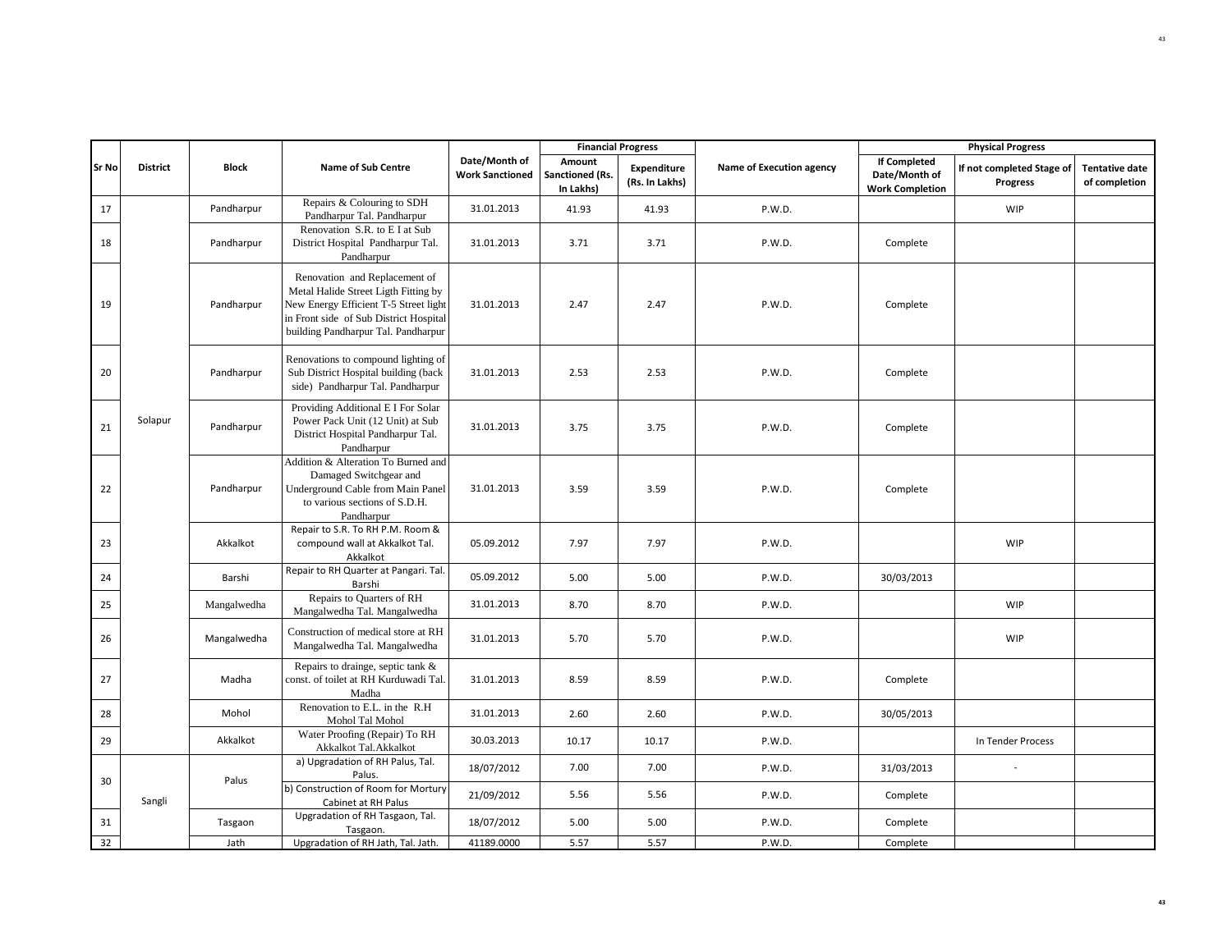| Sr No | District | Block | Name of Sub Centre | Date/Month of Work Sanctioned | Financial Progress | | Name of Execution agency | Physical Progress | | |
|---|---|---|---|---|---|---|---|---|---|---|
| | | | | | Amount Sanctioned (Rs. In Lakhs) | Expenditure (Rs. In Lakhs) | | If Completed Date/Month of Work Completion | If not completed Stage of Progress | Tentative date of completion |
| 17 | Solapur | Pandharpur | Repairs & Colouring to SDH Pandharpur Tal. Pandharpur | 31.01.2013 | 41.93 | 41.93 | P.W.D. | | WIP | |
| 18 | | Pandharpur | Renovation S.R. to E I at Sub District Hospital Pandharpur Tal. Pandharpur | 31.01.2013 | 3.71 | 3.71 | P.W.D. | Complete | | |
| 19 | | Pandharpur | Renovation and Replacement of Metal Halide Street Ligth Fitting by New Energy Efficient T-5 Street light in Front side of Sub District Hospital building Pandharpur Tal. Pandharpur | 31.01.2013 | 2.47 | 2.47 | P.W.D. | Complete | | |
| 20 | | Pandharpur | Renovations to compound lighting of Sub District Hospital building (back side) Pandharpur Tal. Pandharpur | 31.01.2013 | 2.53 | 2.53 | P.W.D. | Complete | | |
| 21 | | Pandharpur | Providing Additional E I For Solar Power Pack Unit (12 Unit) at Sub District Hospital Pandharpur Tal. Pandharpur | 31.01.2013 | 3.75 | 3.75 | P.W.D. | Complete | | |
| 22 | | Pandharpur | Addition & Alteration To Burned and Damaged Switchgear and Underground Cable from Main Panel to various sections of S.D.H. Pandharpur | 31.01.2013 | 3.59 | 3.59 | P.W.D. | Complete | | |
| 23 | | Akkalkot | Repair to S.R. To RH P.M. Room & compound wall at Akkalkot Tal. Akkalkot | 05.09.2012 | 7.97 | 7.97 | P.W.D. | | WIP | |
| 24 | | Barshi | Repair to RH Quarter at Pangari. Tal. Barshi | 05.09.2012 | 5.00 | 5.00 | P.W.D. | 30/03/2013 | | |
| 25 | | Mangalwedha | Repairs to Quarters of RH Mangalwedha Tal. Mangalwedha | 31.01.2013 | 8.70 | 8.70 | P.W.D. | | WIP | |
| 26 | | Mangalwedha | Construction of medical store at RH Mangalwedha Tal. Mangalwedha | 31.01.2013 | 5.70 | 5.70 | P.W.D. | | WIP | |
| 27 | | Madha | Repairs to drainge, septic tank & const. of toilet at RH Kurduwadi Tal. Madha | 31.01.2013 | 8.59 | 8.59 | P.W.D. | Complete | | |
| 28 | | Mohol | Renovation to E.L. in the R.H Mohol Tal Mohol | 31.01.2013 | 2.60 | 2.60 | P.W.D. | 30/05/2013 | | |
| 29 | | Akkalkot | Water Proofing (Repair) To RH Akkalkot Tal.Akkalkot | 30.03.2013 | 10.17 | 10.17 | P.W.D. | | In Tender Process | |
| 30 | Sangli | Palus | a) Upgradation of RH Palus, Tal. Palus. | 18/07/2012 | 7.00 | 7.00 | P.W.D. | 31/03/2013 | - | |
| | | | b) Construction of Room for Mortury Cabinet at RH Palus | 21/09/2012 | 5.56 | 5.56 | P.W.D. | Complete | | |
| 31 | | Tasgaon | Upgradation of RH Tasgaon, Tal. Tasgaon. | 18/07/2012 | 5.00 | 5.00 | P.W.D. | Complete | | |
| 32 | | Jath | Upgradation of RH Jath, Tal. Jath. | 41189.0000 | 5.57 | 5.57 | P.W.D. | Complete | | |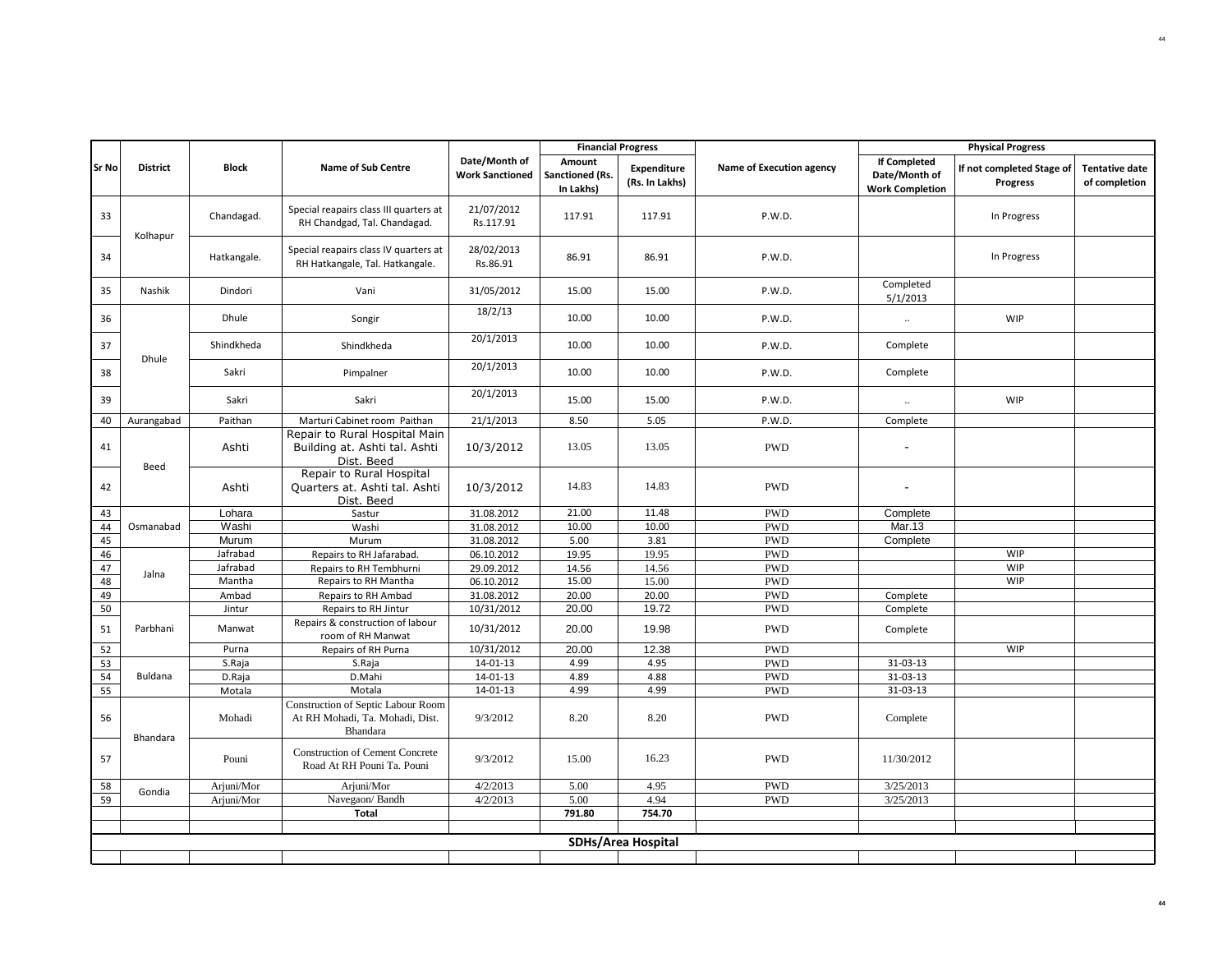| Sr No | District | Block | Name of Sub Centre | Date/Month of Work Sanctioned | Financial Progress | | Name of Execution agency | Physical Progress | | |
|---|---|---|---|---|---|---|---|---|---|---|
| | | | | | Amount Sanctioned (Rs. In Lakhs) | Expenditure (Rs. In Lakhs) | | If Completed Date/Month of Work Completion | If not completed Stage of Progress | Tentative date of completion |
| 33 | Kolhapur | Chandagad. | Special reapairs class III quarters at RH Chandgad, Tal. Chandagad. | 21/07/2012 Rs.117.91 | 117.91 | 117.91 | P.W.D. | | In Progress | |
| 34 | | Hatkangale. | Special reapairs class IV quarters at RH Hatkangale, Tal. Hatkangale. | 28/02/2013 Rs.86.91 | 86.91 | 86.91 | P.W.D. | | In Progress | |
| 35 | Nashik | Dindori | Vani | 31/05/2012 | 15.00 | 15.00 | P.W.D. | Completed 5/1/2013 | | |
| 36 | Dhule | Dhule | Songir | 18/2/13 | 10.00 | 10.00 | P.W.D. | .. | WIP | |
| 37 | | Shindkheda | Shindkheda | 20/1/2013 | 10.00 | 10.00 | P.W.D. | Complete | | |
| 38 | | Sakri | Pimpalner | 20/1/2013 | 10.00 | 10.00 | P.W.D. | Complete | | |
| 39 | | Sakri | Sakri | 20/1/2013 | 15.00 | 15.00 | P.W.D. | .. | WIP | |
| 40 | Aurangabad | Paithan | Marturi Cabinet room Paithan | 21/1/2013 | 8.50 | 5.05 | P.W.D. | Complete | | |
| 41 | Beed | Ashti | Repair to Rural Hospital Main Building at. Ashti tal. Ashti Dist. Beed | 10/3/2012 | 13.05 | 13.05 | PWD | - | | |
| 42 | | Ashti | Repair to Rural Hospital Quarters at. Ashti tal. Ashti Dist. Beed | 10/3/2012 | 14.83 | 14.83 | PWD | - | | |
| 43 | Osmanabad | Lohara | Sastur | 31.08.2012 | 21.00 | 11.48 | PWD | Complete | | |
| 44 | | Washi | Washi | 31.08.2012 | 10.00 | 10.00 | PWD | Mar.13 | | |
| 45 | | Murum | Murum | 31.08.2012 | 5.00 | 3.81 | PWD | Complete | | |
| 46 | Jalna | Jafrabad | Repairs to RH Jafarabad. | 06.10.2012 | 19.95 | 19.95 | PWD | | WIP | |
| 47 | | Jafrabad | Repairs to RH Tembhurni | 29.09.2012 | 14.56 | 14.56 | PWD | | WIP | |
| 48 | | Mantha | Repairs to RH Mantha | 06.10.2012 | 15.00 | 15.00 | PWD | | WIP | |
| 49 | | Ambad | Repairs to RH Ambad | 31.08.2012 | 20.00 | 20.00 | PWD | Complete | | |
| 50 | Parbhani | Jintur | Repairs to RH Jintur | 10/31/2012 | 20.00 | 19.72 | PWD | Complete | | |
| 51 | | Manwat | Repairs & construction of labour room of RH Manwat | 10/31/2012 | 20.00 | 19.98 | PWD | Complete | | |
| 52 | | Purna | Repairs of RH Purna | 10/31/2012 | 20.00 | 12.38 | PWD | | WIP | |
| 53 | Buldana | S.Raja | S.Raja | 14-01-13 | 4.99 | 4.95 | PWD | 31-03-13 | | |
| 54 | | D.Raja | D.Mahi | 14-01-13 | 4.89 | 4.88 | PWD | 31-03-13 | | |
| 55 | | Motala | Motala | 14-01-13 | 4.99 | 4.99 | PWD | 31-03-13 | | |
| 56 | Bhandara | Mohadi | Construction of Septic Labour Room At RH Mohadi, Ta. Mohadi, Dist. Bhandara | 9/3/2012 | 8.20 | 8.20 | PWD | Complete | | |
| 57 | | Pouni | Construction of Cement Concrete Road At RH Pouni Ta. Pouni | 9/3/2012 | 15.00 | 16.23 | PWD | 11/30/2012 | | |
| 58 | Gondia | Arjuni/Mor | Arjuni/Mor | 4/2/2013 | 5.00 | 4.95 | PWD | 3/25/2013 | | |
| 59 | | Arjuni/Mor | Navegaon/ Bandh | 4/2/2013 | 5.00 | 4.94 | PWD | 3/25/2013 | | |
| | | | **Total** | | **791.80** | **754.70** | | | | |
| | | | | | | | | | | |
| | | | | | **SDHs/Area Hospital** | | | | | |
| | | | | | | | | | | |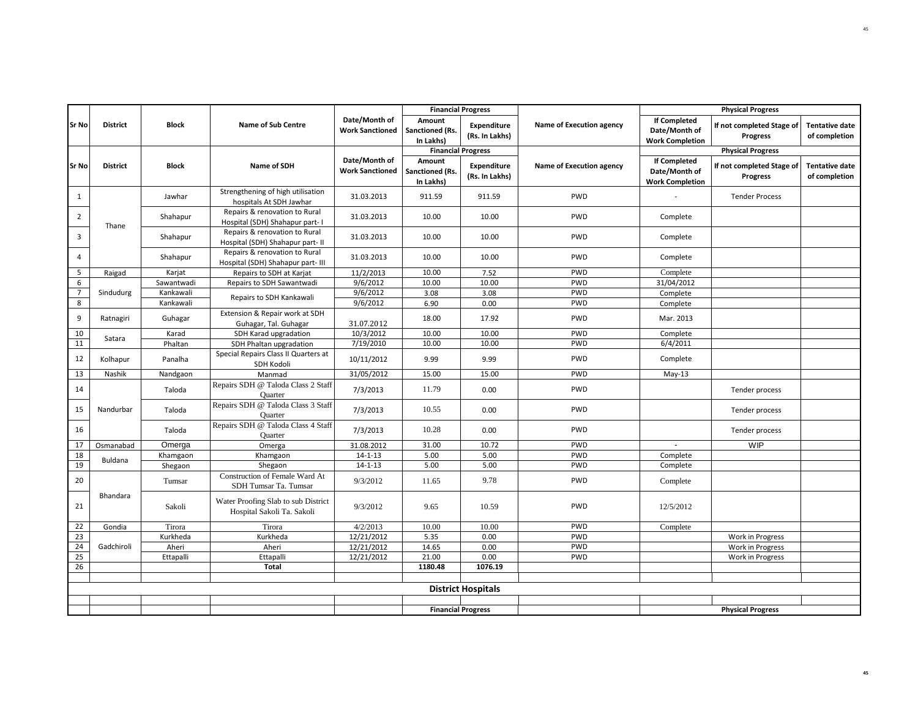| Sr No | District | Block | Name of Sub Centre | Date/Month of Work Sanctioned | Financial Progress | | Name of Execution agency | Physical Progress | | |
|---|---|---|---|---|---|---|---|---|---|---|
| | | | | | Amount Sanctioned (Rs. In Lakhs) | Expenditure (Rs. In Lakhs) | | If Completed Date/Month of Work Completion | If not completed Stage of Progress | Tentative date of completion |
| Sr No | District | Block | Name of SDH | Date/Month of Work Sanctioned | Financial Progress | | Name of Execution agency | Physical Progress | | |
| | | | | | Amount Sanctioned (Rs. In Lakhs) | Expenditure (Rs. In Lakhs) | | If Completed Date/Month of Work Completion | If not completed Stage of Progress | Tentative date of completion |
| 1 | Thane | Jawhar | Strengthening of high utilisation hospitals At SDH Jawhar | 31.03.2013 | 911.59 | 911.59 | PWD | - | Tender Process | |
| 2 | | Shahapur | Repairs & renovation to Rural Hospital (SDH) Shahapur part- I | 31.03.2013 | 10.00 | 10.00 | PWD | Complete | | |
| 3 | | Shahapur | Repairs & renovation to Rural Hospital (SDH) Shahapur part- II | 31.03.2013 | 10.00 | 10.00 | PWD | Complete | | |
| 4 | | Shahapur | Repairs & renovation to Rural Hospital (SDH) Shahapur part- III | 31.03.2013 | 10.00 | 10.00 | PWD | Complete | | |
| 5 | Raigad | Karjat | Repairs to SDH at Karjat | 11/2/2013 | 10.00 | 7.52 | PWD | Complete | | |
| 6 | Sindudurg | Sawantwadi | Repairs to SDH Sawantwadi | 9/6/2012 | 10.00 | 10.00 | PWD | 31/04/2012 | | |
| 7 | | Kankawali | Repairs to SDH Kankawali | 9/6/2012 | 3.08 | 3.08 | PWD | Complete | | |
| 8 | | Kankawali | | 9/6/2012 | 6.90 | 0.00 | PWD | Complete | | |
| 9 | Ratnagiri | Guhagar | Extension & Repair work at SDH Guhagar, Tal. Guhagar | 31.07.2012 | 18.00 | 17.92 | PWD | Mar. 2013 | | |
| 10 | Satara | Karad | SDH Karad upgradation | 10/3/2012 | 10.00 | 10.00 | PWD | Complete | | |
| 11 | | Phaltan | SDH Phaltan upgradation | 7/19/2010 | 10.00 | 10.00 | PWD | 6/4/2011 | | |
| 12 | Kolhapur | Panalha | Special Repairs Class II Quarters at SDH Kodoli | 10/11/2012 | 9.99 | 9.99 | PWD | Complete | | |
| 13 | Nashik | Nandgaon | Manmad | 31/05/2012 | 15.00 | 15.00 | PWD | May-13 | | |
| 14 | Nandurbar | Taloda | Repairs SDH @ Taloda Class 2 Staff Quarter | 7/3/2013 | 11.79 | 0.00 | PWD | | Tender process | |
| 15 | | Taloda | Repairs SDH @ Taloda Class 3 Staff Quarter | 7/3/2013 | 10.55 | 0.00 | PWD | | Tender process | |
| 16 | | Taloda | Repairs SDH @ Taloda Class 4 Staff Quarter | 7/3/2013 | 10.28 | 0.00 | PWD | | Tender process | |
| 17 | Osmanabad | Omerga | Omerga | 31.08.2012 | 31.00 | 10.72 | PWD | - | WIP | |
| 18 | Buldana | Khamgaon | Khamgaon | 14-1-13 | 5.00 | 5.00 | PWD | Complete | | |
| 19 | | Shegaon | Shegaon | 14-1-13 | 5.00 | 5.00 | PWD | Complete | | |
| 20 | Bhandara | Tumsar | Construction of Female Ward At SDH Tumsar Ta. Tumsar | 9/3/2012 | 11.65 | 9.78 | PWD | Complete | | |
| 21 | | Sakoli | Water Proofing Slab to sub District Hospital Sakoli Ta. Sakoli | 9/3/2012 | 9.65 | 10.59 | PWD | 12/5/2012 | | |
| 22 | Gondia | Tirora | Tirora | 4/2/2013 | 10.00 | 10.00 | PWD | Complete | | |
| 23 | Gadchiroli | Kurkheda | Kurkheda | 12/21/2012 | 5.35 | 0.00 | PWD | | Work in Progress | |
| 24 | | Aheri | Aheri | 12/21/2012 | 14.65 | 0.00 | PWD | | Work in Progress | |
| 25 | | Ettapalli | Ettapalli | 12/21/2012 | 21.00 | 0.00 | PWD | | Work in Progress | |
| 26 | | | Total | | 1180.48 | 1076.19 | | | | |
| | | | | | | | | | | |
| | | | | | District Hospitals | | | | | |
| | | | | | | | | | | |
| | | | | | Financial Progress | | | Physical Progress | | |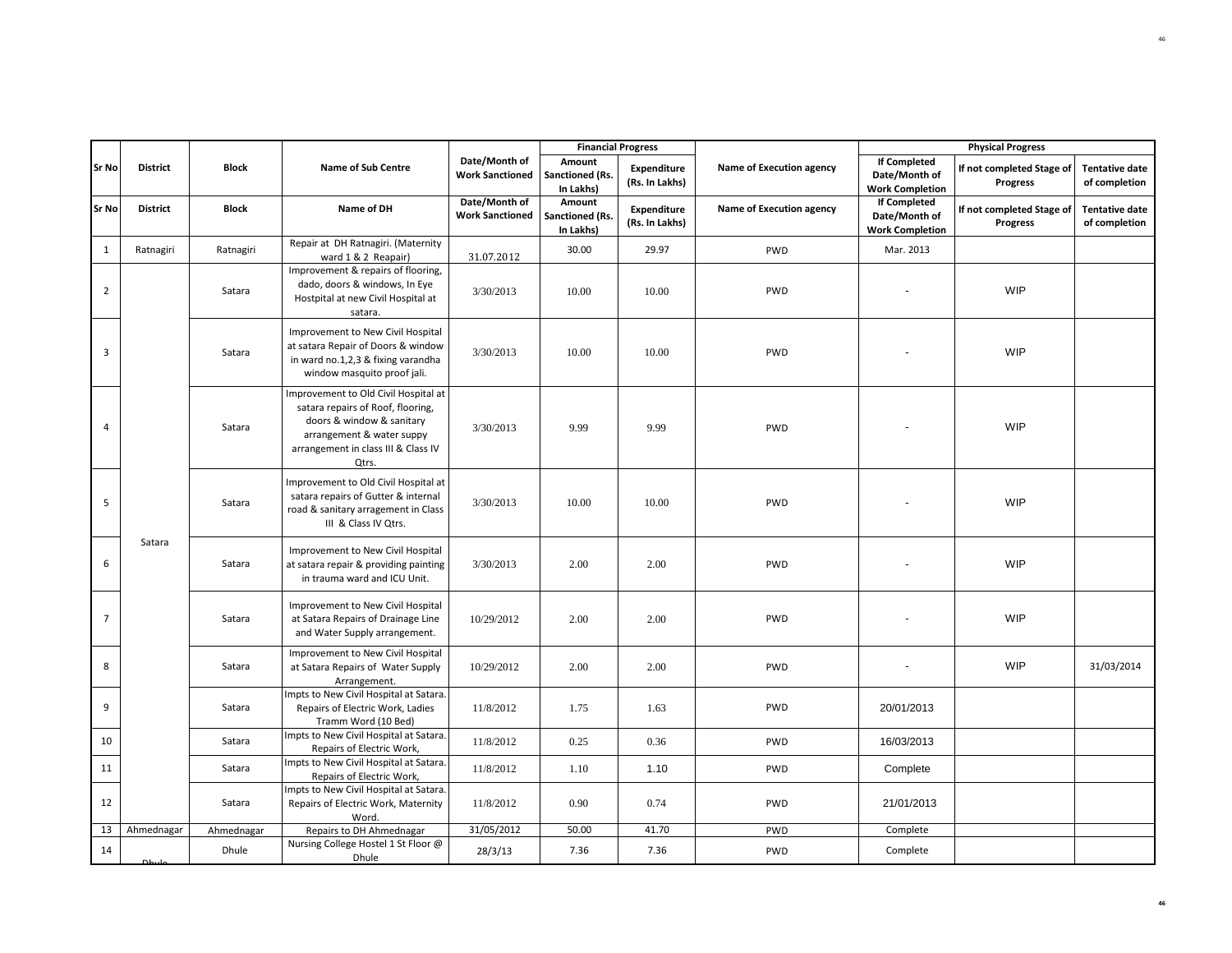| Sr No | District | Block | Name of Sub Centre | Date/Month of Work Sanctioned | Financial Progress | | Name of Execution agency | Physical Progress | | |
|---|---|---|---|---|---|---|---|---|---|---|
| | | | | | Amount Sanctioned (Rs. In Lakhs) | Expenditure (Rs. In Lakhs) | | If Completed Date/Month of Work Completion | If not completed Stage of Progress | Tentative date of completion |
| Sr No | District | Block | Name of DH | Date/Month of Work Sanctioned | Amount Sanctioned (Rs. In Lakhs) | Expenditure (Rs. In Lakhs) | Name of Execution agency | If Completed Date/Month of Work Completion | If not completed Stage of Progress | Tentative date of completion |
| 1 | Ratnagiri | Ratnagiri | Repair at DH Ratnagiri. (Maternity ward 1 & 2 Reapair) | 31.07.2012 | 30.00 | 29.97 | PWD | Mar. 2013 | | |
| 2 | Satara | Satara | Improvement & repairs of flooring, dado, doors & windows, In Eye Hostpital at new Civil Hospital at satara. | 3/30/2013 | 10.00 | 10.00 | PWD | - | WIP | |
| 3 | | Satara | Improvement to New Civil Hospital at satara Repair of Doors & window in ward no.1,2,3 & fixing varandha window masquito proof jali. | 3/30/2013 | 10.00 | 10.00 | PWD | - | WIP | |
| 4 | | Satara | Improvement to Old Civil Hospital at satara repairs of Roof, flooring, doors & window & sanitary arrangement & water suppy arrangement in class III & Class IV Qtrs. | 3/30/2013 | 9.99 | 9.99 | PWD | - | WIP | |
| 5 | | Satara | Improvement to Old Civil Hospital at satara repairs of Gutter & internal road & sanitary arragement in Class III & Class IV Qtrs. | 3/30/2013 | 10.00 | 10.00 | PWD | - | WIP | |
| 6 | | Satara | Improvement to New Civil Hospital at satara repair & providing painting in trauma ward and ICU Unit. | 3/30/2013 | 2.00 | 2.00 | PWD | - | WIP | |
| 7 | | Satara | Improvement to New Civil Hospital at Satara Repairs of Drainage Line and Water Supply arrangement. | 10/29/2012 | 2.00 | 2.00 | PWD | - | WIP | |
| 8 | | Satara | Improvement to New Civil Hospital at Satara Repairs of Water Supply Arrangement. | 10/29/2012 | 2.00 | 2.00 | PWD | - | WIP | 31/03/2014 |
| 9 | | Satara | Impts to New Civil Hospital at Satara. Repairs of Electric Work, Ladies Tramm Word (10 Bed) | 11/8/2012 | 1.75 | 1.63 | PWD | 20/01/2013 | | |
| 10 | | Satara | Impts to New Civil Hospital at Satara. Repairs of Electric Work, | 11/8/2012 | 0.25 | 0.36 | PWD | 16/03/2013 | | |
| 11 | | Satara | Impts to New Civil Hospital at Satara. Repairs of Electric Work, | 11/8/2012 | 1.10 | 1.10 | PWD | Complete | | |
| 12 | | Satara | Impts to New Civil Hospital at Satara. Repairs of Electric Work, Maternity Word. | 11/8/2012 | 0.90 | 0.74 | PWD | 21/01/2013 | | |
| 13 | Ahmednagar | Ahmednagar | Repairs to DH Ahmednagar | 31/05/2012 | 50.00 | 41.70 | PWD | Complete | | |
| 14 | Dhule | Dhule | Nursing College Hostel 1 St Floor @ Dhule | 28/3/13 | 7.36 | 7.36 | PWD | Complete | | |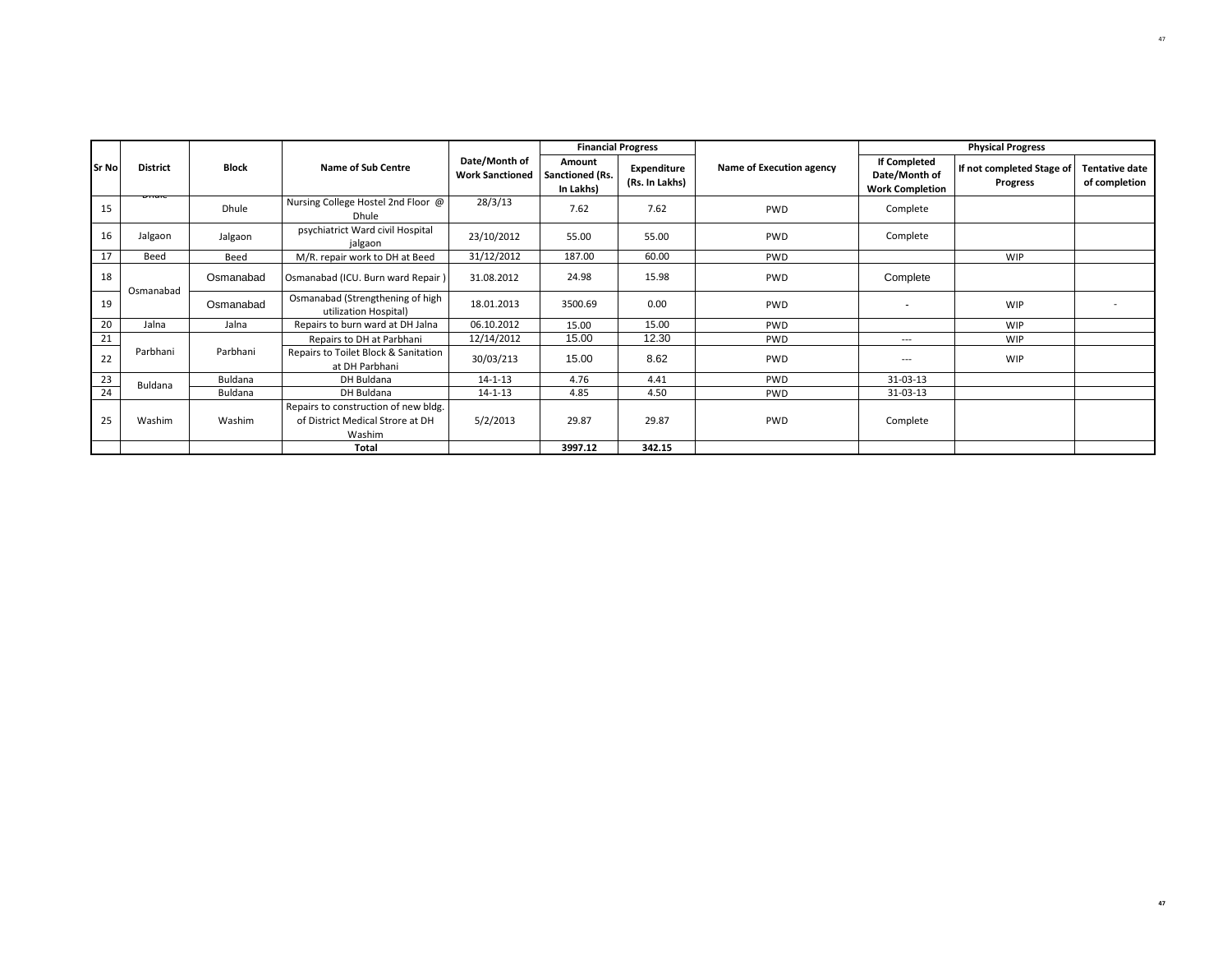| Sr No | District | Block | Name of Sub Centre | Date/Month of Work Sanctioned | Financial Progress | | Name of Execution agency | Physical Progress | | |
|---|---|---|---|---|---|---|---|---|---|---|
| | | | | | Amount Sanctioned (Rs. In Lakhs) | Expenditure (Rs. In Lakhs) | | If Completed Date/Month of Work Completion | If not completed Stage of Progress | Tentative date of completion |
| 15 | Dhule | Dhule | Nursing College Hostel 2nd Floor @ Dhule | 28/3/13 | 7.62 | 7.62 | PWD | Complete | | |
| 16 | Jalgaon | Jalgaon | psychiatrict Ward civil Hospital jalgaon | 23/10/2012 | 55.00 | 55.00 | PWD | Complete | | |
| 17 | Beed | Beed | M/R. repair work to DH at Beed | 31/12/2012 | 187.00 | 60.00 | PWD | | WIP | |
| 18 | Osmanabad | Osmanabad | Osmanabad (ICU. Burn ward Repair ) | 31.08.2012 | 24.98 | 15.98 | PWD | Complete | | |
| 19 | | Osmanabad | Osmanabad (Strengthening of high utilization Hospital) | 18.01.2013 | 3500.69 | 0.00 | PWD | - | WIP | - |
| 20 | Jalna | Jalna | Repairs to burn ward at DH Jalna | 06.10.2012 | 15.00 | 15.00 | PWD | | WIP | |
| 21 | Parbhani | Parbhani | Repairs to DH at Parbhani | 12/14/2012 | 15.00 | 12.30 | PWD | --- | WIP | |
| 22 | | | Repairs to Toilet Block & Sanitation at DH Parbhani | 30/03/213 | 15.00 | 8.62 | PWD | --- | WIP | |
| 23 | Buldana | Buldana | DH Buldana | 14-1-13 | 4.76 | 4.41 | PWD | 31-03-13 | | |
| 24 | | Buldana | DH Buldana | 14-1-13 | 4.85 | 4.50 | PWD | 31-03-13 | | |
| 25 | Washim | Washim | Repairs to construction of new bldg. of District Medical Strore at DH Washim | 5/2/2013 | 29.87 | 29.87 | PWD | Complete | | |
| | | | **Total** | | **3997.12** | **342.15** | | | | |